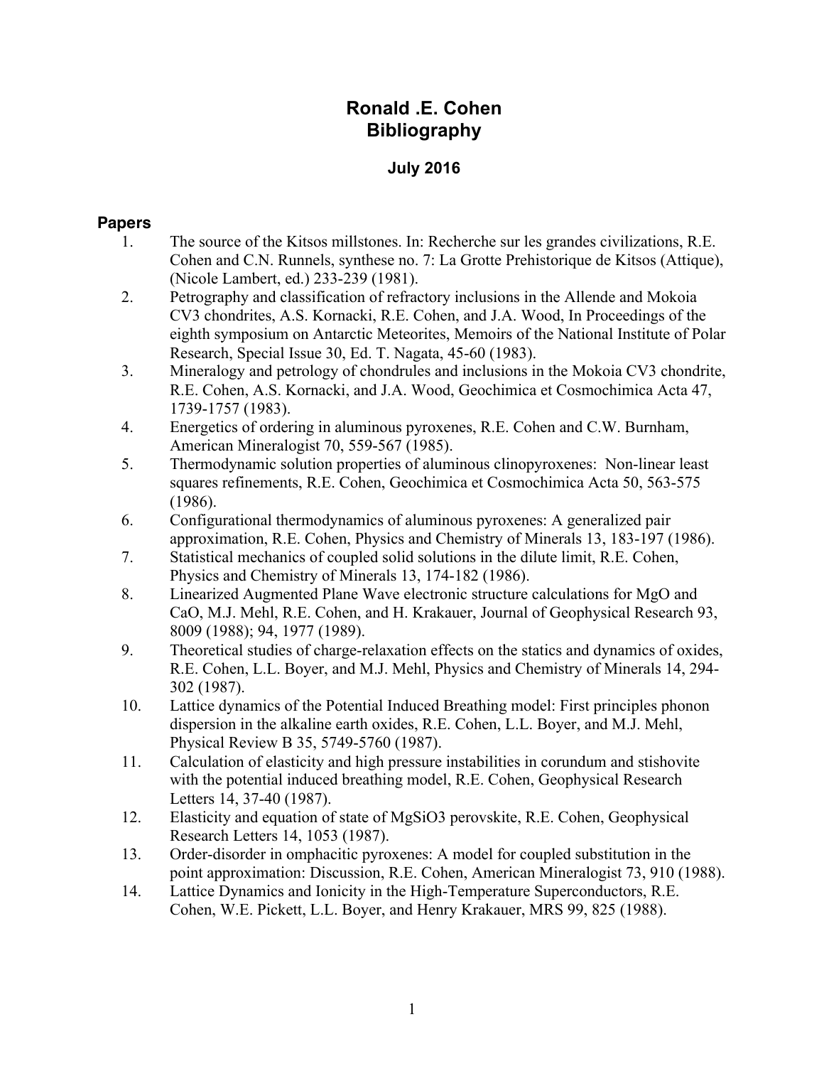# Ronald .E. Cohen
# Bibliography

**July 2016**

## Papers

1. The source of the Kitsos millstones. In: Recherche sur les grandes civilizations, R.E. Cohen and C.N. Runnels, synthese no. 7: La Grotte Prehistorique de Kitsos (Attique), (Nicole Lambert, ed.) 233-239 (1981).
2. Petrography and classification of refractory inclusions in the Allende and Mokoia CV3 chondrites, A.S. Kornacki, R.E. Cohen, and J.A. Wood, In Proceedings of the eighth symposium on Antarctic Meteorites, Memoirs of the National Institute of Polar Research, Special Issue 30, Ed. T. Nagata, 45-60 (1983).
3. Mineralogy and petrology of chondrules and inclusions in the Mokoia CV3 chondrite, R.E. Cohen, A.S. Kornacki, and J.A. Wood, Geochimica et Cosmochimica Acta 47, 1739-1757 (1983).
4. Energetics of ordering in aluminous pyroxenes, R.E. Cohen and C.W. Burnham, American Mineralogist 70, 559-567 (1985).
5. Thermodynamic solution properties of aluminous clinopyroxenes: Non-linear least squares refinements, R.E. Cohen, Geochimica et Cosmochimica Acta 50, 563-575 (1986).
6. Configurational thermodynamics of aluminous pyroxenes: A generalized pair approximation, R.E. Cohen, Physics and Chemistry of Minerals 13, 183-197 (1986).
7. Statistical mechanics of coupled solid solutions in the dilute limit, R.E. Cohen, Physics and Chemistry of Minerals 13, 174-182 (1986).
8. Linearized Augmented Plane Wave electronic structure calculations for MgO and CaO, M.J. Mehl, R.E. Cohen, and H. Krakauer, Journal of Geophysical Research 93, 8009 (1988); 94, 1977 (1989).
9. Theoretical studies of charge-relaxation effects on the statics and dynamics of oxides, R.E. Cohen, L.L. Boyer, and M.J. Mehl, Physics and Chemistry of Minerals 14, 294-302 (1987).
10. Lattice dynamics of the Potential Induced Breathing model: First principles phonon dispersion in the alkaline earth oxides, R.E. Cohen, L.L. Boyer, and M.J. Mehl, Physical Review B 35, 5749-5760 (1987).
11. Calculation of elasticity and high pressure instabilities in corundum and stishovite with the potential induced breathing model, R.E. Cohen, Geophysical Research Letters 14, 37-40 (1987).
12. Elasticity and equation of state of $MgSiO_3$ perovskite, R.E. Cohen, Geophysical Research Letters 14, 1053 (1987).
13. Order-disorder in omphacitic pyroxenes: A model for coupled substitution in the point approximation: Discussion, R.E. Cohen, American Mineralogist 73, 910 (1988).
14. Lattice Dynamics and Ionicity in the High-Temperature Superconductors, R.E. Cohen, W.E. Pickett, L.L. Boyer, and Henry Krakauer, MRS 99, 825 (1988).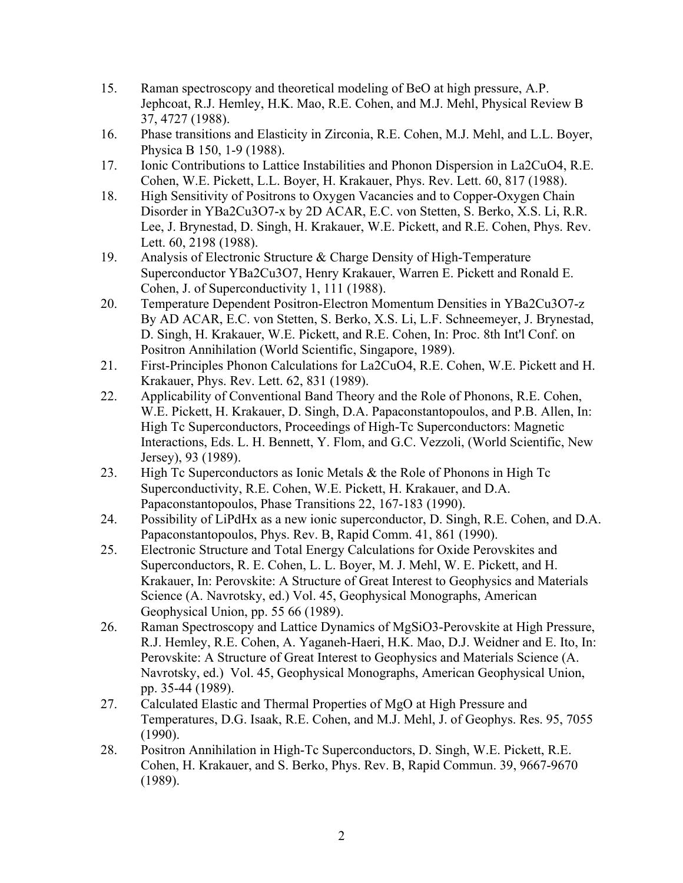15. Raman spectroscopy and theoretical modeling of BeO at high pressure, A.P. Jephcoat, R.J. Hemley, H.K. Mao, R.E. Cohen, and M.J. Mehl, Physical Review B 37, 4727 (1988).
16. Phase transitions and Elasticity in Zirconia, R.E. Cohen, M.J. Mehl, and L.L. Boyer, Physica B 150, 1-9 (1988).
17. Ionic Contributions to Lattice Instabilities and Phonon Dispersion in $La_2CuO_4$, R.E. Cohen, W.E. Pickett, L.L. Boyer, H. Krakauer, Phys. Rev. Lett. 60, 817 (1988).
18. High Sensitivity of Positrons to Oxygen Vacancies and to Copper-Oxygen Chain Disorder in $YBa_2Cu_3O_{7-x}$ by 2D ACAR, E.C. von Stetten, S. Berko, X.S. Li, R.R. Lee, J. Brynestad, D. Singh, H. Krakauer, W.E. Pickett, and R.E. Cohen, Phys. Rev. Lett. 60, 2198 (1988).
19. Analysis of Electronic Structure & Charge Density of High-Temperature Superconductor $YBa_2Cu_3O_7$, Henry Krakauer, Warren E. Pickett and Ronald E. Cohen, J. of Superconductivity 1, 111 (1988).
20. Temperature Dependent Positron-Electron Momentum Densities in $YBa_2Cu_3O_{7-z}$ By AD ACAR, E.C. von Stetten, S. Berko, X.S. Li, L.F. Schneemeyer, J. Brynestad, D. Singh, H. Krakauer, W.E. Pickett, and R.E. Cohen, In: Proc. 8th Int'l Conf. on Positron Annihilation (World Scientific, Singapore, 1989).
21. First-Principles Phonon Calculations for $La_2CuO_4$, R.E. Cohen, W.E. Pickett and H. Krakauer, Phys. Rev. Lett. 62, 831 (1989).
22. Applicability of Conventional Band Theory and the Role of Phonons, R.E. Cohen, W.E. Pickett, H. Krakauer, D. Singh, D.A. Papaconstantopoulos, and P.B. Allen, In: High Tc Superconductors, Proceedings of High-Tc Superconductors: Magnetic Interactions, Eds. L. H. Bennett, Y. Flom, and G.C. Vezzoli, (World Scientific, New Jersey), 93 (1989).
23. High Tc Superconductors as Ionic Metals & the Role of Phonons in High Tc Superconductivity, R.E. Cohen, W.E. Pickett, H. Krakauer, and D.A. Papaconstantopoulos, Phase Transitions 22, 167-183 (1990).
24. Possibility of $LiPdH_x$ as a new ionic superconductor, D. Singh, R.E. Cohen, and D.A. Papaconstantopoulos, Phys. Rev. B, Rapid Comm. 41, 861 (1990).
25. Electronic Structure and Total Energy Calculations for Oxide Perovskites and Superconductors, R. E. Cohen, L. L. Boyer, M. J. Mehl, W. E. Pickett, and H. Krakauer, In: Perovskite: A Structure of Great Interest to Geophysics and Materials Science (A. Navrotsky, ed.) Vol. 45, Geophysical Monographs, American Geophysical Union, pp. 55 66 (1989).
26. Raman Spectroscopy and Lattice Dynamics of $MgSiO_3$-Perovskite at High Pressure, R.J. Hemley, R.E. Cohen, A. Yaganeh-Haeri, H.K. Mao, D.J. Weidner and E. Ito, In: Perovskite: A Structure of Great Interest to Geophysics and Materials Science (A. Navrotsky, ed.) Vol. 45, Geophysical Monographs, American Geophysical Union, pp. 35-44 (1989).
27. Calculated Elastic and Thermal Properties of MgO at High Pressure and Temperatures, D.G. Isaak, R.E. Cohen, and M.J. Mehl, J. of Geophys. Res. 95, 7055 (1990).
28. Positron Annihilation in High-Tc Superconductors, D. Singh, W.E. Pickett, R.E. Cohen, H. Krakauer, and S. Berko, Phys. Rev. B, Rapid Commun. 39, 9667-9670 (1989).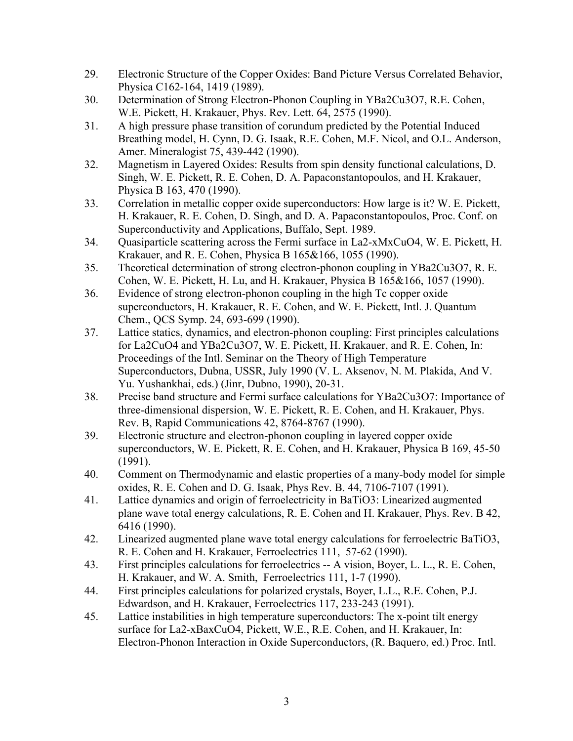29. Electronic Structure of the Copper Oxides: Band Picture Versus Correlated Behavior, Physica C162-164, 1419 (1989).
30. Determination of Strong Electron-Phonon Coupling in $YBa_2Cu_3O_7$, R.E. Cohen, W.E. Pickett, H. Krakauer, Phys. Rev. Lett. 64, 2575 (1990).
31. A high pressure phase transition of corundum predicted by the Potential Induced Breathing model, H. Cynn, D. G. Isaak, R.E. Cohen, M.F. Nicol, and O.L. Anderson, Amer. Mineralogist 75, 439-442 (1990).
32. Magnetism in Layered Oxides: Results from spin density functional calculations, D. Singh, W. E. Pickett, R. E. Cohen, D. A. Papaconstantopoulos, and H. Krakauer, Physica B 163, 470 (1990).
33. Correlation in metallic copper oxide superconductors: How large is it? W. E. Pickett, H. Krakauer, R. E. Cohen, D. Singh, and D. A. Papaconstantopoulos, Proc. Conf. on Superconductivity and Applications, Buffalo, Sept. 1989.
34. Quasiparticle scattering across the Fermi surface in $La_{2-x}M_xCuO_4$, W. E. Pickett, H. Krakauer, and R. E. Cohen, Physica B 165&166, 1055 (1990).
35. Theoretical determination of strong electron-phonon coupling in $YBa_2Cu_3O_7$, R. E. Cohen, W. E. Pickett, H. Lu, and H. Krakauer, Physica B 165&166, 1057 (1990).
36. Evidence of strong electron-phonon coupling in the high Tc copper oxide superconductors, H. Krakauer, R. E. Cohen, and W. E. Pickett, Intl. J. Quantum Chem., QCS Symp. 24, 693-699 (1990).
37. Lattice statics, dynamics, and electron-phonon coupling: First principles calculations for $La_2CuO_4$ and $YBa_2Cu_3O_7$, W. E. Pickett, H. Krakauer, and R. E. Cohen, In: Proceedings of the Intl. Seminar on the Theory of High Temperature Superconductors, Dubna, USSR, July 1990 (V. L. Aksenov, N. M. Plakida, And V. Yu. Yushankhai, eds.) (Jinr, Dubno, 1990), 20-31.
38. Precise band structure and Fermi surface calculations for $YBa_2Cu_3O_7$: Importance of three-dimensional dispersion, W. E. Pickett, R. E. Cohen, and H. Krakauer, Phys. Rev. B, Rapid Communications 42, 8764-8767 (1990).
39. Electronic structure and electron-phonon coupling in layered copper oxide superconductors, W. E. Pickett, R. E. Cohen, and H. Krakauer, Physica B 169, 45-50 (1991).
40. Comment on Thermodynamic and elastic properties of a many-body model for simple oxides, R. E. Cohen and D. G. Isaak, Phys Rev. B. 44, 7106-7107 (1991).
41. Lattice dynamics and origin of ferroelectricity in $BaTiO_3$: Linearized augmented plane wave total energy calculations, R. E. Cohen and H. Krakauer, Phys. Rev. B 42, 6416 (1990).
42. Linearized augmented plane wave total energy calculations for ferroelectric $BaTiO_3$, R. E. Cohen and H. Krakauer, Ferroelectrics 111, 57-62 (1990).
43. First principles calculations for ferroelectrics -- A vision, Boyer, L. L., R. E. Cohen, H. Krakauer, and W. A. Smith, Ferroelectrics 111, 1-7 (1990).
44. First principles calculations for polarized crystals, Boyer, L.L., R.E. Cohen, P.J. Edwardson, and H. Krakauer, Ferroelectrics 117, 233-243 (1991).
45. Lattice instabilities in high temperature superconductors: The x-point tilt energy surface for $La_{2-x}Ba_xCuO_4$, Pickett, W.E., R.E. Cohen, and H. Krakauer, In: Electron-Phonon Interaction in Oxide Superconductors, (R. Baquero, ed.) Proc. Intl.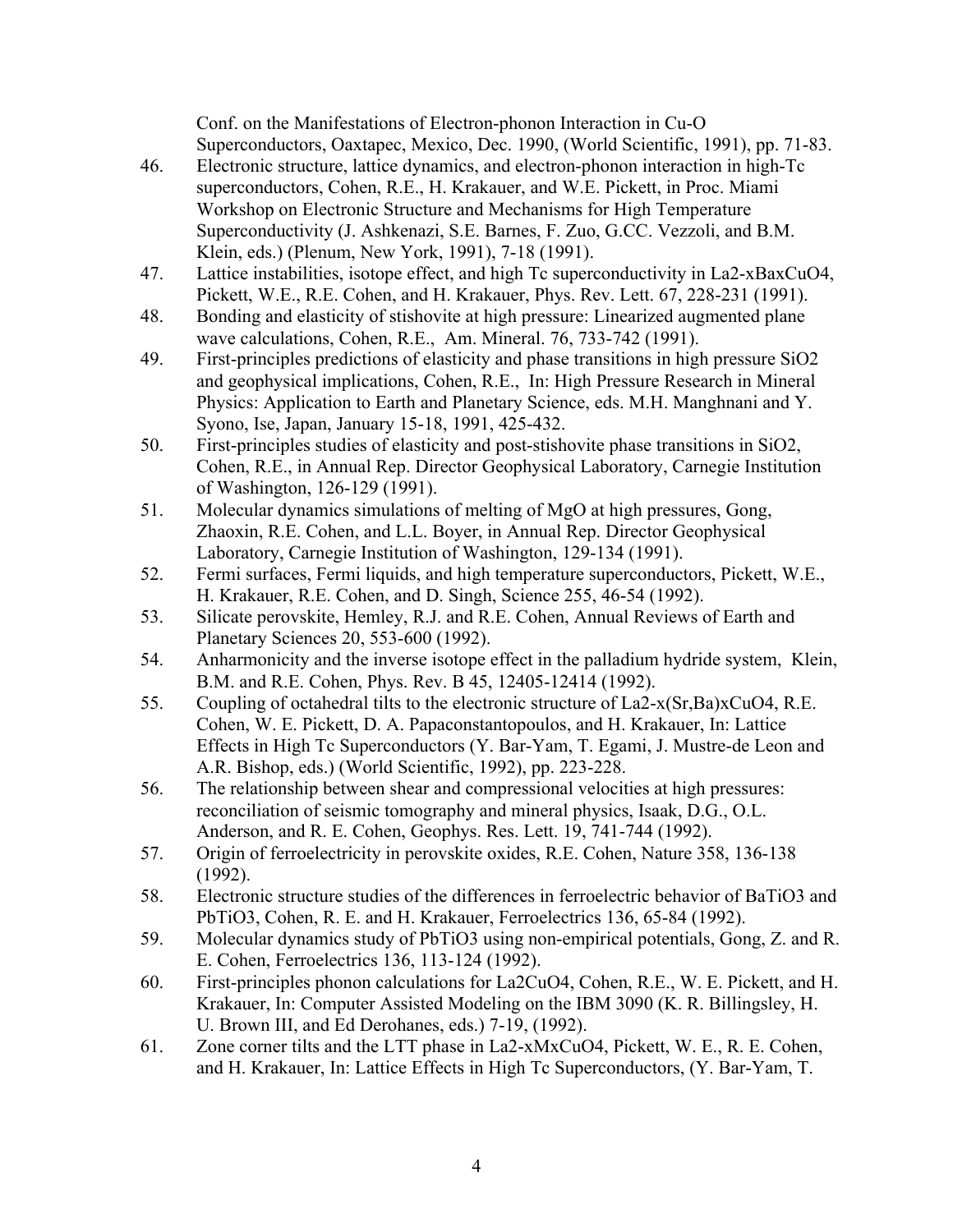Conf. on the Manifestations of Electron-phonon Interaction in Cu-O Superconductors, Oaxtapec, Mexico, Dec. 1990, (World Scientific, 1991), pp. 71-83.

46. Electronic structure, lattice dynamics, and electron-phonon interaction in high-Tc superconductors, Cohen, R.E., H. Krakauer, and W.E. Pickett, in Proc. Miami Workshop on Electronic Structure and Mechanisms for High Temperature Superconductivity (J. Ashkenazi, S.E. Barnes, F. Zuo, G.CC. Vezzoli, and B.M. Klein, eds.) (Plenum, New York, 1991), 7-18 (1991).
47. Lattice instabilities, isotope effect, and high Tc superconductivity in $La_{2-x}Ba_xCuO_4$, Pickett, W.E., R.E. Cohen, and H. Krakauer, Phys. Rev. Lett. 67, 228-231 (1991).
48. Bonding and elasticity of stishovite at high pressure: Linearized augmented plane wave calculations, Cohen, R.E., Am. Mineral. 76, 733-742 (1991).
49. First-principles predictions of elasticity and phase transitions in high pressure $SiO_2$ and geophysical implications, Cohen, R.E., In: High Pressure Research in Mineral Physics: Application to Earth and Planetary Science, eds. M.H. Manghnani and Y. Syono, Ise, Japan, January 15-18, 1991, 425-432.
50. First-principles studies of elasticity and post-stishovite phase transitions in $SiO_2$, Cohen, R.E., in Annual Rep. Director Geophysical Laboratory, Carnegie Institution of Washington, 126-129 (1991).
51. Molecular dynamics simulations of melting of MgO at high pressures, Gong, Zhaoxin, R.E. Cohen, and L.L. Boyer, in Annual Rep. Director Geophysical Laboratory, Carnegie Institution of Washington, 129-134 (1991).
52. Fermi surfaces, Fermi liquids, and high temperature superconductors, Pickett, W.E., H. Krakauer, R.E. Cohen, and D. Singh, Science 255, 46-54 (1992).
53. Silicate perovskite, Hemley, R.J. and R.E. Cohen, Annual Reviews of Earth and Planetary Sciences 20, 553-600 (1992).
54. Anharmonicity and the inverse isotope effect in the palladium hydride system, Klein, B.M. and R.E. Cohen, Phys. Rev. B 45, 12405-12414 (1992).
55. Coupling of octahedral tilts to the electronic structure of $La_{2-x}(Sr,Ba)_xCuO_4$, R.E. Cohen, W. E. Pickett, D. A. Papaconstantopoulos, and H. Krakauer, In: Lattice Effects in High Tc Superconductors (Y. Bar-Yam, T. Egami, J. Mustre-de Leon and A.R. Bishop, eds.) (World Scientific, 1992), pp. 223-228.
56. The relationship between shear and compressional velocities at high pressures: reconciliation of seismic tomography and mineral physics, Isaak, D.G., O.L. Anderson, and R. E. Cohen, Geophys. Res. Lett. 19, 741-744 (1992).
57. Origin of ferroelectricity in perovskite oxides, R.E. Cohen, Nature 358, 136-138 (1992).
58. Electronic structure studies of the differences in ferroelectric behavior of $BaTiO_3$ and $PbTiO_3$, Cohen, R. E. and H. Krakauer, Ferroelectrics 136, 65-84 (1992).
59. Molecular dynamics study of $PbTiO_3$ using non-empirical potentials, Gong, Z. and R. E. Cohen, Ferroelectrics 136, 113-124 (1992).
60. First-principles phonon calculations for $La_2CuO_4$, Cohen, R.E., W. E. Pickett, and H. Krakauer, In: Computer Assisted Modeling on the IBM 3090 (K. R. Billingsley, H. U. Brown III, and Ed Derohanes, eds.) 7-19, (1992).
61. Zone corner tilts and the LTT phase in $La_{2-x}M_xCuO_4$, Pickett, W. E., R. E. Cohen, and H. Krakauer, In: Lattice Effects in High Tc Superconductors, (Y. Bar-Yam, T.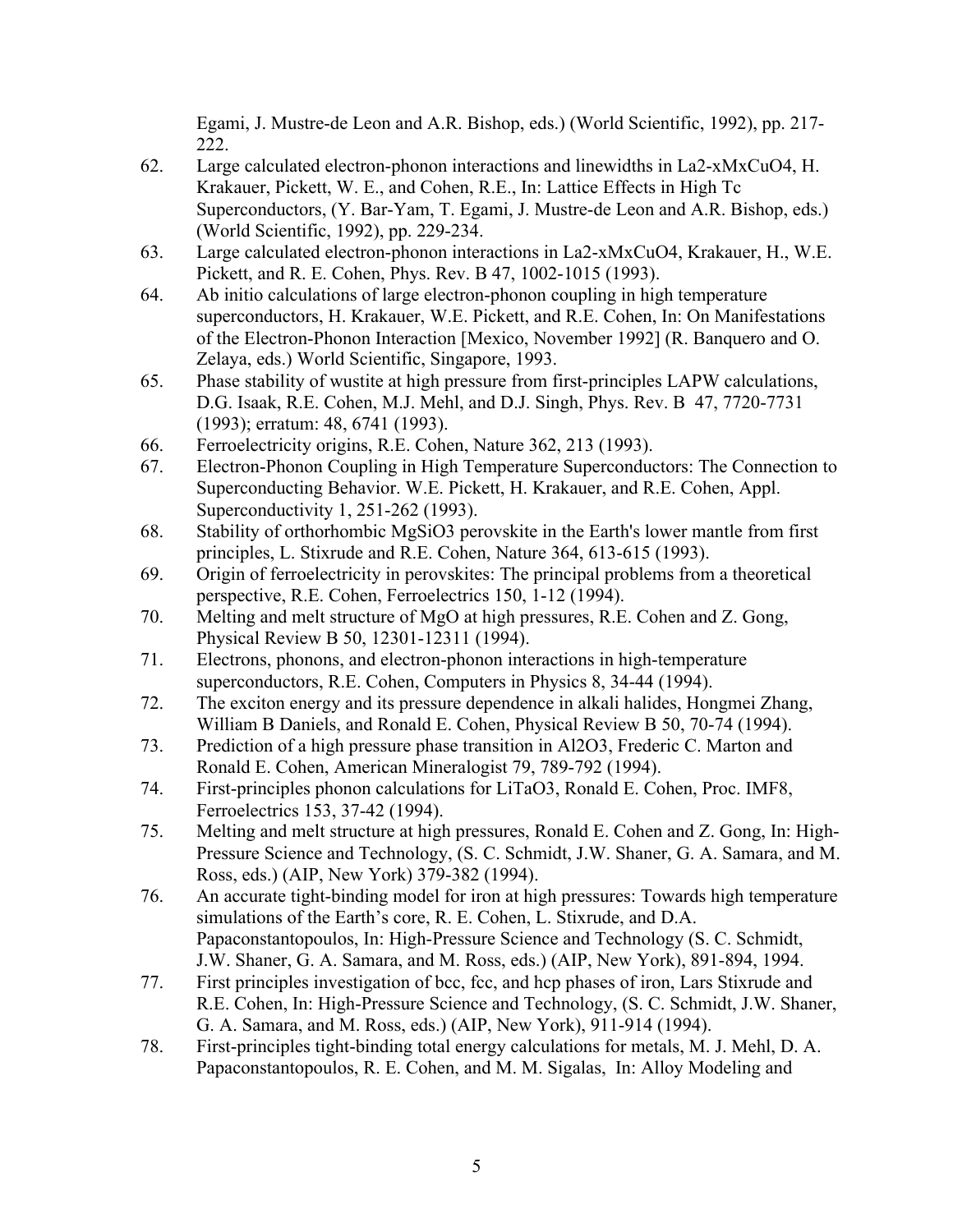Egami, J. Mustre-de Leon and A.R. Bishop, eds.) (World Scientific, 1992), pp. 217-222.

62. Large calculated electron-phonon interactions and linewidths in $La_{2-x}M_xCuO_4$, H. Krakauer, Pickett, W. E., and Cohen, R.E., In: Lattice Effects in High Tc Superconductors, (Y. Bar-Yam, T. Egami, J. Mustre-de Leon and A.R. Bishop, eds.) (World Scientific, 1992), pp. 229-234.
63. Large calculated electron-phonon interactions in $La_{2-x}M_xCuO_4$, Krakauer, H., W.E. Pickett, and R. E. Cohen, Phys. Rev. B 47, 1002-1015 (1993).
64. Ab initio calculations of large electron-phonon coupling in high temperature superconductors, H. Krakauer, W.E. Pickett, and R.E. Cohen, In: On Manifestations of the Electron-Phonon Interaction [Mexico, November 1992] (R. Banquero and O. Zelaya, eds.) World Scientific, Singapore, 1993.
65. Phase stability of wustite at high pressure from first-principles LAPW calculations, D.G. Isaak, R.E. Cohen, M.J. Mehl, and D.J. Singh, Phys. Rev. B 47, 7720-7731 (1993); erratum: 48, 6741 (1993).
66. Ferroelectricity origins, R.E. Cohen, Nature 362, 213 (1993).
67. Electron-Phonon Coupling in High Temperature Superconductors: The Connection to Superconducting Behavior. W.E. Pickett, H. Krakauer, and R.E. Cohen, Appl. Superconductivity 1, 251-262 (1993).
68. Stability of orthorhombic $MgSiO_3$ perovskite in the Earth's lower mantle from first principles, L. Stixrude and R.E. Cohen, Nature 364, 613-615 (1993).
69. Origin of ferroelectricity in perovskites: The principal problems from a theoretical perspective, R.E. Cohen, Ferroelectrics 150, 1-12 (1994).
70. Melting and melt structure of MgO at high pressures, R.E. Cohen and Z. Gong, Physical Review B 50, 12301-12311 (1994).
71. Electrons, phonons, and electron-phonon interactions in high-temperature superconductors, R.E. Cohen, Computers in Physics 8, 34-44 (1994).
72. The exciton energy and its pressure dependence in alkali halides, Hongmei Zhang, William B Daniels, and Ronald E. Cohen, Physical Review B 50, 70-74 (1994).
73. Prediction of a high pressure phase transition in $Al_2O_3$, Frederic C. Marton and Ronald E. Cohen, American Mineralogist 79, 789-792 (1994).
74. First-principles phonon calculations for $LiTaO_3$, Ronald E. Cohen, Proc. IMF8, Ferroelectrics 153, 37-42 (1994).
75. Melting and melt structure at high pressures, Ronald E. Cohen and Z. Gong, In: High-Pressure Science and Technology, (S. C. Schmidt, J.W. Shaner, G. A. Samara, and M. Ross, eds.) (AIP, New York) 379-382 (1994).
76. An accurate tight-binding model for iron at high pressures: Towards high temperature simulations of the Earth's core, R. E. Cohen, L. Stixrude, and D.A. Papaconstantopoulos, In: High-Pressure Science and Technology (S. C. Schmidt, J.W. Shaner, G. A. Samara, and M. Ross, eds.) (AIP, New York), 891-894, 1994.
77. First principles investigation of bcc, fcc, and hcp phases of iron, Lars Stixrude and R.E. Cohen, In: High-Pressure Science and Technology, (S. C. Schmidt, J.W. Shaner, G. A. Samara, and M. Ross, eds.) (AIP, New York), 911-914 (1994).
78. First-principles tight-binding total energy calculations for metals, M. J. Mehl, D. A. Papaconstantopoulos, R. E. Cohen, and M. M. Sigalas, In: Alloy Modeling and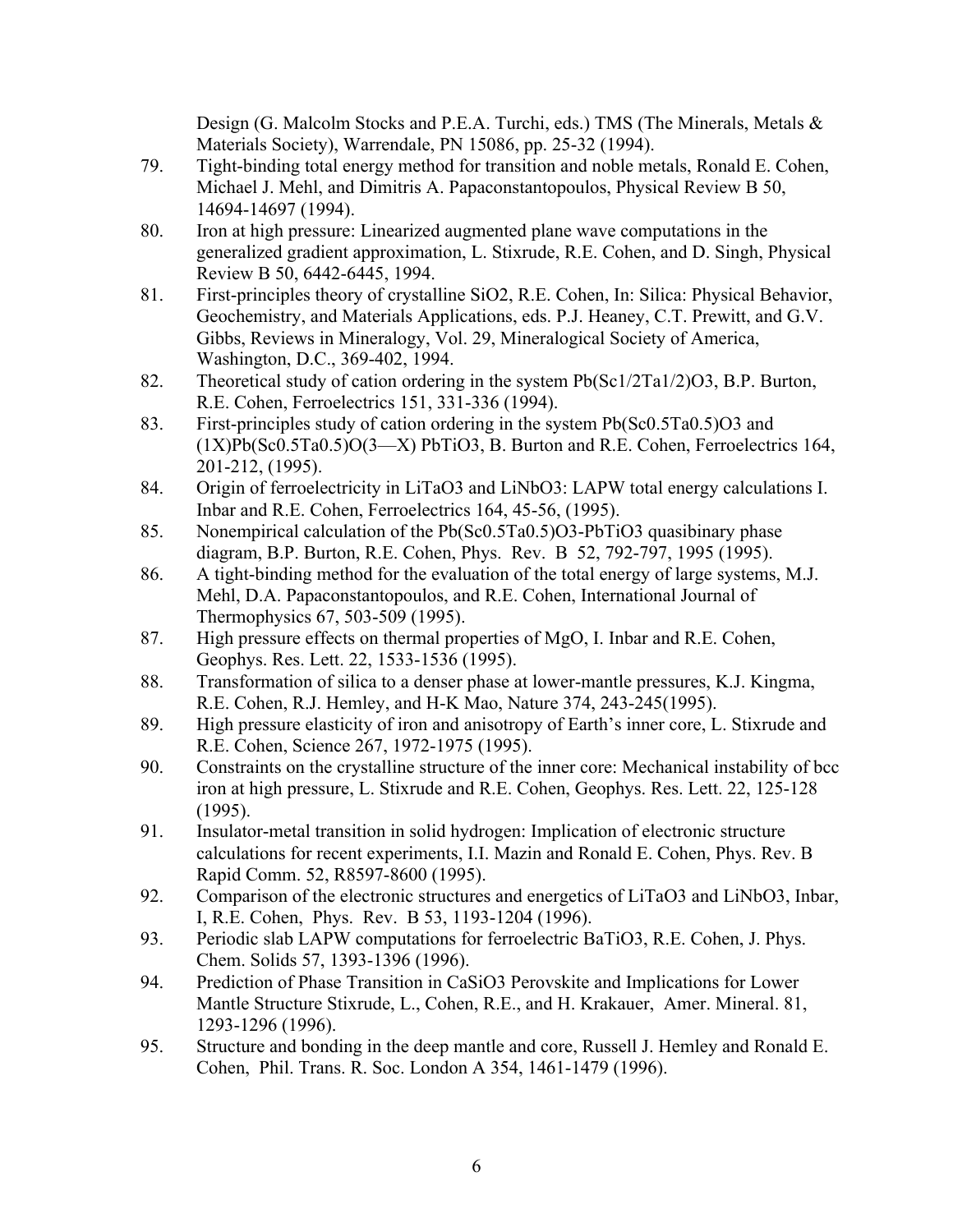Design (G. Malcolm Stocks and P.E.A. Turchi, eds.) TMS (The Minerals, Metals & Materials Society), Warrendale, PN 15086, pp. 25-32 (1994).

79. Tight-binding total energy method for transition and noble metals, Ronald E. Cohen, Michael J. Mehl, and Dimitris A. Papaconstantopoulos, Physical Review B 50, 14694-14697 (1994).
80. Iron at high pressure: Linearized augmented plane wave computations in the generalized gradient approximation, L. Stixrude, R.E. Cohen, and D. Singh, Physical Review B 50, 6442-6445, 1994.
81. First-principles theory of crystalline $SiO_2$, R.E. Cohen, In: Silica: Physical Behavior, Geochemistry, and Materials Applications, eds. P.J. Heaney, C.T. Prewitt, and G.V. Gibbs, Reviews in Mineralogy, Vol. 29, Mineralogical Society of America, Washington, D.C., 369-402, 1994.
82. Theoretical study of cation ordering in the system $Pb(Sc_{1/2}Ta_{1/2})O_3$, B.P. Burton, R.E. Cohen, Ferroelectrics 151, 331-336 (1994).
83. First-principles study of cation ordering in the system $Pb(Sc_{0.5}Ta_{0.5})O_3$ and (1X)$Pb(Sc_{0.5}Ta_{0.5})O_{(3—X)}$ $PbTiO_3$, B. Burton and R.E. Cohen, Ferroelectrics 164, 201-212, (1995).
84. Origin of ferroelectricity in $LiTaO_3$ and $LiNbO_3$: LAPW total energy calculations I. Inbar and R.E. Cohen, Ferroelectrics 164, 45-56, (1995).
85. Nonempirical calculation of the $Pb(Sc_{0.5}Ta_{0.5})O_3$-$PbTiO_3$ quasibinary phase diagram, B.P. Burton, R.E. Cohen, Phys. Rev. B 52, 792-797, 1995 (1995).
86. A tight-binding method for the evaluation of the total energy of large systems, M.J. Mehl, D.A. Papaconstantopoulos, and R.E. Cohen, International Journal of Thermophysics 67, 503-509 (1995).
87. High pressure effects on thermal properties of MgO, I. Inbar and R.E. Cohen, Geophys. Res. Lett. 22, 1533-1536 (1995).
88. Transformation of silica to a denser phase at lower-mantle pressures, K.J. Kingma, R.E. Cohen, R.J. Hemley, and H-K Mao, Nature 374, 243-245(1995).
89. High pressure elasticity of iron and anisotropy of Earth's inner core, L. Stixrude and R.E. Cohen, Science 267, 1972-1975 (1995).
90. Constraints on the crystalline structure of the inner core: Mechanical instability of bcc iron at high pressure, L. Stixrude and R.E. Cohen, Geophys. Res. Lett. 22, 125-128 (1995).
91. Insulator-metal transition in solid hydrogen: Implication of electronic structure calculations for recent experiments, I.I. Mazin and Ronald E. Cohen, Phys. Rev. B Rapid Comm. 52, R8597-8600 (1995).
92. Comparison of the electronic structures and energetics of $LiTaO_3$ and $LiNbO_3$, Inbar, I, R.E. Cohen, Phys. Rev. B 53, 1193-1204 (1996).
93. Periodic slab LAPW computations for ferroelectric $BaTiO_3$, R.E. Cohen, J. Phys. Chem. Solids 57, 1393-1396 (1996).
94. Prediction of Phase Transition in $CaSiO_3$ Perovskite and Implications for Lower Mantle Structure Stixrude, L., Cohen, R.E., and H. Krakauer, Amer. Mineral. 81, 1293-1296 (1996).
95. Structure and bonding in the deep mantle and core, Russell J. Hemley and Ronald E. Cohen, Phil. Trans. R. Soc. London A 354, 1461-1479 (1996).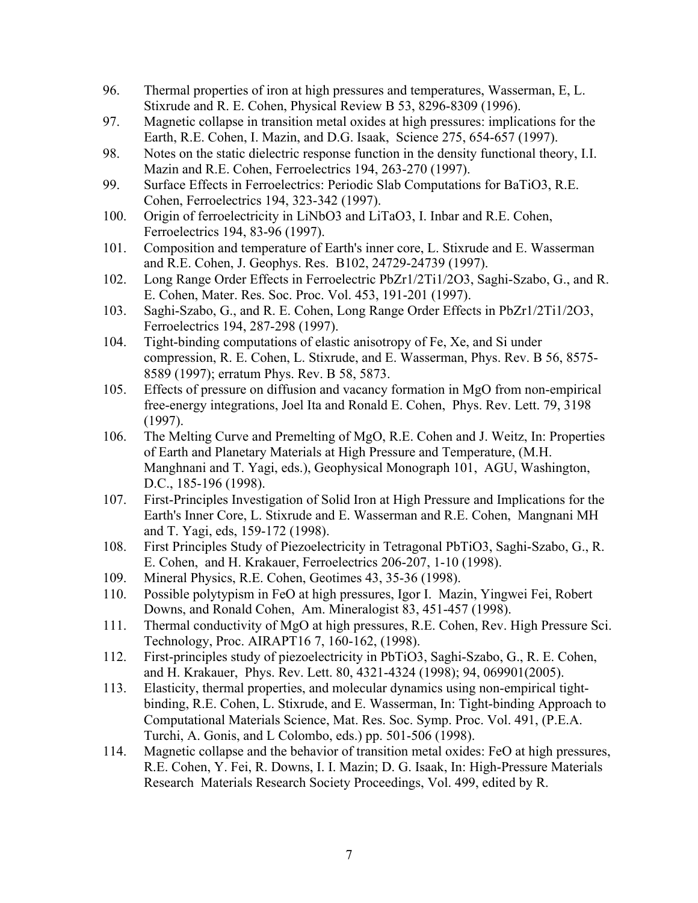96. Thermal properties of iron at high pressures and temperatures, Wasserman, E, L. Stixrude and R. E. Cohen, Physical Review B 53, 8296-8309 (1996).
97. Magnetic collapse in transition metal oxides at high pressures: implications for the Earth, R.E. Cohen, I. Mazin, and D.G. Isaak, Science 275, 654-657 (1997).
98. Notes on the static dielectric response function in the density functional theory, I.I. Mazin and R.E. Cohen, Ferroelectrics 194, 263-270 (1997).
99. Surface Effects in Ferroelectrics: Periodic Slab Computations for $BaTiO_3$, R.E. Cohen, Ferroelectrics 194, 323-342 (1997).
100. Origin of ferroelectricity in $LiNbO_3$ and $LiTaO_3$, I. Inbar and R.E. Cohen, Ferroelectrics 194, 83-96 (1997).
101. Composition and temperature of Earth's inner core, L. Stixrude and E. Wasserman and R.E. Cohen, J. Geophys. Res. B102, 24729-24739 (1997).
102. Long Range Order Effects in Ferroelectric $PbZr_{1/2}Ti_{1/2}O_3$, Saghi-Szabo, G., and R. E. Cohen, Mater. Res. Soc. Proc. Vol. 453, 191-201 (1997).
103. Saghi-Szabo, G., and R. E. Cohen, Long Range Order Effects in $PbZr_{1/2}Ti_{1/2}O_3$, Ferroelectrics 194, 287-298 (1997).
104. Tight-binding computations of elastic anisotropy of Fe, Xe, and Si under compression, R. E. Cohen, L. Stixrude, and E. Wasserman, Phys. Rev. B 56, 8575-8589 (1997); erratum Phys. Rev. B 58, 5873.
105. Effects of pressure on diffusion and vacancy formation in MgO from non-empirical free-energy integrations, Joel Ita and Ronald E. Cohen, Phys. Rev. Lett. 79, 3198 (1997).
106. The Melting Curve and Premelting of MgO, R.E. Cohen and J. Weitz, In: Properties of Earth and Planetary Materials at High Pressure and Temperature, (M.H. Manghnani and T. Yagi, eds.), Geophysical Monograph 101, AGU, Washington, D.C., 185-196 (1998).
107. First-Principles Investigation of Solid Iron at High Pressure and Implications for the Earth's Inner Core, L. Stixrude and E. Wasserman and R.E. Cohen, Mangnani MH and T. Yagi, eds, 159-172 (1998).
108. First Principles Study of Piezoelectricity in Tetragonal $PbTiO_3$, Saghi-Szabo, G., R. E. Cohen, and H. Krakauer, Ferroelectrics 206-207, 1-10 (1998).
109. Mineral Physics, R.E. Cohen, Geotimes 43, 35-36 (1998).
110. Possible polytypism in FeO at high pressures, Igor I. Mazin, Yingwei Fei, Robert Downs, and Ronald Cohen, Am. Mineralogist 83, 451-457 (1998).
111. Thermal conductivity of MgO at high pressures, R.E. Cohen, Rev. High Pressure Sci. Technology, Proc. AIRAPT16 7, 160-162, (1998).
112. First-principles study of piezoelectricity in $PbTiO_3$, Saghi-Szabo, G., R. E. Cohen, and H. Krakauer, Phys. Rev. Lett. 80, 4321-4324 (1998); 94, 069901(2005).
113. Elasticity, thermal properties, and molecular dynamics using non-empirical tight-binding, R.E. Cohen, L. Stixrude, and E. Wasserman, In: Tight-binding Approach to Computational Materials Science, Mat. Res. Soc. Symp. Proc. Vol. 491, (P.E.A. Turchi, A. Gonis, and L Colombo, eds.) pp. 501-506 (1998).
114. Magnetic collapse and the behavior of transition metal oxides: FeO at high pressures, R.E. Cohen, Y. Fei, R. Downs, I. I. Mazin; D. G. Isaak, In: High-Pressure Materials Research Materials Research Society Proceedings, Vol. 499, edited by R.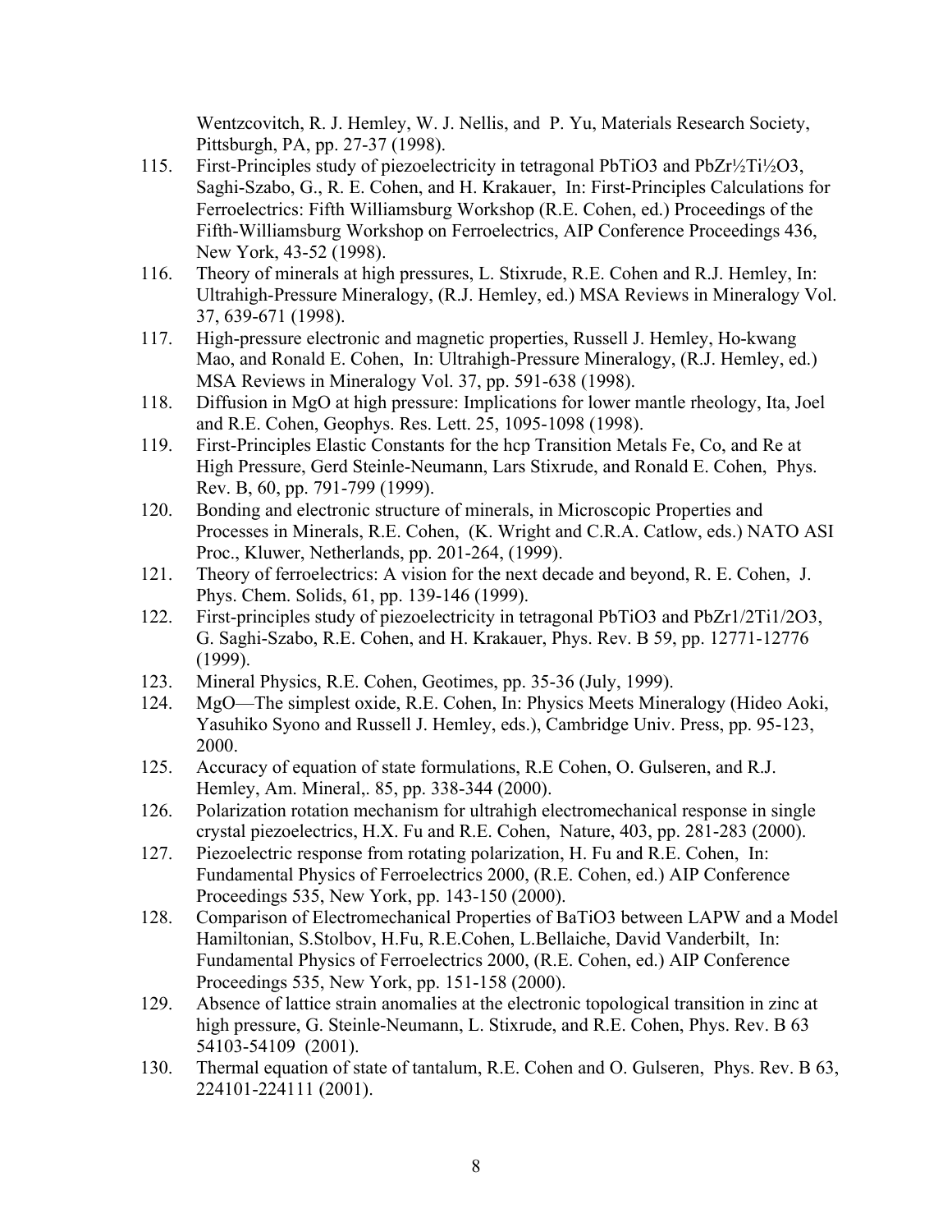Wentzcovitch, R. J. Hemley, W. J. Nellis, and P. Yu, Materials Research Society, Pittsburgh, PA, pp. 27-37 (1998).

115. First-Principles study of piezoelectricity in tetragonal $PbTiO_3$ and $PbZr_{½}Ti_{½}O_3$, Saghi-Szabo, G., R. E. Cohen, and H. Krakauer, In: First-Principles Calculations for Ferroelectrics: Fifth Williamsburg Workshop (R.E. Cohen, ed.) Proceedings of the Fifth-Williamsburg Workshop on Ferroelectrics, AIP Conference Proceedings 436, New York, 43-52 (1998).
116. Theory of minerals at high pressures, L. Stixrude, R.E. Cohen and R.J. Hemley, In: Ultrahigh-Pressure Mineralogy, (R.J. Hemley, ed.) MSA Reviews in Mineralogy Vol. 37, 639-671 (1998).
117. High-pressure electronic and magnetic properties, Russell J. Hemley, Ho-kwang Mao, and Ronald E. Cohen, In: Ultrahigh-Pressure Mineralogy, (R.J. Hemley, ed.) MSA Reviews in Mineralogy Vol. 37, pp. 591-638 (1998).
118. Diffusion in MgO at high pressure: Implications for lower mantle rheology, Ita, Joel and R.E. Cohen, Geophys. Res. Lett. 25, 1095-1098 (1998).
119. First-Principles Elastic Constants for the hcp Transition Metals Fe, Co, and Re at High Pressure, Gerd Steinle-Neumann, Lars Stixrude, and Ronald E. Cohen, Phys. Rev. B, 60, pp. 791-799 (1999).
120. Bonding and electronic structure of minerals, in Microscopic Properties and Processes in Minerals, R.E. Cohen, (K. Wright and C.R.A. Catlow, eds.) NATO ASI Proc., Kluwer, Netherlands, pp. 201-264, (1999).
121. Theory of ferroelectrics: A vision for the next decade and beyond, R. E. Cohen, J. Phys. Chem. Solids, 61, pp. 139-146 (1999).
122. First-principles study of piezoelectricity in tetragonal $PbTiO_3$ and $PbZr_{1/2}Ti_{1/2}O_3$, G. Saghi-Szabo, R.E. Cohen, and H. Krakauer, Phys. Rev. B 59, pp. 12771-12776 (1999).
123. Mineral Physics, R.E. Cohen, Geotimes, pp. 35-36 (July, 1999).
124. MgO—The simplest oxide, R.E. Cohen, In: Physics Meets Mineralogy (Hideo Aoki, Yasuhiko Syono and Russell J. Hemley, eds.), Cambridge Univ. Press, pp. 95-123, 2000.
125. Accuracy of equation of state formulations, R.E Cohen, O. Gulseren, and R.J. Hemley, Am. Mineral,. 85, pp. 338-344 (2000).
126. Polarization rotation mechanism for ultrahigh electromechanical response in single crystal piezoelectrics, H.X. Fu and R.E. Cohen, Nature, 403, pp. 281-283 (2000).
127. Piezoelectric response from rotating polarization, H. Fu and R.E. Cohen, In: Fundamental Physics of Ferroelectrics 2000, (R.E. Cohen, ed.) AIP Conference Proceedings 535, New York, pp. 143-150 (2000).
128. Comparison of Electromechanical Properties of $BaTiO_3$ between LAPW and a Model Hamiltonian, S.Stolbov, H.Fu, R.E.Cohen, L.Bellaiche, David Vanderbilt, In: Fundamental Physics of Ferroelectrics 2000, (R.E. Cohen, ed.) AIP Conference Proceedings 535, New York, pp. 151-158 (2000).
129. Absence of lattice strain anomalies at the electronic topological transition in zinc at high pressure, G. Steinle-Neumann, L. Stixrude, and R.E. Cohen, Phys. Rev. B 63 54103-54109 (2001).
130. Thermal equation of state of tantalum, R.E. Cohen and O. Gulseren, Phys. Rev. B 63, 224101-224111 (2001).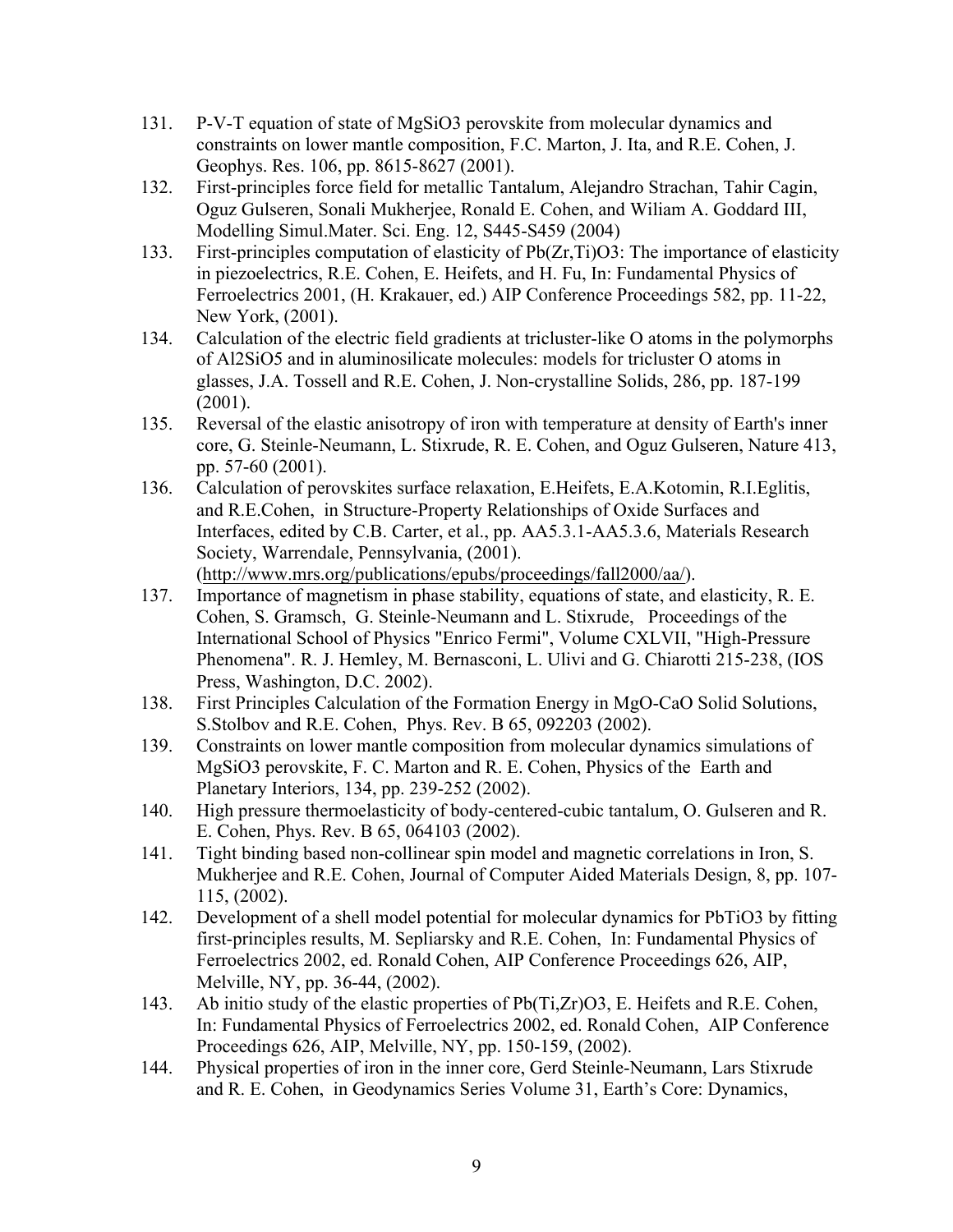131. P-V-T equation of state of $MgSiO_3$ perovskite from molecular dynamics and constraints on lower mantle composition, F.C. Marton, J. Ita, and R.E. Cohen, J. Geophys. Res. 106, pp. 8615-8627 (2001).
132. First-principles force field for metallic Tantalum, Alejandro Strachan, Tahir Cagin, Oguz Gulseren, Sonali Mukherjee, Ronald E. Cohen, and Wiliam A. Goddard III, Modelling Simul.Mater. Sci. Eng. 12, S445-S459 (2004)
133. First-principles computation of elasticity of $Pb(Zr,Ti)O_3$: The importance of elasticity in piezoelectrics, R.E. Cohen, E. Heifets, and H. Fu, In: Fundamental Physics of Ferroelectrics 2001, (H. Krakauer, ed.) AIP Conference Proceedings 582, pp. 11-22, New York, (2001).
134. Calculation of the electric field gradients at tricluster-like O atoms in the polymorphs of $Al_2SiO_5$ and in aluminosilicate molecules: models for tricluster O atoms in glasses, J.A. Tossell and R.E. Cohen, J. Non-crystalline Solids, 286, pp. 187-199 (2001).
135. Reversal of the elastic anisotropy of iron with temperature at density of Earth's inner core, G. Steinle-Neumann, L. Stixrude, R. E. Cohen, and Oguz Gulseren, Nature 413, pp. 57-60 (2001).
136. Calculation of perovskites surface relaxation, E.Heifets, E.A.Kotomin, R.I.Eglitis, and R.E.Cohen, in Structure-Property Relationships of Oxide Surfaces and Interfaces, edited by C.B. Carter, et al., pp. AA5.3.1-AA5.3.6, Materials Research Society, Warrendale, Pennsylvania, (2001). (http://www.mrs.org/publications/epubs/proceedings/fall2000/aa/).
137. Importance of magnetism in phase stability, equations of state, and elasticity, R. E. Cohen, S. Gramsch, G. Steinle-Neumann and L. Stixrude, Proceedings of the International School of Physics "Enrico Fermi", Volume CXLVII, "High-Pressure Phenomena". R. J. Hemley, M. Bernasconi, L. Ulivi and G. Chiarotti 215-238, (IOS Press, Washington, D.C. 2002).
138. First Principles Calculation of the Formation Energy in MgO-CaO Solid Solutions, S.Stolbov and R.E. Cohen, Phys. Rev. B 65, 092203 (2002).
139. Constraints on lower mantle composition from molecular dynamics simulations of $MgSiO_3$ perovskite, F. C. Marton and R. E. Cohen, Physics of the Earth and Planetary Interiors, 134, pp. 239-252 (2002).
140. High pressure thermoelasticity of body-centered-cubic tantalum, O. Gulseren and R. E. Cohen, Phys. Rev. B 65, 064103 (2002).
141. Tight binding based non-collinear spin model and magnetic correlations in Iron, S. Mukherjee and R.E. Cohen, Journal of Computer Aided Materials Design, 8, pp. 107-115, (2002).
142. Development of a shell model potential for molecular dynamics for $PbTiO_3$ by fitting first-principles results, M. Sepliarsky and R.E. Cohen, In: Fundamental Physics of Ferroelectrics 2002, ed. Ronald Cohen, AIP Conference Proceedings 626, AIP, Melville, NY, pp. 36-44, (2002).
143. Ab initio study of the elastic properties of $Pb(Ti,Zr)O_3$, E. Heifets and R.E. Cohen, In: Fundamental Physics of Ferroelectrics 2002, ed. Ronald Cohen, AIP Conference Proceedings 626, AIP, Melville, NY, pp. 150-159, (2002).
144. Physical properties of iron in the inner core, Gerd Steinle-Neumann, Lars Stixrude and R. E. Cohen, in Geodynamics Series Volume 31, Earth's Core: Dynamics,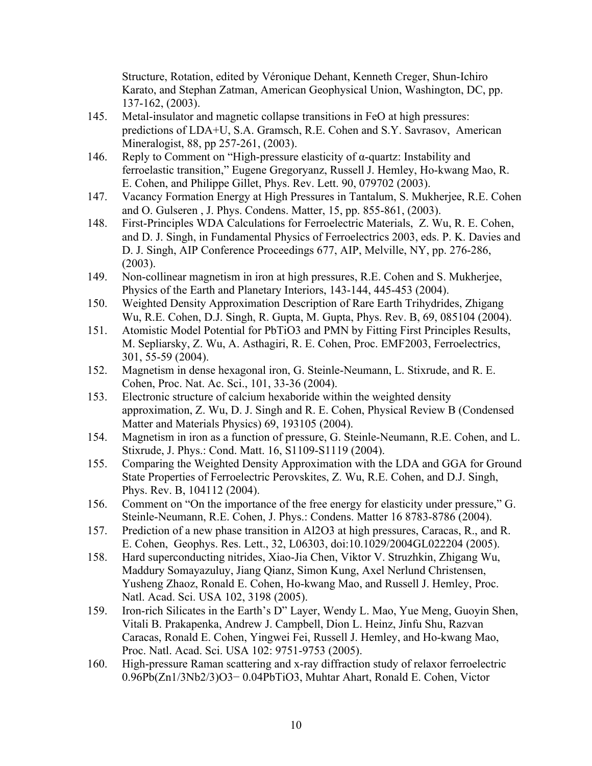Structure, Rotation, edited by Véronique Dehant, Kenneth Creger, Shun-Ichiro Karato, and Stephan Zatman, American Geophysical Union, Washington, DC, pp. 137-162, (2003).

145. Metal-insulator and magnetic collapse transitions in FeO at high pressures: predictions of LDA+U, S.A. Gramsch, R.E. Cohen and S.Y. Savrasov, American Mineralogist, 88, pp 257-261, (2003).
146. Reply to Comment on "High-pressure elasticity of α-quartz: Instability and ferroelastic transition," Eugene Gregoryanz, Russell J. Hemley, Ho-kwang Mao, R. E. Cohen, and Philippe Gillet, Phys. Rev. Lett. 90, 079702 (2003).
147. Vacancy Formation Energy at High Pressures in Tantalum, S. Mukherjee, R.E. Cohen and O. Gulseren , J. Phys. Condens. Matter, 15, pp. 855-861, (2003).
148. First-Principles WDA Calculations for Ferroelectric Materials, Z. Wu, R. E. Cohen, and D. J. Singh, in Fundamental Physics of Ferroelectrics 2003, eds. P. K. Davies and D. J. Singh, AIP Conference Proceedings 677, AIP, Melville, NY, pp. 276-286, (2003).
149. Non-collinear magnetism in iron at high pressures, R.E. Cohen and S. Mukherjee, Physics of the Earth and Planetary Interiors, 143-144, 445-453 (2004).
150. Weighted Density Approximation Description of Rare Earth Trihydrides, Zhigang Wu, R.E. Cohen, D.J. Singh, R. Gupta, M. Gupta, Phys. Rev. B, 69, 085104 (2004).
151. Atomistic Model Potential for $PbTiO_3$ and PMN by Fitting First Principles Results, M. Sepliarsky, Z. Wu, A. Asthagiri, R. E. Cohen, Proc. EMF2003, Ferroelectrics, 301, 55-59 (2004).
152. Magnetism in dense hexagonal iron, G. Steinle-Neumann, L. Stixrude, and R. E. Cohen, Proc. Nat. Ac. Sci., 101, 33-36 (2004).
153. Electronic structure of calcium hexaboride within the weighted density approximation, Z. Wu, D. J. Singh and R. E. Cohen, Physical Review B (Condensed Matter and Materials Physics) 69, 193105 (2004).
154. Magnetism in iron as a function of pressure, G. Steinle-Neumann, R.E. Cohen, and L. Stixrude, J. Phys.: Cond. Matt. 16, S1109-S1119 (2004).
155. Comparing the Weighted Density Approximation with the LDA and GGA for Ground State Properties of Ferroelectric Perovskites, Z. Wu, R.E. Cohen, and D.J. Singh, Phys. Rev. B, 104112 (2004).
156. Comment on "On the importance of the free energy for elasticity under pressure," G. Steinle-Neumann, R.E. Cohen, J. Phys.: Condens. Matter 16 8783-8786 (2004).
157. Prediction of a new phase transition in $Al_2O_3$ at high pressures, Caracas, R., and R. E. Cohen, Geophys. Res. Lett., 32, L06303, doi:10.1029/2004GL022204 (2005).
158. Hard superconducting nitrides, Xiao-Jia Chen, Viktor V. Struzhkin, Zhigang Wu, Maddury Somayazuluy, Jiang Qianz, Simon Kung, Axel Nerlund Christensen, Yusheng Zhaoz, Ronald E. Cohen, Ho-kwang Mao, and Russell J. Hemley, Proc. Natl. Acad. Sci. USA 102, 3198 (2005).
159. Iron-rich Silicates in the Earth's D" Layer, Wendy L. Mao, Yue Meng, Guoyin Shen, Vitali B. Prakapenka, Andrew J. Campbell, Dion L. Heinz, Jinfu Shu, Razvan Caracas, Ronald E. Cohen, Yingwei Fei, Russell J. Hemley, and Ho-kwang Mao, Proc. Natl. Acad. Sci. USA 102: 9751-9753 (2005).
160. High-pressure Raman scattering and x-ray diffraction study of relaxor ferroelectric $0.96Pb(Zn_{1/3}Nb_{2/3})O_3-0.04PbTiO_3$, Muhtar Ahart, Ronald E. Cohen, Victor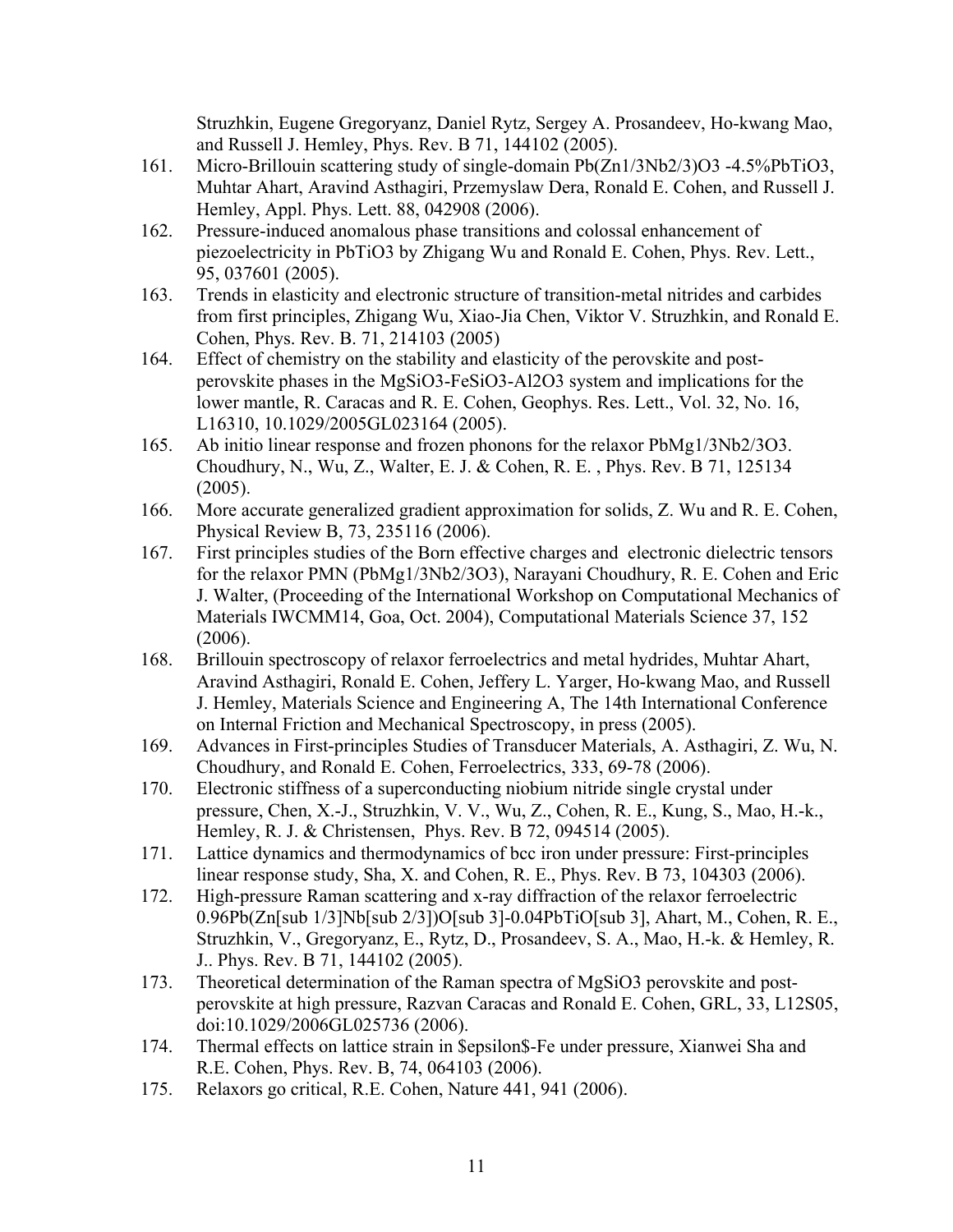Struzhkin, Eugene Gregoryanz, Daniel Rytz, Sergey A. Prosandeev, Ho-kwang Mao, and Russell J. Hemley, Phys. Rev. B 71, 144102 (2005).

161. Micro-Brillouin scattering study of single-domain $Pb(Zn_{1/3}Nb_{2/3})O_3$ -4.5%$PbTiO_3$, Muhtar Ahart, Aravind Asthagiri, Przemyslaw Dera, Ronald E. Cohen, and Russell J. Hemley, Appl. Phys. Lett. 88, 042908 (2006).
162. Pressure-induced anomalous phase transitions and colossal enhancement of piezoelectricity in $PbTiO_3$ by Zhigang Wu and Ronald E. Cohen, Phys. Rev. Lett., 95, 037601 (2005).
163. Trends in elasticity and electronic structure of transition-metal nitrides and carbides from first principles, Zhigang Wu, Xiao-Jia Chen, Viktor V. Struzhkin, and Ronald E. Cohen, Phys. Rev. B. 71, 214103 (2005)
164. Effect of chemistry on the stability and elasticity of the perovskite and post-perovskite phases in the $MgSiO_3$-$FeSiO_3$-$Al_2O_3$ system and implications for the lower mantle, R. Caracas and R. E. Cohen, Geophys. Res. Lett., Vol. 32, No. 16, L16310, 10.1029/2005GL023164 (2005).
165. Ab initio linear response and frozen phonons for the relaxor $PbMg_{1/3}Nb_{2/3}O_3$. Choudhury, N., Wu, Z., Walter, E. J. & Cohen, R. E. , Phys. Rev. B 71, 125134 (2005).
166. More accurate generalized gradient approximation for solids, Z. Wu and R. E. Cohen, Physical Review B, 73, 235116 (2006).
167. First principles studies of the Born effective charges and electronic dielectric tensors for the relaxor PMN ($PbMg_{1/3}Nb_{2/3}O_3$), Narayani Choudhury, R. E. Cohen and Eric J. Walter, (Proceeding of the International Workshop on Computational Mechanics of Materials IWCMM14, Goa, Oct. 2004), Computational Materials Science 37, 152 (2006).
168. Brillouin spectroscopy of relaxor ferroelectrics and metal hydrides, Muhtar Ahart, Aravind Asthagiri, Ronald E. Cohen, Jeffery L. Yarger, Ho-kwang Mao, and Russell J. Hemley, Materials Science and Engineering A, The 14th International Conference on Internal Friction and Mechanical Spectroscopy, in press (2005).
169. Advances in First-principles Studies of Transducer Materials, A. Asthagiri, Z. Wu, N. Choudhury, and Ronald E. Cohen, Ferroelectrics, 333, 69-78 (2006).
170. Electronic stiffness of a superconducting niobium nitride single crystal under pressure, Chen, X.-J., Struzhkin, V. V., Wu, Z., Cohen, R. E., Kung, S., Mao, H.-k., Hemley, R. J. & Christensen, Phys. Rev. B 72, 094514 (2005).
171. Lattice dynamics and thermodynamics of bcc iron under pressure: First-principles linear response study, Sha, X. and Cohen, R. E., Phys. Rev. B 73, 104303 (2006).
172. High-pressure Raman scattering and x-ray diffraction of the relaxor ferroelectric 0.96Pb(Zn[sub 1/3]Nb[sub 2/3])O[sub 3]-0.04PbTiO[sub 3], Ahart, M., Cohen, R. E., Struzhkin, V., Gregoryanz, E., Rytz, D., Prosandeev, S. A., Mao, H.-k. & Hemley, R. J.. Phys. Rev. B 71, 144102 (2005).
173. Theoretical determination of the Raman spectra of $MgSiO_3$ perovskite and post-perovskite at high pressure, Razvan Caracas and Ronald E. Cohen, GRL, 33, L12S05, doi:10.1029/2006GL025736 (2006).
174. Thermal effects on lattice strain in $\epsilon$-Fe under pressure, Xianwei Sha and R.E. Cohen, Phys. Rev. B, 74, 064103 (2006).
175. Relaxors go critical, R.E. Cohen, Nature 441, 941 (2006).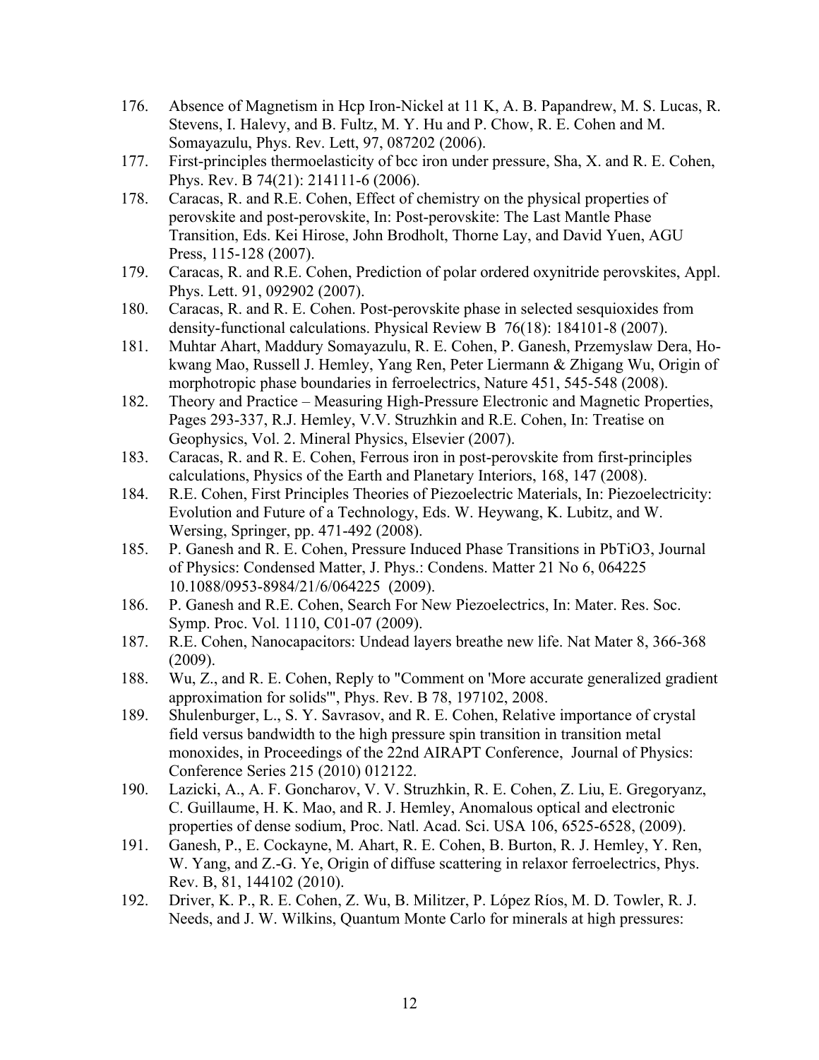176. Absence of Magnetism in Hcp Iron-Nickel at 11 K, A. B. Papandrew, M. S. Lucas, R. Stevens, I. Halevy, and B. Fultz, M. Y. Hu and P. Chow, R. E. Cohen and M. Somayazulu, Phys. Rev. Lett, 97, 087202 (2006).
177. First-principles thermoelasticity of bcc iron under pressure, Sha, X. and R. E. Cohen, Phys. Rev. B 74(21): 214111-6 (2006).
178. Caracas, R. and R.E. Cohen, Effect of chemistry on the physical properties of perovskite and post-perovskite, In: Post-perovskite: The Last Mantle Phase Transition, Eds. Kei Hirose, John Brodholt, Thorne Lay, and David Yuen, AGU Press, 115-128 (2007).
179. Caracas, R. and R.E. Cohen, Prediction of polar ordered oxynitride perovskites, Appl. Phys. Lett. 91, 092902 (2007).
180. Caracas, R. and R. E. Cohen. Post-perovskite phase in selected sesquioxides from density-functional calculations. Physical Review B 76(18): 184101-8 (2007).
181. Muhtar Ahart, Maddury Somayazulu, R. E. Cohen, P. Ganesh, Przemyslaw Dera, Ho-kwang Mao, Russell J. Hemley, Yang Ren, Peter Liermann & Zhigang Wu, Origin of morphotropic phase boundaries in ferroelectrics, Nature 451, 545-548 (2008).
182. Theory and Practice – Measuring High-Pressure Electronic and Magnetic Properties, Pages 293-337, R.J. Hemley, V.V. Struzhkin and R.E. Cohen, In: Treatise on Geophysics, Vol. 2. Mineral Physics, Elsevier (2007).
183. Caracas, R. and R. E. Cohen, Ferrous iron in post-perovskite from first-principles calculations, Physics of the Earth and Planetary Interiors, 168, 147 (2008).
184. R.E. Cohen, First Principles Theories of Piezoelectric Materials, In: Piezoelectricity: Evolution and Future of a Technology, Eds. W. Heywang, K. Lubitz, and W. Wersing, Springer, pp. 471-492 (2008).
185. P. Ganesh and R. E. Cohen, Pressure Induced Phase Transitions in $PbTiO_3$, Journal of Physics: Condensed Matter, J. Phys.: Condens. Matter 21 No 6, 064225 10.1088/0953-8984/21/6/064225 (2009).
186. P. Ganesh and R.E. Cohen, Search For New Piezoelectrics, In: Mater. Res. Soc. Symp. Proc. Vol. 1110, C01-07 (2009).
187. R.E. Cohen, Nanocapacitors: Undead layers breathe new life. Nat Mater 8, 366-368 (2009).
188. Wu, Z., and R. E. Cohen, Reply to "Comment on 'More accurate generalized gradient approximation for solids'", Phys. Rev. B 78, 197102, 2008.
189. Shulenburger, L., S. Y. Savrasov, and R. E. Cohen, Relative importance of crystal field versus bandwidth to the high pressure spin transition in transition metal monoxides, in Proceedings of the 22nd AIRAPT Conference, Journal of Physics: Conference Series 215 (2010) 012122.
190. Lazicki, A., A. F. Goncharov, V. V. Struzhkin, R. E. Cohen, Z. Liu, E. Gregoryanz, C. Guillaume, H. K. Mao, and R. J. Hemley, Anomalous optical and electronic properties of dense sodium, Proc. Natl. Acad. Sci. USA 106, 6525-6528, (2009).
191. Ganesh, P., E. Cockayne, M. Ahart, R. E. Cohen, B. Burton, R. J. Hemley, Y. Ren, W. Yang, and Z.-G. Ye, Origin of diffuse scattering in relaxor ferroelectrics, Phys. Rev. B, 81, 144102 (2010).
192. Driver, K. P., R. E. Cohen, Z. Wu, B. Militzer, P. López Ríos, M. D. Towler, R. J. Needs, and J. W. Wilkins, Quantum Monte Carlo for minerals at high pressures: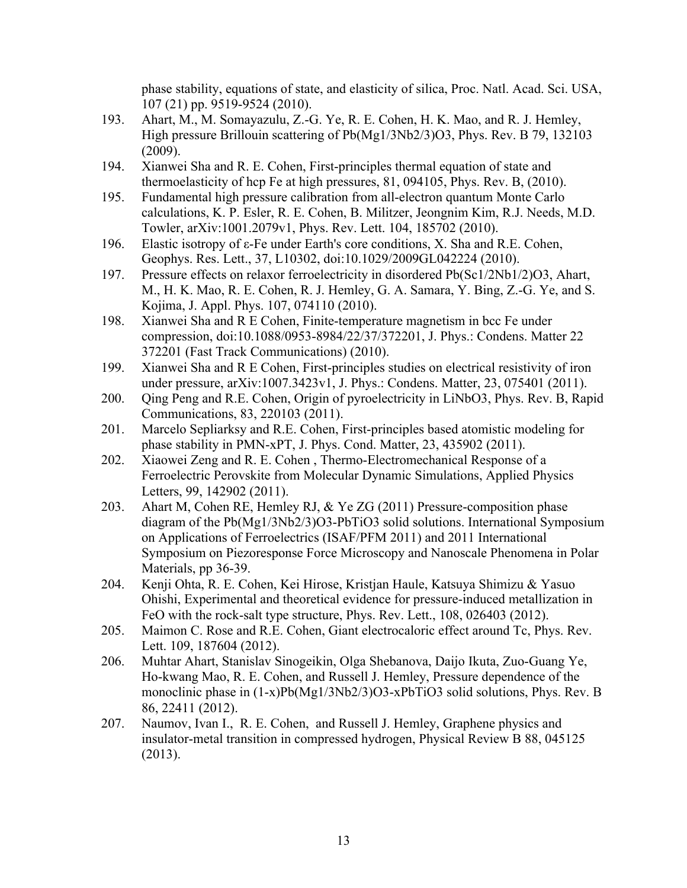phase stability, equations of state, and elasticity of silica, Proc. Natl. Acad. Sci. USA, 107 (21) pp. 9519-9524 (2010).

193. Ahart, M., M. Somayazulu, Z.-G. Ye, R. E. Cohen, H. K. Mao, and R. J. Hemley, High pressure Brillouin scattering of $Pb(Mg_{1/3}Nb_{2/3})O_3$, Phys. Rev. B 79, 132103 (2009).
194. Xianwei Sha and R. E. Cohen, First-principles thermal equation of state and thermoelasticity of hcp Fe at high pressures, 81, 094105, Phys. Rev. B, (2010).
195. Fundamental high pressure calibration from all-electron quantum Monte Carlo calculations, K. P. Esler, R. E. Cohen, B. Militzer, Jeongnim Kim, R.J. Needs, M.D. Towler, arXiv:1001.2079v1, Phys. Rev. Lett. 104, 185702 (2010).
196. Elastic isotropy of ε-Fe under Earth's core conditions, X. Sha and R.E. Cohen, Geophys. Res. Lett., 37, L10302, doi:10.1029/2009GL042224 (2010).
197. Pressure effects on relaxor ferroelectricity in disordered $Pb(Sc_{1/2}Nb_{1/2})O_3$, Ahart, M., H. K. Mao, R. E. Cohen, R. J. Hemley, G. A. Samara, Y. Bing, Z.-G. Ye, and S. Kojima, J. Appl. Phys. 107, 074110 (2010).
198. Xianwei Sha and R E Cohen, Finite-temperature magnetism in bcc Fe under compression, doi:10.1088/0953-8984/22/37/372201, J. Phys.: Condens. Matter 22 372201 (Fast Track Communications) (2010).
199. Xianwei Sha and R E Cohen, First-principles studies on electrical resistivity of iron under pressure, arXiv:1007.3423v1, J. Phys.: Condens. Matter, 23, 075401 (2011).
200. Qing Peng and R.E. Cohen, Origin of pyroelectricity in $LiNbO_3$, Phys. Rev. B, Rapid Communications, 83, 220103 (2011).
201. Marcelo Sepliarksy and R.E. Cohen, First-principles based atomistic modeling for phase stability in PMN-xPT, J. Phys. Cond. Matter, 23, 435902 (2011).
202. Xiaowei Zeng and R. E. Cohen , Thermo-Electromechanical Response of a Ferroelectric Perovskite from Molecular Dynamic Simulations, Applied Physics Letters, 99, 142902 (2011).
203. Ahart M, Cohen RE, Hemley RJ, & Ye ZG (2011) Pressure-composition phase diagram of the $Pb(Mg_{1/3}Nb_{2/3})O_3$-$PbTiO_3$ solid solutions. International Symposium on Applications of Ferroelectrics (ISAF/PFM 2011) and 2011 International Symposium on Piezoresponse Force Microscopy and Nanoscale Phenomena in Polar Materials, pp 36-39.
204. Kenji Ohta, R. E. Cohen, Kei Hirose, Kristjan Haule, Katsuya Shimizu & Yasuo Ohishi, Experimental and theoretical evidence for pressure-induced metallization in FeO with the rock-salt type structure, Phys. Rev. Lett., 108, 026403 (2012).
205. Maimon C. Rose and R.E. Cohen, Giant electrocaloric effect around Tc, Phys. Rev. Lett. 109, 187604 (2012).
206. Muhtar Ahart, Stanislav Sinogeikin, Olga Shebanova, Daijo Ikuta, Zuo-Guang Ye, Ho-kwang Mao, R. E. Cohen, and Russell J. Hemley, Pressure dependence of the monoclinic phase in $(1-x)Pb(Mg_{1/3}Nb_{2/3})O_3$-$xPbTiO_3$ solid solutions, Phys. Rev. B 86, 22411 (2012).
207. Naumov, Ivan I., R. E. Cohen, and Russell J. Hemley, Graphene physics and insulator-metal transition in compressed hydrogen, Physical Review B 88, 045125 (2013).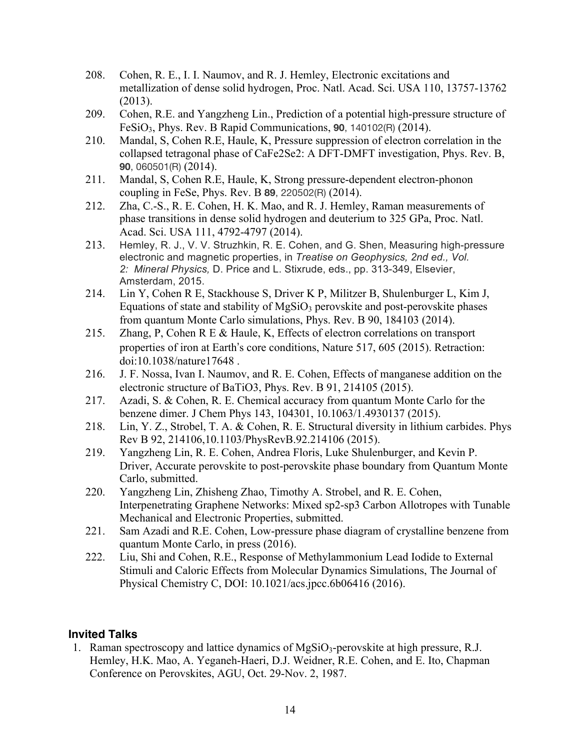208. Cohen, R. E., I. I. Naumov, and R. J. Hemley, Electronic excitations and metallization of dense solid hydrogen, Proc. Natl. Acad. Sci. USA 110, 13757-13762 (2013).
209. Cohen, R.E. and Yangzheng Lin., Prediction of a potential high-pressure structure of $FeSiO_3$, Phys. Rev. B Rapid Communications, **90**, 140102(R) (2014).
210. Mandal, S, Cohen R.E, Haule, K, Pressure suppression of electron correlation in the collapsed tetragonal phase of CaFe2Se2: A DFT-DMFT investigation, Phys. Rev. B, **90**, 060501(R) (2014).
211. Mandal, S, Cohen R.E, Haule, K, Strong pressure-dependent electron-phonon coupling in FeSe, Phys. Rev. B **89**, 220502(R) (2014).
212. Zha, C.-S., R. E. Cohen, H. K. Mao, and R. J. Hemley, Raman measurements of phase transitions in dense solid hydrogen and deuterium to 325 GPa, Proc. Natl. Acad. Sci. USA 111, 4792-4797 (2014).
213. Hemley, R. J., V. V. Struzhkin, R. E. Cohen, and G. Shen, Measuring high-pressure electronic and magnetic properties, in *Treatise on Geophysics, 2nd ed., Vol. 2: Mineral Physics,* D. Price and L. Stixrude, eds., pp. 313-349, Elsevier, Amsterdam, 2015.
214. Lin Y, Cohen R E, Stackhouse S, Driver K P, Militzer B, Shulenburger L, Kim J, Equations of state and stability of $MgSiO_3$ perovskite and post-perovskite phases from quantum Monte Carlo simulations, Phys. Rev. B 90, 184103 (2014).
215. Zhang, P, Cohen R E & Haule, K, Effects of electron correlations on transport properties of iron at Earth's core conditions, Nature 517, 605 (2015). Retraction: doi:10.1038/nature17648 .
216. J. F. Nossa, Ivan I. Naumov, and R. E. Cohen, Effects of manganese addition on the electronic structure of BaTiO3, Phys. Rev. B 91, 214105 (2015).
217. Azadi, S. & Cohen, R. E. Chemical accuracy from quantum Monte Carlo for the benzene dimer. J Chem Phys 143, 104301, 10.1063/1.4930137 (2015).
218. Lin, Y. Z., Strobel, T. A. & Cohen, R. E. Structural diversity in lithium carbides. Phys Rev B 92, 214106,10.1103/PhysRevB.92.214106 (2015).
219. Yangzheng Lin, R. E. Cohen, Andrea Floris, Luke Shulenburger, and Kevin P. Driver, Accurate perovskite to post-perovskite phase boundary from Quantum Monte Carlo, submitted.
220. Yangzheng Lin, Zhisheng Zhao, Timothy A. Strobel, and R. E. Cohen, Interpenetrating Graphene Networks: Mixed sp2-sp3 Carbon Allotropes with Tunable Mechanical and Electronic Properties, submitted.
221. Sam Azadi and R.E. Cohen, Low-pressure phase diagram of crystalline benzene from quantum Monte Carlo, in press (2016).
222. Liu, Shi and Cohen, R.E., Response of Methylammonium Lead Iodide to External Stimuli and Caloric Effects from Molecular Dynamics Simulations, The Journal of Physical Chemistry C, DOI: 10.1021/acs.jpcc.6b06416 (2016).

## Invited Talks

1. Raman spectroscopy and lattice dynamics of $MgSiO_3$-perovskite at high pressure, R.J. Hemley, H.K. Mao, A. Yeganeh-Haeri, D.J. Weidner, R.E. Cohen, and E. Ito, Chapman Conference on Perovskites, AGU, Oct. 29-Nov. 2, 1987.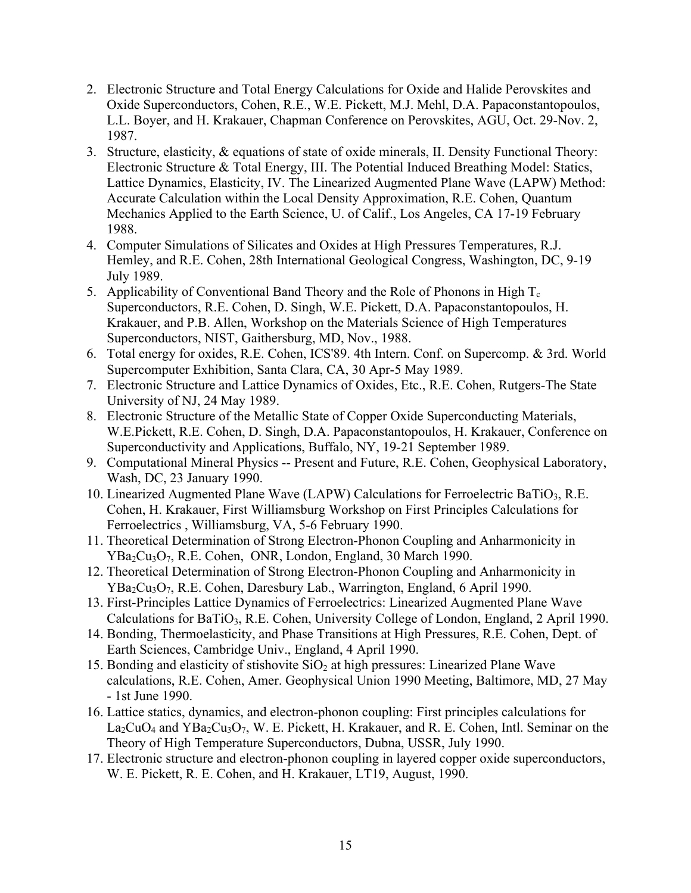2. Electronic Structure and Total Energy Calculations for Oxide and Halide Perovskites and Oxide Superconductors, Cohen, R.E., W.E. Pickett, M.J. Mehl, D.A. Papaconstantopoulos, L.L. Boyer, and H. Krakauer, Chapman Conference on Perovskites, AGU, Oct. 29-Nov. 2, 1987.
3. Structure, elasticity, & equations of state of oxide minerals, II. Density Functional Theory: Electronic Structure & Total Energy, III. The Potential Induced Breathing Model: Statics, Lattice Dynamics, Elasticity, IV. The Linearized Augmented Plane Wave (LAPW) Method: Accurate Calculation within the Local Density Approximation, R.E. Cohen, Quantum Mechanics Applied to the Earth Science, U. of Calif., Los Angeles, CA 17-19 February 1988.
4. Computer Simulations of Silicates and Oxides at High Pressures Temperatures, R.J. Hemley, and R.E. Cohen, 28th International Geological Congress, Washington, DC, 9-19 July 1989.
5. Applicability of Conventional Band Theory and the Role of Phonons in High $T_c$ Superconductors, R.E. Cohen, D. Singh, W.E. Pickett, D.A. Papaconstantopoulos, H. Krakauer, and P.B. Allen, Workshop on the Materials Science of High Temperatures Superconductors, NIST, Gaithersburg, MD, Nov., 1988.
6. Total energy for oxides, R.E. Cohen, ICS'89. 4th Intern. Conf. on Supercomp. & 3rd. World Supercomputer Exhibition, Santa Clara, CA, 30 Apr-5 May 1989.
7. Electronic Structure and Lattice Dynamics of Oxides, Etc., R.E. Cohen, Rutgers-The State University of NJ, 24 May 1989.
8. Electronic Structure of the Metallic State of Copper Oxide Superconducting Materials, W.E.Pickett, R.E. Cohen, D. Singh, D.A. Papaconstantopoulos, H. Krakauer, Conference on Superconductivity and Applications, Buffalo, NY, 19-21 September 1989.
9. Computational Mineral Physics -- Present and Future, R.E. Cohen, Geophysical Laboratory, Wash, DC, 23 January 1990.
10. Linearized Augmented Plane Wave (LAPW) Calculations for Ferroelectric $BaTiO_3$, R.E. Cohen, H. Krakauer, First Williamsburg Workshop on First Principles Calculations for Ferroelectrics , Williamsburg, VA, 5-6 February 1990.
11. Theoretical Determination of Strong Electron-Phonon Coupling and Anharmonicity in $YBa_2Cu_3O_7$, R.E. Cohen, ONR, London, England, 30 March 1990.
12. Theoretical Determination of Strong Electron-Phonon Coupling and Anharmonicity in $YBa_2Cu_3O_7$, R.E. Cohen, Daresbury Lab., Warrington, England, 6 April 1990.
13. First-Principles Lattice Dynamics of Ferroelectrics: Linearized Augmented Plane Wave Calculations for $BaTiO_3$, R.E. Cohen, University College of London, England, 2 April 1990.
14. Bonding, Thermoelasticity, and Phase Transitions at High Pressures, R.E. Cohen, Dept. of Earth Sciences, Cambridge Univ., England, 4 April 1990.
15. Bonding and elasticity of stishovite $SiO_2$ at high pressures: Linearized Plane Wave calculations, R.E. Cohen, Amer. Geophysical Union 1990 Meeting, Baltimore, MD, 27 May - 1st June 1990.
16. Lattice statics, dynamics, and electron-phonon coupling: First principles calculations for $La_2CuO_4$ and $YBa_2Cu_3O_7$, W. E. Pickett, H. Krakauer, and R. E. Cohen, Intl. Seminar on the Theory of High Temperature Superconductors, Dubna, USSR, July 1990.
17. Electronic structure and electron-phonon coupling in layered copper oxide superconductors, W. E. Pickett, R. E. Cohen, and H. Krakauer, LT19, August, 1990.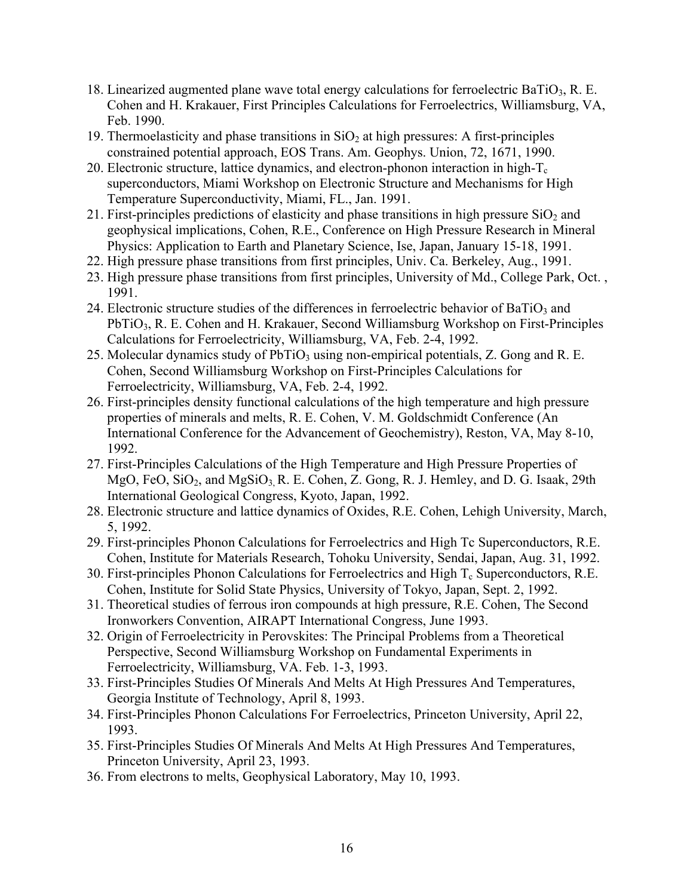18. Linearized augmented plane wave total energy calculations for ferroelectric $BaTiO_3$, R. E. Cohen and H. Krakauer, First Principles Calculations for Ferroelectrics, Williamsburg, VA, Feb. 1990.
19. Thermoelasticity and phase transitions in $SiO_2$ at high pressures: A first-principles constrained potential approach, EOS Trans. Am. Geophys. Union, 72, 1671, 1990.
20. Electronic structure, lattice dynamics, and electron-phonon interaction in high-$T_c$ superconductors, Miami Workshop on Electronic Structure and Mechanisms for High Temperature Superconductivity, Miami, FL., Jan. 1991.
21. First-principles predictions of elasticity and phase transitions in high pressure $SiO_2$ and geophysical implications, Cohen, R.E., Conference on High Pressure Research in Mineral Physics: Application to Earth and Planetary Science, Ise, Japan, January 15-18, 1991.
22. High pressure phase transitions from first principles, Univ. Ca. Berkeley, Aug., 1991.
23. High pressure phase transitions from first principles, University of Md., College Park, Oct. , 1991.
24. Electronic structure studies of the differences in ferroelectric behavior of $BaTiO_3$ and $PbTiO_3$, R. E. Cohen and H. Krakauer, Second Williamsburg Workshop on First-Principles Calculations for Ferroelectricity, Williamsburg, VA, Feb. 2-4, 1992.
25. Molecular dynamics study of $PbTiO_3$ using non-empirical potentials, Z. Gong and R. E. Cohen, Second Williamsburg Workshop on First-Principles Calculations for Ferroelectricity, Williamsburg, VA, Feb. 2-4, 1992.
26. First-principles density functional calculations of the high temperature and high pressure properties of minerals and melts, R. E. Cohen, V. M. Goldschmidt Conference (An International Conference for the Advancement of Geochemistry), Reston, VA, May 8-10, 1992.
27. First-Principles Calculations of the High Temperature and High Pressure Properties of MgO, FeO, $SiO_2$, and $MgSiO_3$, R. E. Cohen, Z. Gong, R. J. Hemley, and D. G. Isaak, 29th International Geological Congress, Kyoto, Japan, 1992.
28. Electronic structure and lattice dynamics of Oxides, R.E. Cohen, Lehigh University, March, 5, 1992.
29. First-principles Phonon Calculations for Ferroelectrics and High Tc Superconductors, R.E. Cohen, Institute for Materials Research, Tohoku University, Sendai, Japan, Aug. 31, 1992.
30. First-principles Phonon Calculations for Ferroelectrics and High $T_c$ Superconductors, R.E. Cohen, Institute for Solid State Physics, University of Tokyo, Japan, Sept. 2, 1992.
31. Theoretical studies of ferrous iron compounds at high pressure, R.E. Cohen, The Second Ironworkers Convention, AIRAPT International Congress, June 1993.
32. Origin of Ferroelectricity in Perovskites: The Principal Problems from a Theoretical Perspective, Second Williamsburg Workshop on Fundamental Experiments in Ferroelectricity, Williamsburg, VA. Feb. 1-3, 1993.
33. First-Principles Studies Of Minerals And Melts At High Pressures And Temperatures, Georgia Institute of Technology, April 8, 1993.
34. First-Principles Phonon Calculations For Ferroelectrics, Princeton University, April 22, 1993.
35. First-Principles Studies Of Minerals And Melts At High Pressures And Temperatures, Princeton University, April 23, 1993.
36. From electrons to melts, Geophysical Laboratory, May 10, 1993.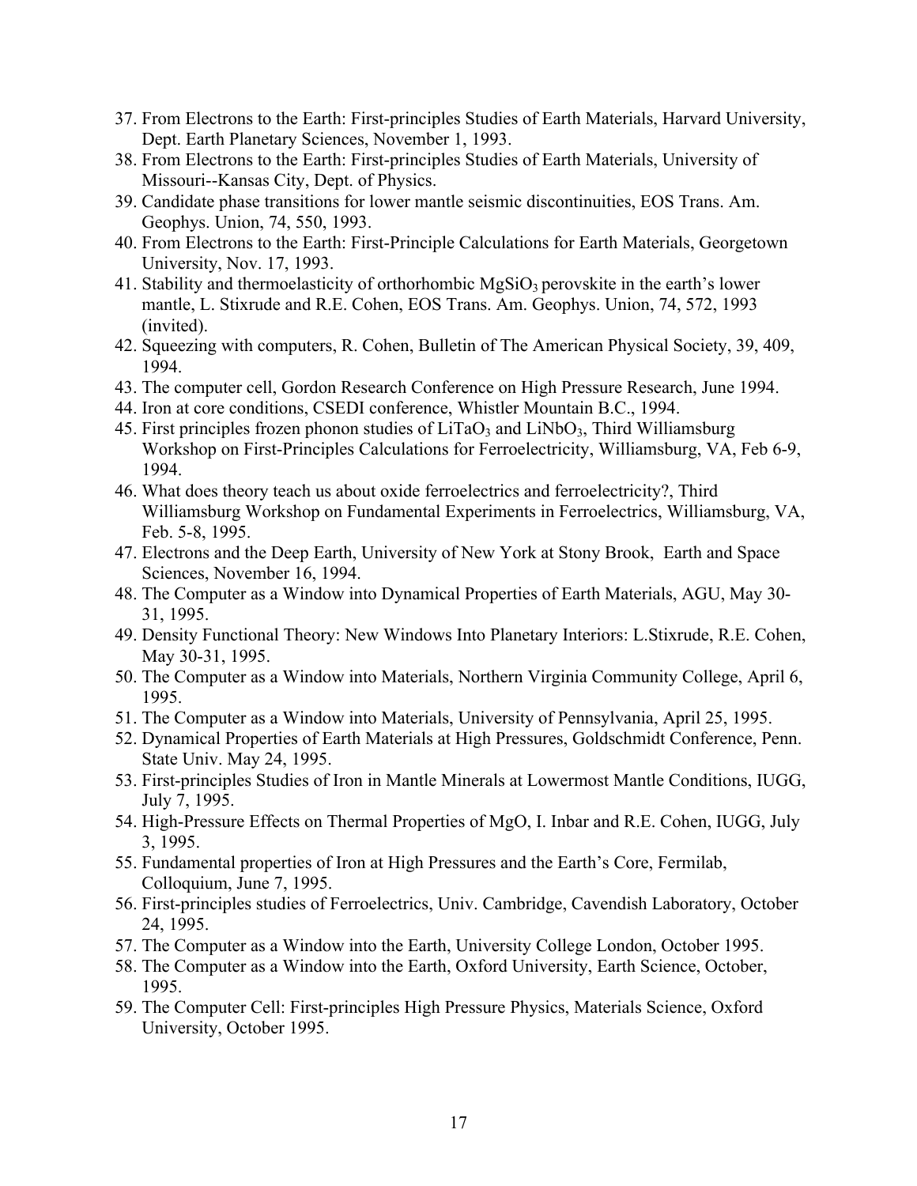37. From Electrons to the Earth: First-principles Studies of Earth Materials, Harvard University, Dept. Earth Planetary Sciences, November 1, 1993.
38. From Electrons to the Earth: First-principles Studies of Earth Materials, University of Missouri--Kansas City, Dept. of Physics.
39. Candidate phase transitions for lower mantle seismic discontinuities, EOS Trans. Am. Geophys. Union, 74, 550, 1993.
40. From Electrons to the Earth: First-Principle Calculations for Earth Materials, Georgetown University, Nov. 17, 1993.
41. Stability and thermoelasticity of orthorhombic $MgSiO_3$ perovskite in the earth's lower mantle, L. Stixrude and R.E. Cohen, EOS Trans. Am. Geophys. Union, 74, 572, 1993 (invited).
42. Squeezing with computers, R. Cohen, Bulletin of The American Physical Society, 39, 409, 1994.
43. The computer cell, Gordon Research Conference on High Pressure Research, June 1994.
44. Iron at core conditions, CSEDI conference, Whistler Mountain B.C., 1994.
45. First principles frozen phonon studies of $LiTaO_3$ and $LiNbO_3$, Third Williamsburg Workshop on First-Principles Calculations for Ferroelectricity, Williamsburg, VA, Feb 6-9, 1994.
46. What does theory teach us about oxide ferroelectrics and ferroelectricity?, Third Williamsburg Workshop on Fundamental Experiments in Ferroelectrics, Williamsburg, VA, Feb. 5-8, 1995.
47. Electrons and the Deep Earth, University of New York at Stony Brook, Earth and Space Sciences, November 16, 1994.
48. The Computer as a Window into Dynamical Properties of Earth Materials, AGU, May 30-31, 1995.
49. Density Functional Theory: New Windows Into Planetary Interiors: L.Stixrude, R.E. Cohen, May 30-31, 1995.
50. The Computer as a Window into Materials, Northern Virginia Community College, April 6, 1995.
51. The Computer as a Window into Materials, University of Pennsylvania, April 25, 1995.
52. Dynamical Properties of Earth Materials at High Pressures, Goldschmidt Conference, Penn. State Univ. May 24, 1995.
53. First-principles Studies of Iron in Mantle Minerals at Lowermost Mantle Conditions, IUGG, July 7, 1995.
54. High-Pressure Effects on Thermal Properties of MgO, I. Inbar and R.E. Cohen, IUGG, July 3, 1995.
55. Fundamental properties of Iron at High Pressures and the Earth's Core, Fermilab, Colloquium, June 7, 1995.
56. First-principles studies of Ferroelectrics, Univ. Cambridge, Cavendish Laboratory, October 24, 1995.
57. The Computer as a Window into the Earth, University College London, October 1995.
58. The Computer as a Window into the Earth, Oxford University, Earth Science, October, 1995.
59. The Computer Cell: First-principles High Pressure Physics, Materials Science, Oxford University, October 1995.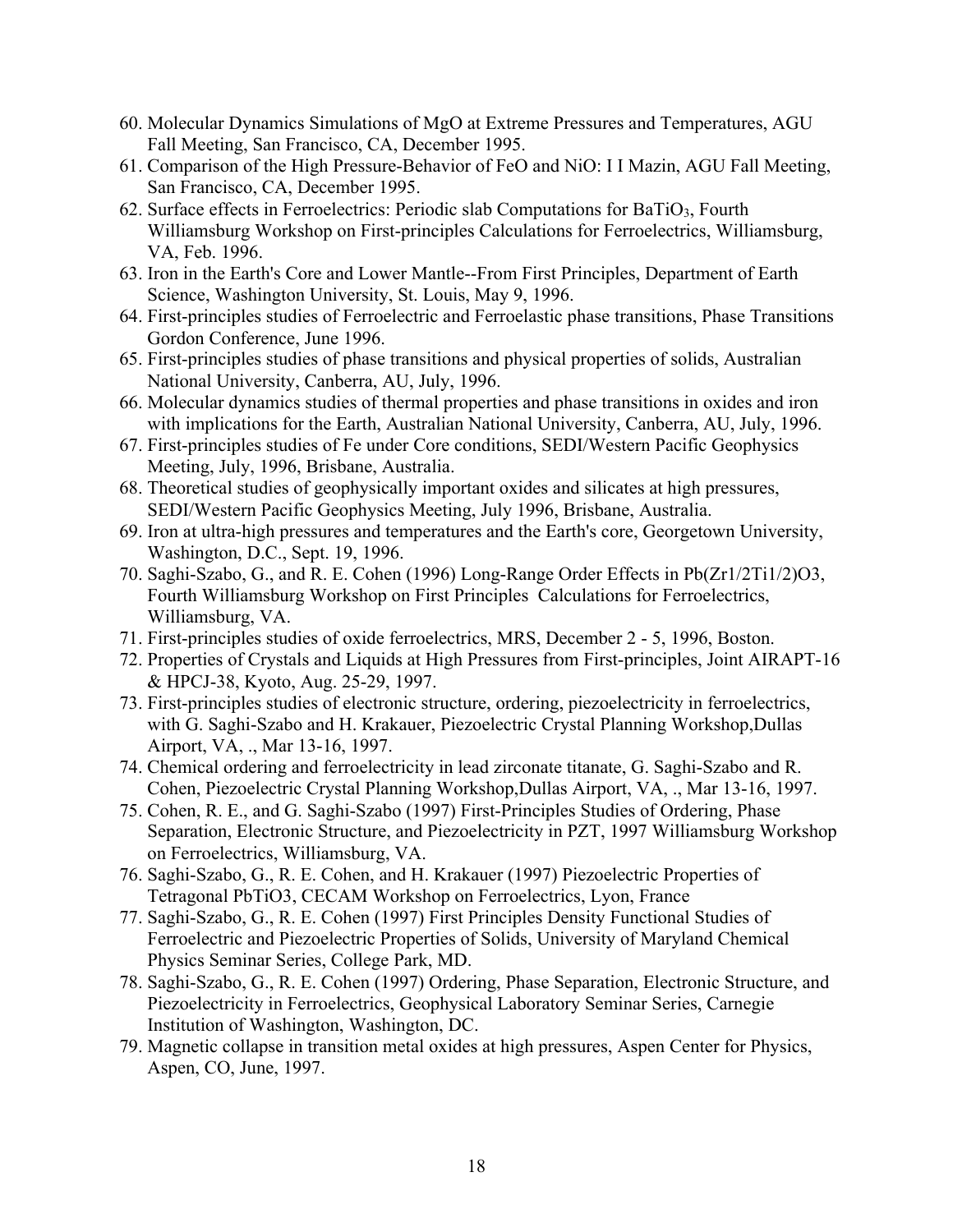60. Molecular Dynamics Simulations of MgO at Extreme Pressures and Temperatures, AGU Fall Meeting, San Francisco, CA, December 1995.
61. Comparison of the High Pressure-Behavior of FeO and NiO: I I Mazin, AGU Fall Meeting, San Francisco, CA, December 1995.
62. Surface effects in Ferroelectrics: Periodic slab Computations for $BaTiO_3$, Fourth Williamsburg Workshop on First-principles Calculations for Ferroelectrics, Williamsburg, VA, Feb. 1996.
63. Iron in the Earth's Core and Lower Mantle--From First Principles, Department of Earth Science, Washington University, St. Louis, May 9, 1996.
64. First-principles studies of Ferroelectric and Ferroelastic phase transitions, Phase Transitions Gordon Conference, June 1996.
65. First-principles studies of phase transitions and physical properties of solids, Australian National University, Canberra, AU, July, 1996.
66. Molecular dynamics studies of thermal properties and phase transitions in oxides and iron with implications for the Earth, Australian National University, Canberra, AU, July, 1996.
67. First-principles studies of Fe under Core conditions, SEDI/Western Pacific Geophysics Meeting, July, 1996, Brisbane, Australia.
68. Theoretical studies of geophysically important oxides and silicates at high pressures, SEDI/Western Pacific Geophysics Meeting, July 1996, Brisbane, Australia.
69. Iron at ultra-high pressures and temperatures and the Earth's core, Georgetown University, Washington, D.C., Sept. 19, 1996.
70. Saghi-Szabo, G., and R. E. Cohen (1996) Long-Range Order Effects in Pb(Zr1/2Ti1/2)O3, Fourth Williamsburg Workshop on First Principles Calculations for Ferroelectrics, Williamsburg, VA.
71. First-principles studies of oxide ferroelectrics, MRS, December 2 - 5, 1996, Boston.
72. Properties of Crystals and Liquids at High Pressures from First-principles, Joint AIRAPT-16 & HPCJ-38, Kyoto, Aug. 25-29, 1997.
73. First-principles studies of electronic structure, ordering, piezoelectricity in ferroelectrics, with G. Saghi-Szabo and H. Krakauer, Piezoelectric Crystal Planning Workshop,Dullas Airport, VA, ., Mar 13-16, 1997.
74. Chemical ordering and ferroelectricity in lead zirconate titanate, G. Saghi-Szabo and R. Cohen, Piezoelectric Crystal Planning Workshop,Dullas Airport, VA, ., Mar 13-16, 1997.
75. Cohen, R. E., and G. Saghi-Szabo (1997) First-Principles Studies of Ordering, Phase Separation, Electronic Structure, and Piezoelectricity in PZT, 1997 Williamsburg Workshop on Ferroelectrics, Williamsburg, VA.
76. Saghi-Szabo, G., R. E. Cohen, and H. Krakauer (1997) Piezoelectric Properties of Tetragonal PbTiO3, CECAM Workshop on Ferroelectrics, Lyon, France
77. Saghi-Szabo, G., R. E. Cohen (1997) First Principles Density Functional Studies of Ferroelectric and Piezoelectric Properties of Solids, University of Maryland Chemical Physics Seminar Series, College Park, MD.
78. Saghi-Szabo, G., R. E. Cohen (1997) Ordering, Phase Separation, Electronic Structure, and Piezoelectricity in Ferroelectrics, Geophysical Laboratory Seminar Series, Carnegie Institution of Washington, Washington, DC.
79. Magnetic collapse in transition metal oxides at high pressures, Aspen Center for Physics, Aspen, CO, June, 1997.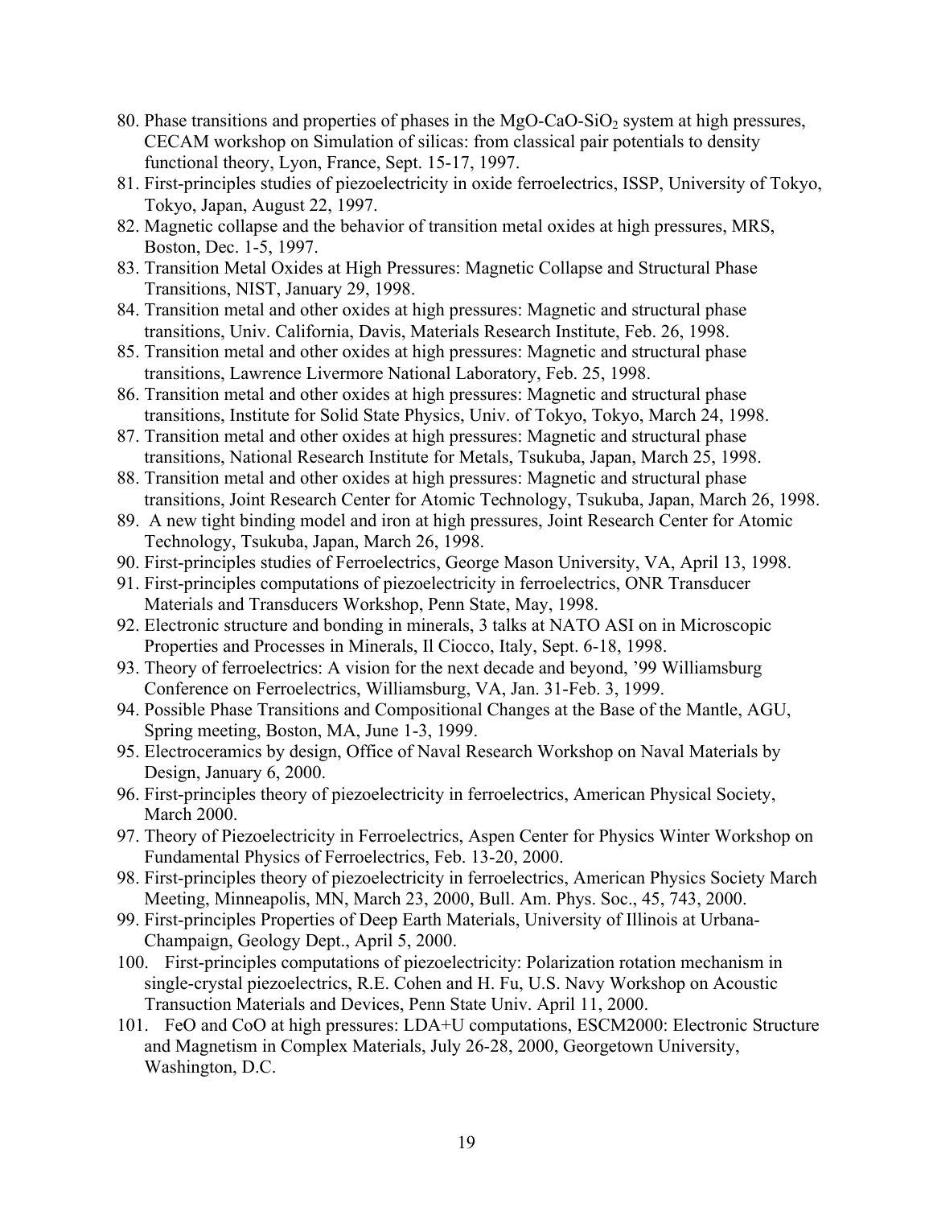80. Phase transitions and properties of phases in the $MgO$-$CaO$-$SiO_2$ system at high pressures, CECAM workshop on Simulation of silicas: from classical pair potentials to density functional theory, Lyon, France, Sept. 15-17, 1997.
81. First-principles studies of piezoelectricity in oxide ferroelectrics, ISSP, University of Tokyo, Tokyo, Japan, August 22, 1997.
82. Magnetic collapse and the behavior of transition metal oxides at high pressures, MRS, Boston, Dec. 1-5, 1997.
83. Transition Metal Oxides at High Pressures: Magnetic Collapse and Structural Phase Transitions, NIST, January 29, 1998.
84. Transition metal and other oxides at high pressures: Magnetic and structural phase transitions, Univ. California, Davis, Materials Research Institute, Feb. 26, 1998.
85. Transition metal and other oxides at high pressures: Magnetic and structural phase transitions, Lawrence Livermore National Laboratory, Feb. 25, 1998.
86. Transition metal and other oxides at high pressures: Magnetic and structural phase transitions, Institute for Solid State Physics, Univ. of Tokyo, Tokyo, March 24, 1998.
87. Transition metal and other oxides at high pressures: Magnetic and structural phase transitions, National Research Institute for Metals, Tsukuba, Japan, March 25, 1998.
88. Transition metal and other oxides at high pressures: Magnetic and structural phase transitions, Joint Research Center for Atomic Technology, Tsukuba, Japan, March 26, 1998.
89. A new tight binding model and iron at high pressures, Joint Research Center for Atomic Technology, Tsukuba, Japan, March 26, 1998.
90. First-principles studies of Ferroelectrics, George Mason University, VA, April 13, 1998.
91. First-principles computations of piezoelectricity in ferroelectrics, ONR Transducer Materials and Transducers Workshop, Penn State, May, 1998.
92. Electronic structure and bonding in minerals, 3 talks at NATO ASI on in Microscopic Properties and Processes in Minerals, Il Ciocco, Italy, Sept. 6-18, 1998.
93. Theory of ferroelectrics: A vision for the next decade and beyond, '99 Williamsburg Conference on Ferroelectrics, Williamsburg, VA, Jan. 31-Feb. 3, 1999.
94. Possible Phase Transitions and Compositional Changes at the Base of the Mantle, AGU, Spring meeting, Boston, MA, June 1-3, 1999.
95. Electroceramics by design, Office of Naval Research Workshop on Naval Materials by Design, January 6, 2000.
96. First-principles theory of piezoelectricity in ferroelectrics, American Physical Society, March 2000.
97. Theory of Piezoelectricity in Ferroelectrics, Aspen Center for Physics Winter Workshop on Fundamental Physics of Ferroelectrics, Feb. 13-20, 2000.
98. First-principles theory of piezoelectricity in ferroelectrics, American Physics Society March Meeting, Minneapolis, MN, March 23, 2000, Bull. Am. Phys. Soc., 45, 743, 2000.
99. First-principles Properties of Deep Earth Materials, University of Illinois at Urbana-Champaign, Geology Dept., April 5, 2000.
100. First-principles computations of piezoelectricity: Polarization rotation mechanism in single-crystal piezoelectrics, R.E. Cohen and H. Fu, U.S. Navy Workshop on Acoustic Transuction Materials and Devices, Penn State Univ. April 11, 2000.
101. FeO and CoO at high pressures: LDA+U computations, ESCM2000: Electronic Structure and Magnetism in Complex Materials, July 26-28, 2000, Georgetown University, Washington, D.C.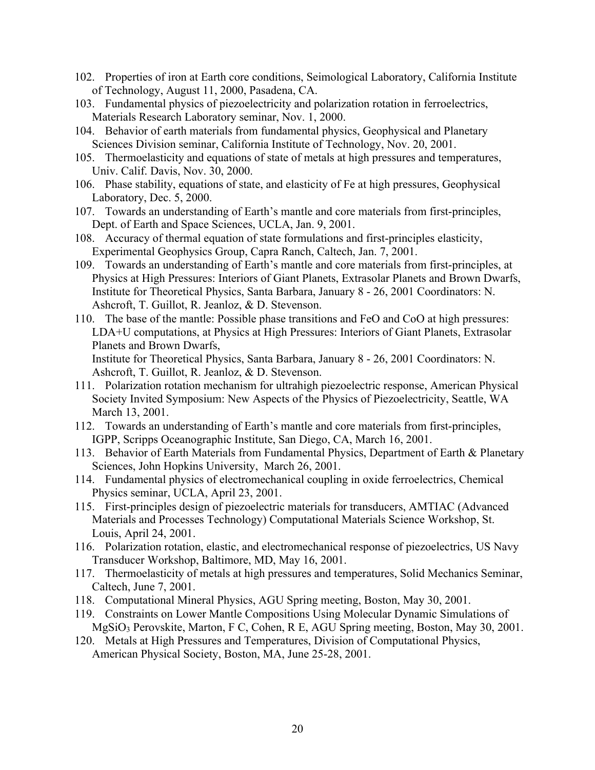102. Properties of iron at Earth core conditions, Seimological Laboratory, California Institute of Technology, August 11, 2000, Pasadena, CA.
103. Fundamental physics of piezoelectricity and polarization rotation in ferroelectrics, Materials Research Laboratory seminar, Nov. 1, 2000.
104. Behavior of earth materials from fundamental physics, Geophysical and Planetary Sciences Division seminar, California Institute of Technology, Nov. 20, 2001.
105. Thermoelasticity and equations of state of metals at high pressures and temperatures, Univ. Calif. Davis, Nov. 30, 2000.
106. Phase stability, equations of state, and elasticity of Fe at high pressures, Geophysical Laboratory, Dec. 5, 2000.
107. Towards an understanding of Earth's mantle and core materials from first-principles, Dept. of Earth and Space Sciences, UCLA, Jan. 9, 2001.
108. Accuracy of thermal equation of state formulations and first-principles elasticity, Experimental Geophysics Group, Capra Ranch, Caltech, Jan. 7, 2001.
109. Towards an understanding of Earth's mantle and core materials from first-principles, at Physics at High Pressures: Interiors of Giant Planets, Extrasolar Planets and Brown Dwarfs, Institute for Theoretical Physics, Santa Barbara, January 8 - 26, 2001 Coordinators: N. Ashcroft, T. Guillot, R. Jeanloz, & D. Stevenson.
110. The base of the mantle: Possible phase transitions and FeO and CoO at high pressures: LDA+U computations, at Physics at High Pressures: Interiors of Giant Planets, Extrasolar Planets and Brown Dwarfs,
Institute for Theoretical Physics, Santa Barbara, January 8 - 26, 2001 Coordinators: N. Ashcroft, T. Guillot, R. Jeanloz, & D. Stevenson.
111. Polarization rotation mechanism for ultrahigh piezoelectric response, American Physical Society Invited Symposium: New Aspects of the Physics of Piezoelectricity, Seattle, WA March 13, 2001.
112. Towards an understanding of Earth's mantle and core materials from first-principles, IGPP, Scripps Oceanographic Institute, San Diego, CA, March 16, 2001.
113. Behavior of Earth Materials from Fundamental Physics, Department of Earth & Planetary Sciences, John Hopkins University, March 26, 2001.
114. Fundamental physics of electromechanical coupling in oxide ferroelectrics, Chemical Physics seminar, UCLA, April 23, 2001.
115. First-principles design of piezoelectric materials for transducers, AMTIAC (Advanced Materials and Processes Technology) Computational Materials Science Workshop, St. Louis, April 24, 2001.
116. Polarization rotation, elastic, and electromechanical response of piezoelectrics, US Navy Transducer Workshop, Baltimore, MD, May 16, 2001.
117. Thermoelasticity of metals at high pressures and temperatures, Solid Mechanics Seminar, Caltech, June 7, 2001.
118. Computational Mineral Physics, AGU Spring meeting, Boston, May 30, 2001.
119. Constraints on Lower Mantle Compositions Using Molecular Dynamic Simulations of $MgSiO_3$ Perovskite, Marton, F C, Cohen, R E, AGU Spring meeting, Boston, May 30, 2001.
120. Metals at High Pressures and Temperatures, Division of Computational Physics, American Physical Society, Boston, MA, June 25-28, 2001.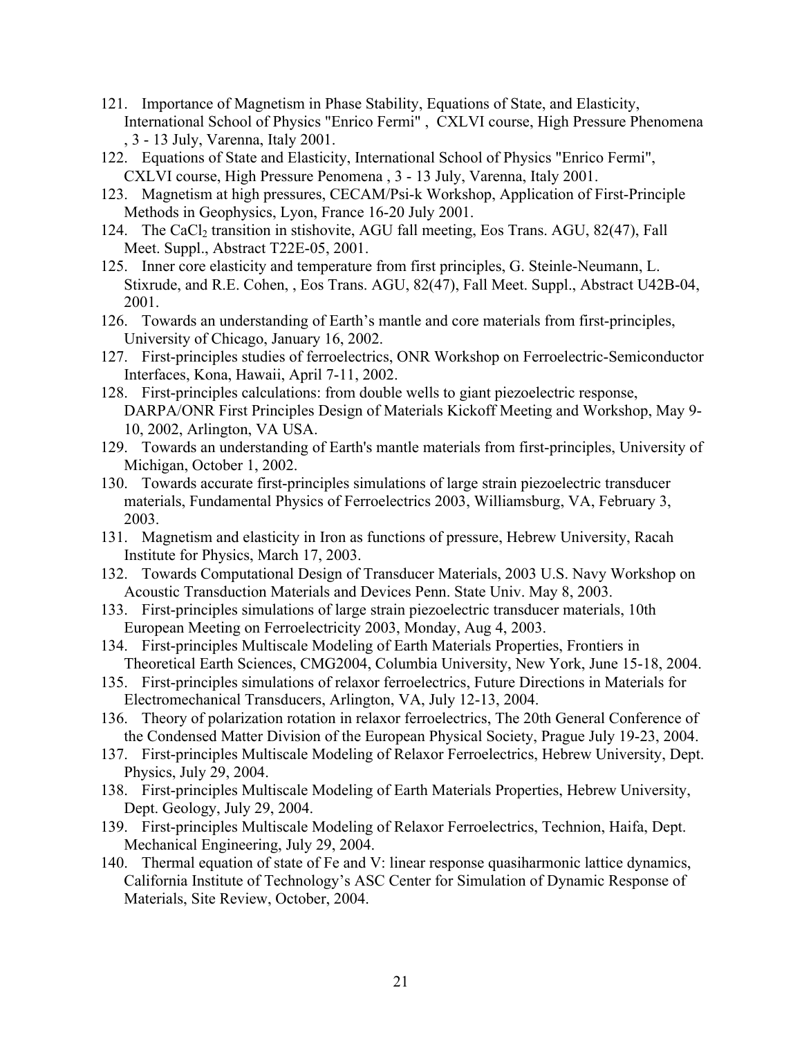121. Importance of Magnetism in Phase Stability, Equations of State, and Elasticity, International School of Physics "Enrico Fermi" , CXLVI course, High Pressure Phenomena , 3 - 13 July, Varenna, Italy 2001.
122. Equations of State and Elasticity, International School of Physics "Enrico Fermi", CXLVI course, High Pressure Penomena , 3 - 13 July, Varenna, Italy 2001.
123. Magnetism at high pressures, CECAM/Psi-k Workshop, Application of First-Principle Methods in Geophysics, Lyon, France 16-20 July 2001.
124. The $CaCl_2$ transition in stishovite, AGU fall meeting, Eos Trans. AGU, 82(47), Fall Meet. Suppl., Abstract T22E-05, 2001.
125. Inner core elasticity and temperature from first principles, G. Steinle-Neumann, L. Stixrude, and R.E. Cohen, , Eos Trans. AGU, 82(47), Fall Meet. Suppl., Abstract U42B-04, 2001.
126. Towards an understanding of Earth's mantle and core materials from first-principles, University of Chicago, January 16, 2002.
127. First-principles studies of ferroelectrics, ONR Workshop on Ferroelectric-Semiconductor Interfaces, Kona, Hawaii, April 7-11, 2002.
128. First-principles calculations: from double wells to giant piezoelectric response, DARPA/ONR First Principles Design of Materials Kickoff Meeting and Workshop, May 9-10, 2002, Arlington, VA USA.
129. Towards an understanding of Earth's mantle materials from first-principles, University of Michigan, October 1, 2002.
130. Towards accurate first-principles simulations of large strain piezoelectric transducer materials, Fundamental Physics of Ferroelectrics 2003, Williamsburg, VA, February 3, 2003.
131. Magnetism and elasticity in Iron as functions of pressure, Hebrew University, Racah Institute for Physics, March 17, 2003.
132. Towards Computational Design of Transducer Materials, 2003 U.S. Navy Workshop on Acoustic Transduction Materials and Devices Penn. State Univ. May 8, 2003.
133. First-principles simulations of large strain piezoelectric transducer materials, 10th European Meeting on Ferroelectricity 2003, Monday, Aug 4, 2003.
134. First-principles Multiscale Modeling of Earth Materials Properties, Frontiers in Theoretical Earth Sciences, CMG2004, Columbia University, New York, June 15-18, 2004.
135. First-principles simulations of relaxor ferroelectrics, Future Directions in Materials for Electromechanical Transducers, Arlington, VA, July 12-13, 2004.
136. Theory of polarization rotation in relaxor ferroelectrics, The 20th General Conference of the Condensed Matter Division of the European Physical Society, Prague July 19-23, 2004.
137. First-principles Multiscale Modeling of Relaxor Ferroelectrics, Hebrew University, Dept. Physics, July 29, 2004.
138. First-principles Multiscale Modeling of Earth Materials Properties, Hebrew University, Dept. Geology, July 29, 2004.
139. First-principles Multiscale Modeling of Relaxor Ferroelectrics, Technion, Haifa, Dept. Mechanical Engineering, July 29, 2004.
140. Thermal equation of state of Fe and V: linear response quasiharmonic lattice dynamics, California Institute of Technology's ASC Center for Simulation of Dynamic Response of Materials, Site Review, October, 2004.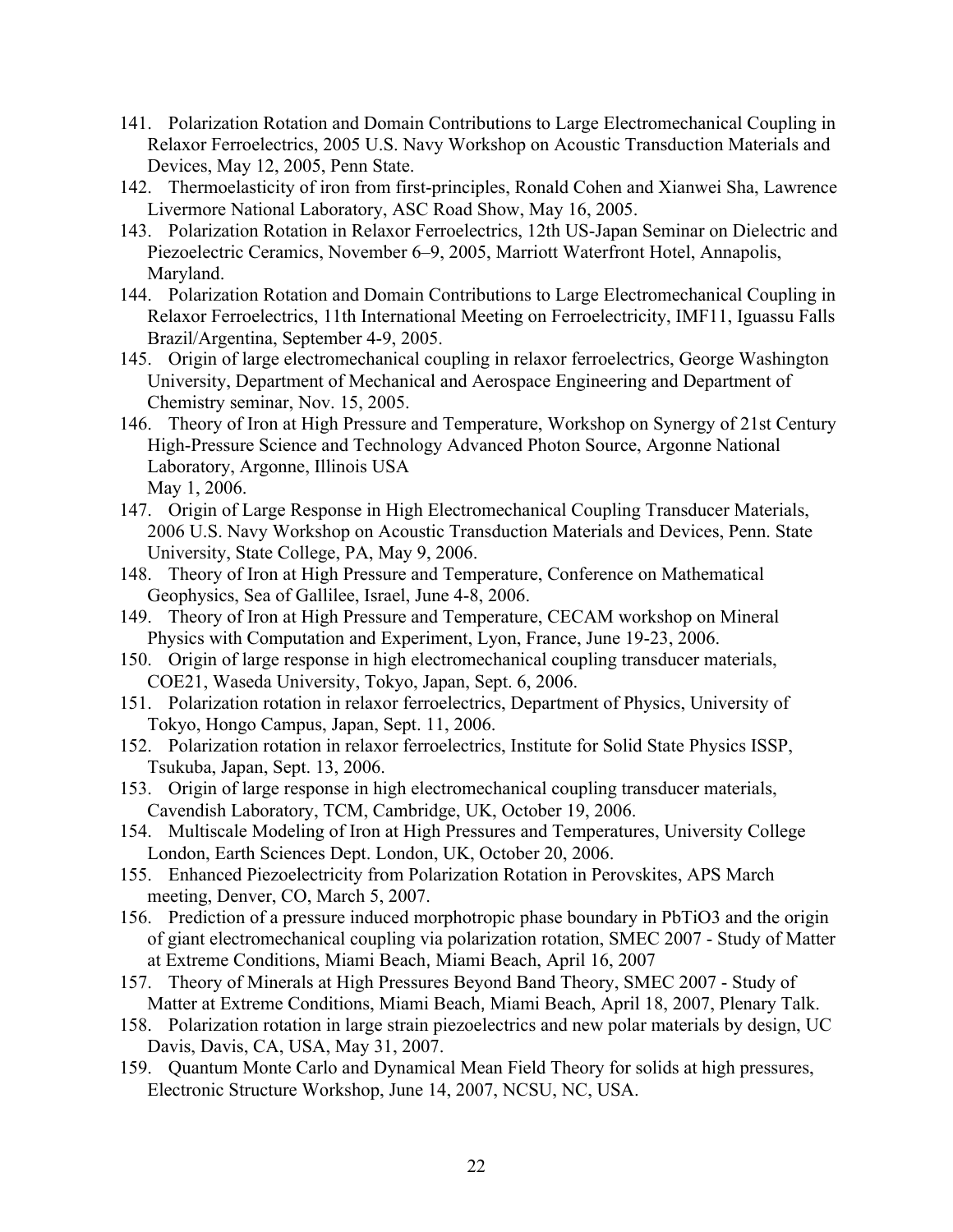141. Polarization Rotation and Domain Contributions to Large Electromechanical Coupling in Relaxor Ferroelectrics, 2005 U.S. Navy Workshop on Acoustic Transduction Materials and Devices, May 12, 2005, Penn State.
142. Thermoelasticity of iron from first-principles, Ronald Cohen and Xianwei Sha, Lawrence Livermore National Laboratory, ASC Road Show, May 16, 2005.
143. Polarization Rotation in Relaxor Ferroelectrics, 12th US-Japan Seminar on Dielectric and Piezoelectric Ceramics, November 6–9, 2005, Marriott Waterfront Hotel, Annapolis, Maryland.
144. Polarization Rotation and Domain Contributions to Large Electromechanical Coupling in Relaxor Ferroelectrics, 11th International Meeting on Ferroelectricity, IMF11, Iguassu Falls Brazil/Argentina, September 4-9, 2005.
145. Origin of large electromechanical coupling in relaxor ferroelectrics, George Washington University, Department of Mechanical and Aerospace Engineering and Department of Chemistry seminar, Nov. 15, 2005.
146. Theory of Iron at High Pressure and Temperature, Workshop on Synergy of 21st Century High-Pressure Science and Technology Advanced Photon Source, Argonne National Laboratory, Argonne, Illinois USA
May 1, 2006.
147. Origin of Large Response in High Electromechanical Coupling Transducer Materials, 2006 U.S. Navy Workshop on Acoustic Transduction Materials and Devices, Penn. State University, State College, PA, May 9, 2006.
148. Theory of Iron at High Pressure and Temperature, Conference on Mathematical Geophysics, Sea of Gallilee, Israel, June 4-8, 2006.
149. Theory of Iron at High Pressure and Temperature, CECAM workshop on Mineral Physics with Computation and Experiment, Lyon, France, June 19-23, 2006.
150. Origin of large response in high electromechanical coupling transducer materials, COE21, Waseda University, Tokyo, Japan, Sept. 6, 2006.
151. Polarization rotation in relaxor ferroelectrics, Department of Physics, University of Tokyo, Hongo Campus, Japan, Sept. 11, 2006.
152. Polarization rotation in relaxor ferroelectrics, Institute for Solid State Physics ISSP, Tsukuba, Japan, Sept. 13, 2006.
153. Origin of large response in high electromechanical coupling transducer materials, Cavendish Laboratory, TCM, Cambridge, UK, October 19, 2006.
154. Multiscale Modeling of Iron at High Pressures and Temperatures, University College London, Earth Sciences Dept. London, UK, October 20, 2006.
155. Enhanced Piezoelectricity from Polarization Rotation in Perovskites, APS March meeting, Denver, CO, March 5, 2007.
156. Prediction of a pressure induced morphotropic phase boundary in $PbTiO_3$ and the origin of giant electromechanical coupling via polarization rotation, SMEC 2007 - Study of Matter at Extreme Conditions, Miami Beach, Miami Beach, April 16, 2007
157. Theory of Minerals at High Pressures Beyond Band Theory, SMEC 2007 - Study of Matter at Extreme Conditions, Miami Beach, Miami Beach, April 18, 2007, Plenary Talk.
158. Polarization rotation in large strain piezoelectrics and new polar materials by design, UC Davis, Davis, CA, USA, May 31, 2007.
159. Quantum Monte Carlo and Dynamical Mean Field Theory for solids at high pressures, Electronic Structure Workshop, June 14, 2007, NCSU, NC, USA.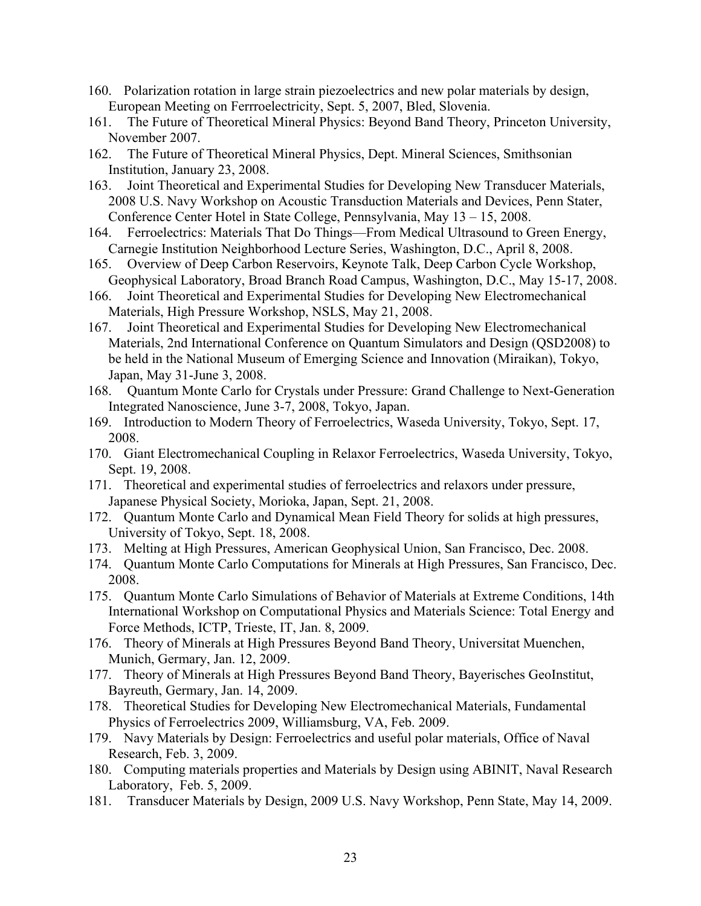160. Polarization rotation in large strain piezoelectrics and new polar materials by design, European Meeting on Ferrroelectricity, Sept. 5, 2007, Bled, Slovenia.
161. The Future of Theoretical Mineral Physics: Beyond Band Theory, Princeton University, November 2007.
162. The Future of Theoretical Mineral Physics, Dept. Mineral Sciences, Smithsonian Institution, January 23, 2008.
163. Joint Theoretical and Experimental Studies for Developing New Transducer Materials, 2008 U.S. Navy Workshop on Acoustic Transduction Materials and Devices, Penn Stater, Conference Center Hotel in State College, Pennsylvania, May 13 – 15, 2008.
164. Ferroelectrics: Materials That Do Things—From Medical Ultrasound to Green Energy, Carnegie Institution Neighborhood Lecture Series, Washington, D.C., April 8, 2008.
165. Overview of Deep Carbon Reservoirs, Keynote Talk, Deep Carbon Cycle Workshop, Geophysical Laboratory, Broad Branch Road Campus, Washington, D.C., May 15-17, 2008.
166. Joint Theoretical and Experimental Studies for Developing New Electromechanical Materials, High Pressure Workshop, NSLS, May 21, 2008.
167. Joint Theoretical and Experimental Studies for Developing New Electromechanical Materials, 2nd International Conference on Quantum Simulators and Design (QSD2008) to be held in the National Museum of Emerging Science and Innovation (Miraikan), Tokyo, Japan, May 31-June 3, 2008.
168. Quantum Monte Carlo for Crystals under Pressure: Grand Challenge to Next-Generation Integrated Nanoscience, June 3-7, 2008, Tokyo, Japan.
169. Introduction to Modern Theory of Ferroelectrics, Waseda University, Tokyo, Sept. 17, 2008.
170. Giant Electromechanical Coupling in Relaxor Ferroelectrics, Waseda University, Tokyo, Sept. 19, 2008.
171. Theoretical and experimental studies of ferroelectrics and relaxors under pressure, Japanese Physical Society, Morioka, Japan, Sept. 21, 2008.
172. Quantum Monte Carlo and Dynamical Mean Field Theory for solids at high pressures, University of Tokyo, Sept. 18, 2008.
173. Melting at High Pressures, American Geophysical Union, San Francisco, Dec. 2008.
174. Quantum Monte Carlo Computations for Minerals at High Pressures, San Francisco, Dec. 2008.
175. Quantum Monte Carlo Simulations of Behavior of Materials at Extreme Conditions, 14th International Workshop on Computational Physics and Materials Science: Total Energy and Force Methods, ICTP, Trieste, IT, Jan. 8, 2009.
176. Theory of Minerals at High Pressures Beyond Band Theory, Universitat Muenchen, Munich, Germany, Jan. 12, 2009.
177. Theory of Minerals at High Pressures Beyond Band Theory, Bayerisches GeoInstitut, Bayreuth, Germany, Jan. 14, 2009.
178. Theoretical Studies for Developing New Electromechanical Materials, Fundamental Physics of Ferroelectrics 2009, Williamsburg, VA, Feb. 2009.
179. Navy Materials by Design: Ferroelectrics and useful polar materials, Office of Naval Research, Feb. 3, 2009.
180. Computing materials properties and Materials by Design using ABINIT, Naval Research Laboratory, Feb. 5, 2009.
181. Transducer Materials by Design, 2009 U.S. Navy Workshop, Penn State, May 14, 2009.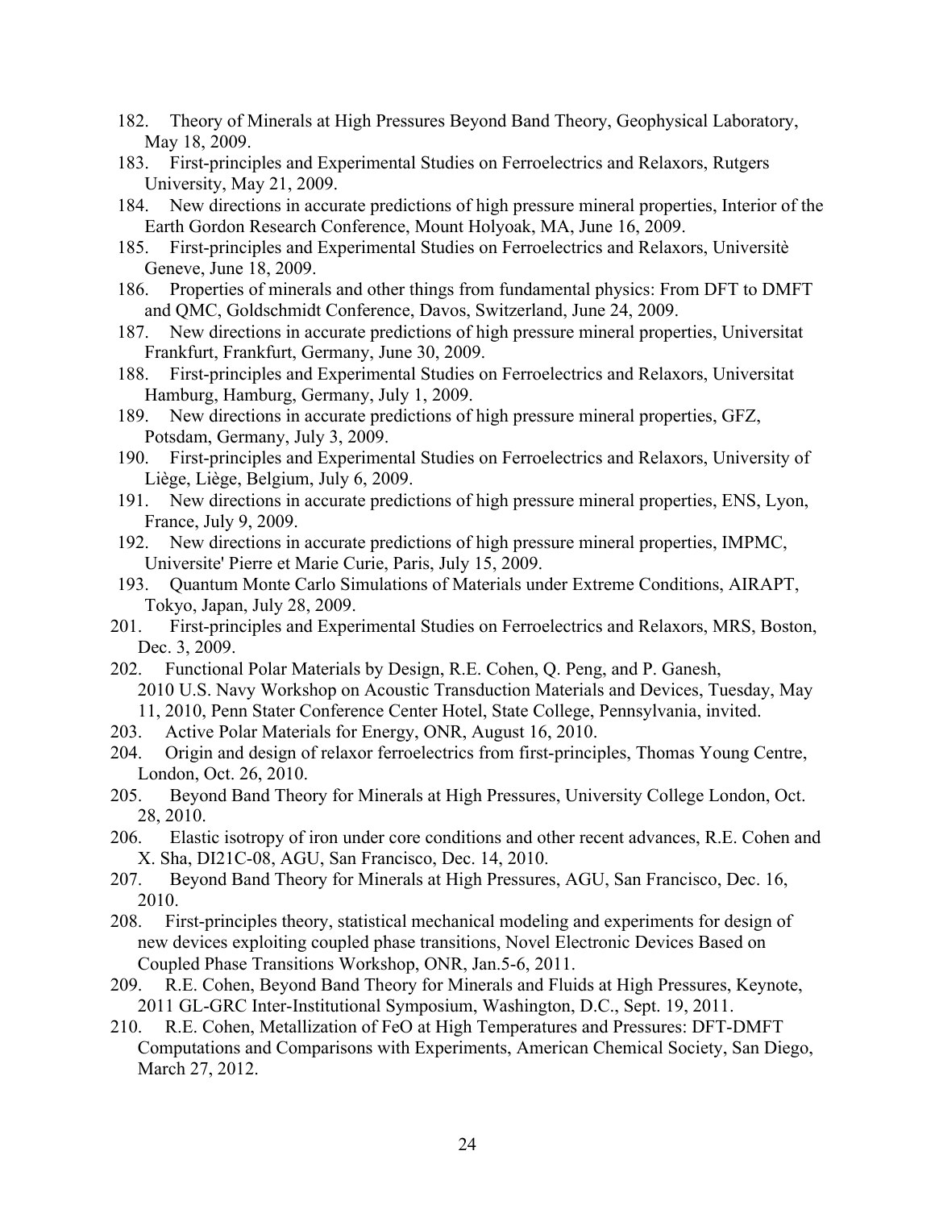182. Theory of Minerals at High Pressures Beyond Band Theory, Geophysical Laboratory, May 18, 2009.
183. First-principles and Experimental Studies on Ferroelectrics and Relaxors, Rutgers University, May 21, 2009.
184. New directions in accurate predictions of high pressure mineral properties, Interior of the Earth Gordon Research Conference, Mount Holyoak, MA, June 16, 2009.
185. First-principles and Experimental Studies on Ferroelectrics and Relaxors, Universitè Geneve, June 18, 2009.
186. Properties of minerals and other things from fundamental physics: From DFT to DMFT and QMC, Goldschmidt Conference, Davos, Switzerland, June 24, 2009.
187. New directions in accurate predictions of high pressure mineral properties, Universitat Frankfurt, Frankfurt, Germany, June 30, 2009.
188. First-principles and Experimental Studies on Ferroelectrics and Relaxors, Universitat Hamburg, Hamburg, Germany, July 1, 2009.
189. New directions in accurate predictions of high pressure mineral properties, GFZ, Potsdam, Germany, July 3, 2009.
190. First-principles and Experimental Studies on Ferroelectrics and Relaxors, University of Liège, Liège, Belgium, July 6, 2009.
191. New directions in accurate predictions of high pressure mineral properties, ENS, Lyon, France, July 9, 2009.
192. New directions in accurate predictions of high pressure mineral properties, IMPMC, Universite' Pierre et Marie Curie, Paris, July 15, 2009.
193. Quantum Monte Carlo Simulations of Materials under Extreme Conditions, AIRAPT, Tokyo, Japan, July 28, 2009.

201. First-principles and Experimental Studies on Ferroelectrics and Relaxors, MRS, Boston, Dec. 3, 2009.
202. Functional Polar Materials by Design, R.E. Cohen, Q. Peng, and P. Ganesh, 2010 U.S. Navy Workshop on Acoustic Transduction Materials and Devices, Tuesday, May 11, 2010, Penn Stater Conference Center Hotel, State College, Pennsylvania, invited.
203. Active Polar Materials for Energy, ONR, August 16, 2010.
204. Origin and design of relaxor ferroelectrics from first-principles, Thomas Young Centre, London, Oct. 26, 2010.
205. Beyond Band Theory for Minerals at High Pressures, University College London, Oct. 28, 2010.
206. Elastic isotropy of iron under core conditions and other recent advances, R.E. Cohen and X. Sha, DI21C-08, AGU, San Francisco, Dec. 14, 2010.
207. Beyond Band Theory for Minerals at High Pressures, AGU, San Francisco, Dec. 16, 2010.
208. First-principles theory, statistical mechanical modeling and experiments for design of new devices exploiting coupled phase transitions, Novel Electronic Devices Based on Coupled Phase Transitions Workshop, ONR, Jan.5-6, 2011.
209. R.E. Cohen, Beyond Band Theory for Minerals and Fluids at High Pressures, Keynote, 2011 GL-GRC Inter-Institutional Symposium, Washington, D.C., Sept. 19, 2011.
210. R.E. Cohen, Metallization of FeO at High Temperatures and Pressures: DFT-DMFT Computations and Comparisons with Experiments, American Chemical Society, San Diego, March 27, 2012.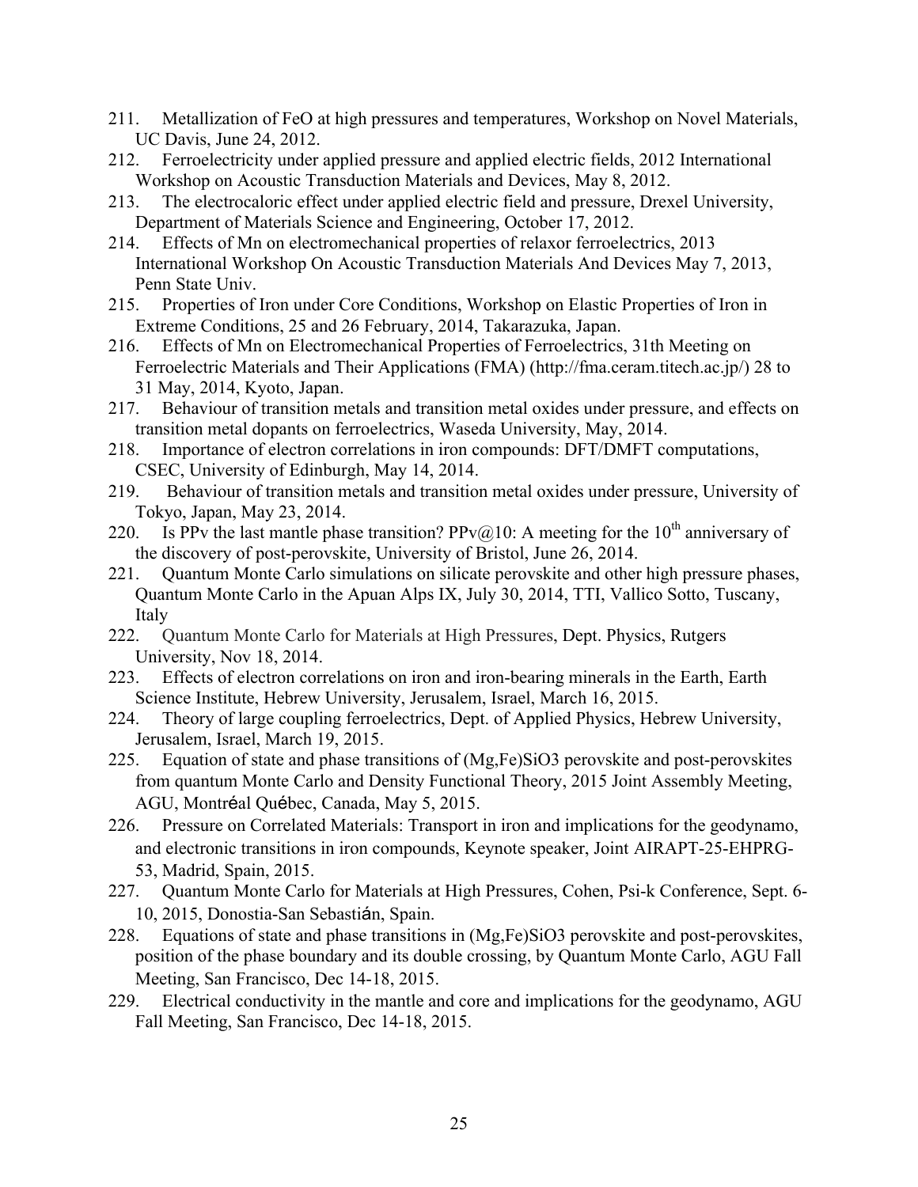211. Metallization of FeO at high pressures and temperatures, Workshop on Novel Materials, UC Davis, June 24, 2012.
212. Ferroelectricity under applied pressure and applied electric fields, 2012 International Workshop on Acoustic Transduction Materials and Devices, May 8, 2012.
213. The electrocaloric effect under applied electric field and pressure, Drexel University, Department of Materials Science and Engineering, October 17, 2012.
214. Effects of Mn on electromechanical properties of relaxor ferroelectrics, 2013 International Workshop On Acoustic Transduction Materials And Devices May 7, 2013, Penn State Univ.
215. Properties of Iron under Core Conditions, Workshop on Elastic Properties of Iron in Extreme Conditions, 25 and 26 February, 2014, Takarazuka, Japan.
216. Effects of Mn on Electromechanical Properties of Ferroelectrics, 31th Meeting on Ferroelectric Materials and Their Applications (FMA) (http://fma.ceram.titech.ac.jp/) 28 to 31 May, 2014, Kyoto, Japan.
217. Behaviour of transition metals and transition metal oxides under pressure, and effects on transition metal dopants on ferroelectrics, Waseda University, May, 2014.
218. Importance of electron correlations in iron compounds: DFT/DMFT computations, CSEC, University of Edinburgh, May 14, 2014.
219. Behaviour of transition metals and transition metal oxides under pressure, University of Tokyo, Japan, May 23, 2014.
220. Is PPv the last mantle phase transition? PPv@10: A meeting for the 10th anniversary of the discovery of post-perovskite, University of Bristol, June 26, 2014.
221. Quantum Monte Carlo simulations on silicate perovskite and other high pressure phases, Quantum Monte Carlo in the Apuan Alps IX, July 30, 2014, TTI, Vallico Sotto, Tuscany, Italy
222. Quantum Monte Carlo for Materials at High Pressures, Dept. Physics, Rutgers University, Nov 18, 2014.
223. Effects of electron correlations on iron and iron-bearing minerals in the Earth, Earth Science Institute, Hebrew University, Jerusalem, Israel, March 16, 2015.
224. Theory of large coupling ferroelectrics, Dept. of Applied Physics, Hebrew University, Jerusalem, Israel, March 19, 2015.
225. Equation of state and phase transitions of (Mg,Fe)SiO3 perovskite and post-perovskites from quantum Monte Carlo and Density Functional Theory, 2015 Joint Assembly Meeting, AGU, Montréal Québec, Canada, May 5, 2015.
226. Pressure on Correlated Materials: Transport in iron and implications for the geodynamo, and electronic transitions in iron compounds, Keynote speaker, Joint AIRAPT-25-EHPRG-53, Madrid, Spain, 2015.
227. Quantum Monte Carlo for Materials at High Pressures, Cohen, Psi-k Conference, Sept. 6-10, 2015, Donostia-San Sebastián, Spain.
228. Equations of state and phase transitions in (Mg,Fe)SiO3 perovskite and post-perovskites, position of the phase boundary and its double crossing, by Quantum Monte Carlo, AGU Fall Meeting, San Francisco, Dec 14-18, 2015.
229. Electrical conductivity in the mantle and core and implications for the geodynamo, AGU Fall Meeting, San Francisco, Dec 14-18, 2015.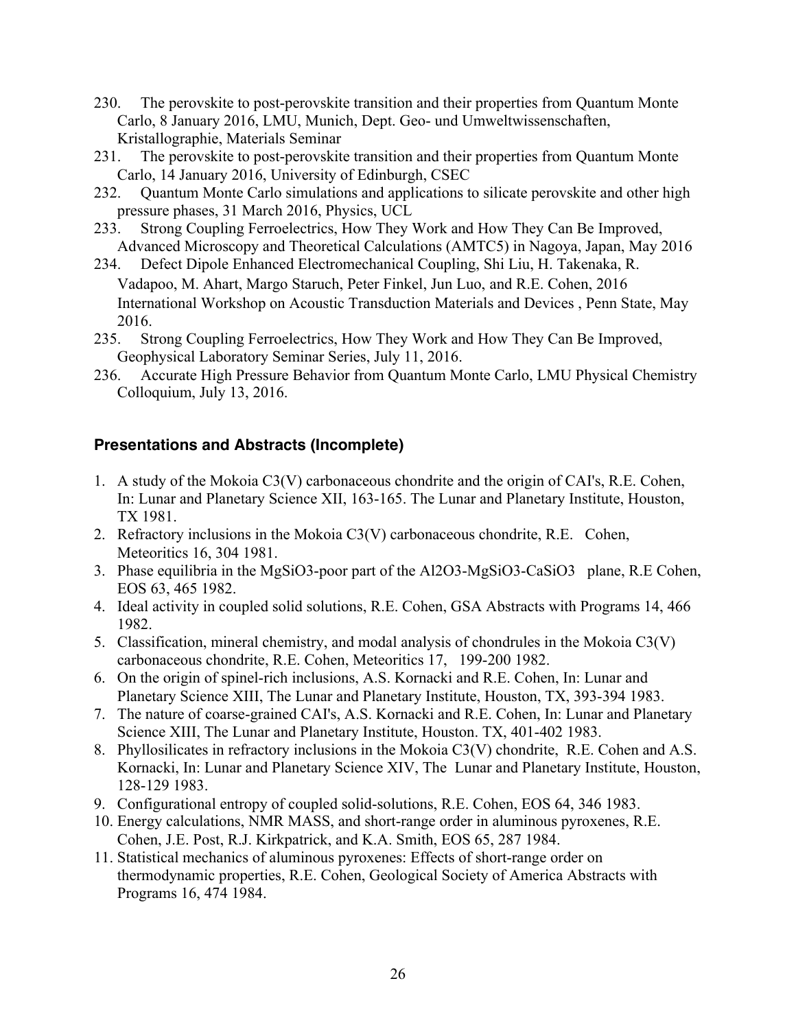230. The perovskite to post-perovskite transition and their properties from Quantum Monte Carlo, 8 January 2016, LMU, Munich, Dept. Geo- und Umweltwissenschaften, Kristallographie, Materials Seminar
231. The perovskite to post-perovskite transition and their properties from Quantum Monte Carlo, 14 January 2016, University of Edinburgh, CSEC
232. Quantum Monte Carlo simulations and applications to silicate perovskite and other high pressure phases, 31 March 2016, Physics, UCL
233. Strong Coupling Ferroelectrics, How They Work and How They Can Be Improved, Advanced Microscopy and Theoretical Calculations (AMTC5) in Nagoya, Japan, May 2016
234. Defect Dipole Enhanced Electromechanical Coupling, Shi Liu, H. Takenaka, R. Vadapoo, M. Ahart, Margo Staruch, Peter Finkel, Jun Luo, and R.E. Cohen, 2016 International Workshop on Acoustic Transduction Materials and Devices , Penn State, May 2016.
235. Strong Coupling Ferroelectrics, How They Work and How They Can Be Improved, Geophysical Laboratory Seminar Series, July 11, 2016.
236. Accurate High Pressure Behavior from Quantum Monte Carlo, LMU Physical Chemistry Colloquium, July 13, 2016.

## Presentations and Abstracts (Incomplete)

1. A study of the Mokoia C3(V) carbonaceous chondrite and the origin of CAI's, R.E. Cohen, In: Lunar and Planetary Science XII, 163-165. The Lunar and Planetary Institute, Houston, TX 1981.
2. Refractory inclusions in the Mokoia C3(V) carbonaceous chondrite, R.E. Cohen, Meteoritics 16, 304 1981.
3. Phase equilibria in the $MgSiO_3$-poor part of the $Al_2O_3$-$MgSiO_3$-$CaSiO_3$ plane, R.E Cohen, EOS 63, 465 1982.
4. Ideal activity in coupled solid solutions, R.E. Cohen, GSA Abstracts with Programs 14, 466 1982.
5. Classification, mineral chemistry, and modal analysis of chondrules in the Mokoia C3(V) carbonaceous chondrite, R.E. Cohen, Meteoritics 17, 199-200 1982.
6. On the origin of spinel-rich inclusions, A.S. Kornacki and R.E. Cohen, In: Lunar and Planetary Science XIII, The Lunar and Planetary Institute, Houston, TX, 393-394 1983.
7. The nature of coarse-grained CAI's, A.S. Kornacki and R.E. Cohen, In: Lunar and Planetary Science XIII, The Lunar and Planetary Institute, Houston. TX, 401-402 1983.
8. Phyllosilicates in refractory inclusions in the Mokoia C3(V) chondrite, R.E. Cohen and A.S. Kornacki, In: Lunar and Planetary Science XIV, The Lunar and Planetary Institute, Houston, 128-129 1983.
9. Configurational entropy of coupled solid-solutions, R.E. Cohen, EOS 64, 346 1983.
10. Energy calculations, NMR MASS, and short-range order in aluminous pyroxenes, R.E. Cohen, J.E. Post, R.J. Kirkpatrick, and K.A. Smith, EOS 65, 287 1984.
11. Statistical mechanics of aluminous pyroxenes: Effects of short-range order on thermodynamic properties, R.E. Cohen, Geological Society of America Abstracts with Programs 16, 474 1984.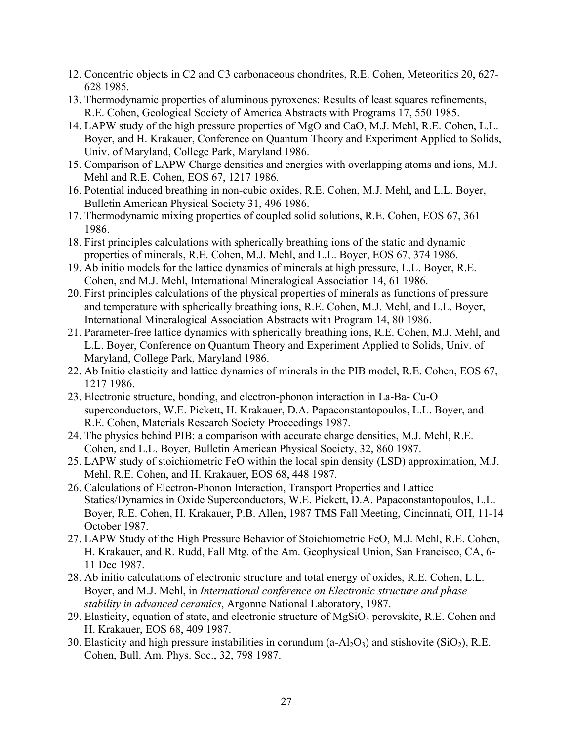12. Concentric objects in C2 and C3 carbonaceous chondrites, R.E. Cohen, Meteoritics 20, 627-628 1985.
13. Thermodynamic properties of aluminous pyroxenes: Results of least squares refinements, R.E. Cohen, Geological Society of America Abstracts with Programs 17, 550 1985.
14. LAPW study of the high pressure properties of MgO and CaO, M.J. Mehl, R.E. Cohen, L.L. Boyer, and H. Krakauer, Conference on Quantum Theory and Experiment Applied to Solids, Univ. of Maryland, College Park, Maryland 1986.
15. Comparison of LAPW Charge densities and energies with overlapping atoms and ions, M.J. Mehl and R.E. Cohen, EOS 67, 1217 1986.
16. Potential induced breathing in non-cubic oxides, R.E. Cohen, M.J. Mehl, and L.L. Boyer, Bulletin American Physical Society 31, 496 1986.
17. Thermodynamic mixing properties of coupled solid solutions, R.E. Cohen, EOS 67, 361 1986.
18. First principles calculations with spherically breathing ions of the static and dynamic properties of minerals, R.E. Cohen, M.J. Mehl, and L.L. Boyer, EOS 67, 374 1986.
19. Ab initio models for the lattice dynamics of minerals at high pressure, L.L. Boyer, R.E. Cohen, and M.J. Mehl, International Mineralogical Association 14, 61 1986.
20. First principles calculations of the physical properties of minerals as functions of pressure and temperature with spherically breathing ions, R.E. Cohen, M.J. Mehl, and L.L. Boyer, International Mineralogical Association Abstracts with Program 14, 80 1986.
21. Parameter-free lattice dynamics with spherically breathing ions, R.E. Cohen, M.J. Mehl, and L.L. Boyer, Conference on Quantum Theory and Experiment Applied to Solids, Univ. of Maryland, College Park, Maryland 1986.
22. Ab Initio elasticity and lattice dynamics of minerals in the PIB model, R.E. Cohen, EOS 67, 1217 1986.
23. Electronic structure, bonding, and electron-phonon interaction in La-Ba- Cu-O superconductors, W.E. Pickett, H. Krakauer, D.A. Papaconstantopoulos, L.L. Boyer, and R.E. Cohen, Materials Research Society Proceedings 1987.
24. The physics behind PIB: a comparison with accurate charge densities, M.J. Mehl, R.E. Cohen, and L.L. Boyer, Bulletin American Physical Society, 32, 860 1987.
25. LAPW study of stoichiometric FeO within the local spin density (LSD) approximation, M.J. Mehl, R.E. Cohen, and H. Krakauer, EOS 68, 448 1987.
26. Calculations of Electron-Phonon Interaction, Transport Properties and Lattice Statics/Dynamics in Oxide Superconductors, W.E. Pickett, D.A. Papaconstantopoulos, L.L. Boyer, R.E. Cohen, H. Krakauer, P.B. Allen, 1987 TMS Fall Meeting, Cincinnati, OH, 11-14 October 1987.
27. LAPW Study of the High Pressure Behavior of Stoichiometric FeO, M.J. Mehl, R.E. Cohen, H. Krakauer, and R. Rudd, Fall Mtg. of the Am. Geophysical Union, San Francisco, CA, 6-11 Dec 1987.
28. Ab initio calculations of electronic structure and total energy of oxides, R.E. Cohen, L.L. Boyer, and M.J. Mehl, in *International conference on Electronic structure and phase stability in advanced ceramics*, Argonne National Laboratory, 1987.
29. Elasticity, equation of state, and electronic structure of $MgSiO_3$ perovskite, R.E. Cohen and H. Krakauer, EOS 68, 409 1987.
30. Elasticity and high pressure instabilities in corundum (a-$Al_2O_3$) and stishovite ($SiO_2$), R.E. Cohen, Bull. Am. Phys. Soc., 32, 798 1987.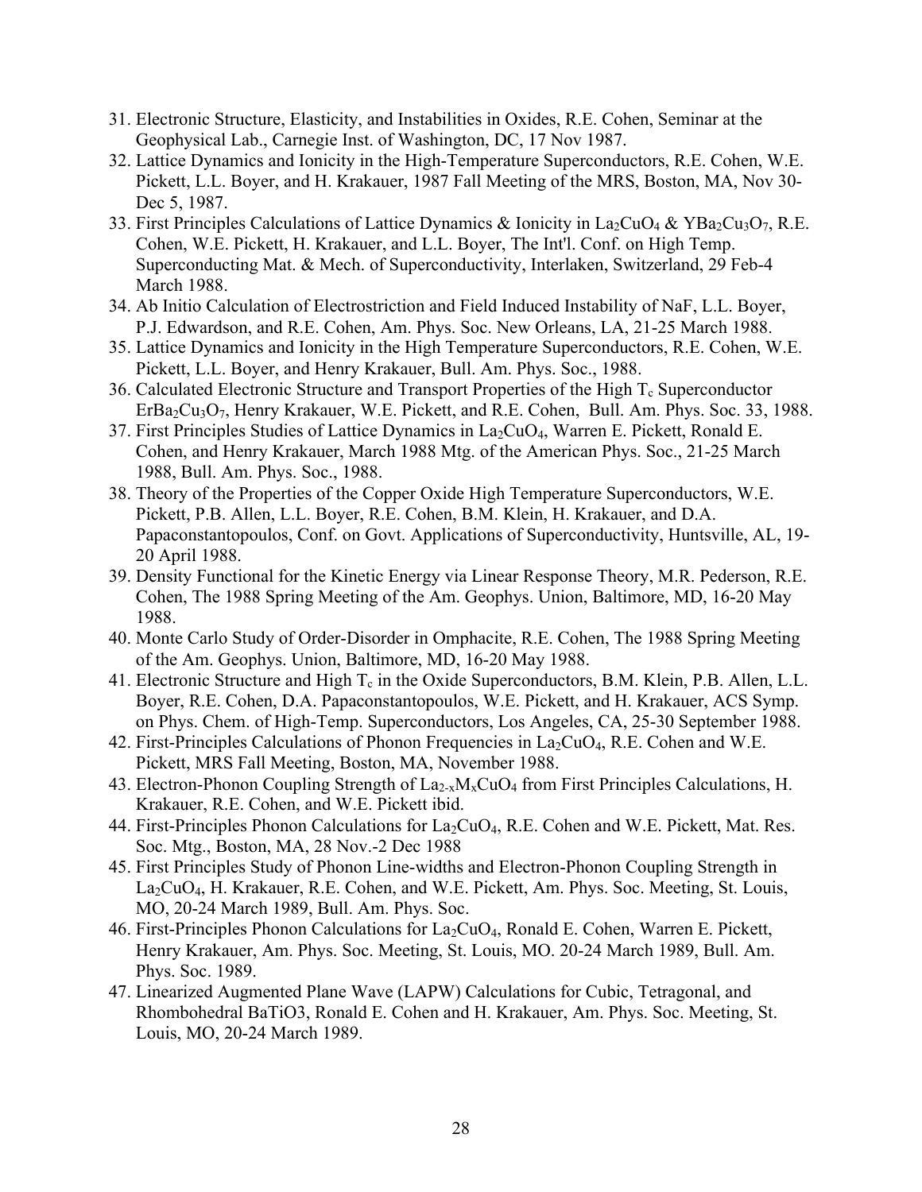31. Electronic Structure, Elasticity, and Instabilities in Oxides, R.E. Cohen, Seminar at the Geophysical Lab., Carnegie Inst. of Washington, DC, 17 Nov 1987.
32. Lattice Dynamics and Ionicity in the High-Temperature Superconductors, R.E. Cohen, W.E. Pickett, L.L. Boyer, and H. Krakauer, 1987 Fall Meeting of the MRS, Boston, MA, Nov 30-Dec 5, 1987.
33. First Principles Calculations of Lattice Dynamics & Ionicity in $La_2CuO_4$ & $YBa_2Cu_3O_7$, R.E. Cohen, W.E. Pickett, H. Krakauer, and L.L. Boyer, The Int'l. Conf. on High Temp. Superconducting Mat. & Mech. of Superconductivity, Interlaken, Switzerland, 29 Feb-4 March 1988.
34. Ab Initio Calculation of Electrostriction and Field Induced Instability of NaF, L.L. Boyer, P.J. Edwardson, and R.E. Cohen, Am. Phys. Soc. New Orleans, LA, 21-25 March 1988.
35. Lattice Dynamics and Ionicity in the High Temperature Superconductors, R.E. Cohen, W.E. Pickett, L.L. Boyer, and Henry Krakauer, Bull. Am. Phys. Soc., 1988.
36. Calculated Electronic Structure and Transport Properties of the High $T_c$ Superconductor $ErBa_2Cu_3O_7$, Henry Krakauer, W.E. Pickett, and R.E. Cohen, Bull. Am. Phys. Soc. 33, 1988.
37. First Principles Studies of Lattice Dynamics in $La_2CuO_4$, Warren E. Pickett, Ronald E. Cohen, and Henry Krakauer, March 1988 Mtg. of the American Phys. Soc., 21-25 March 1988, Bull. Am. Phys. Soc., 1988.
38. Theory of the Properties of the Copper Oxide High Temperature Superconductors, W.E. Pickett, P.B. Allen, L.L. Boyer, R.E. Cohen, B.M. Klein, H. Krakauer, and D.A. Papaconstantopoulos, Conf. on Govt. Applications of Superconductivity, Huntsville, AL, 19-20 April 1988.
39. Density Functional for the Kinetic Energy via Linear Response Theory, M.R. Pederson, R.E. Cohen, The 1988 Spring Meeting of the Am. Geophys. Union, Baltimore, MD, 16-20 May 1988.
40. Monte Carlo Study of Order-Disorder in Omphacite, R.E. Cohen, The 1988 Spring Meeting of the Am. Geophys. Union, Baltimore, MD, 16-20 May 1988.
41. Electronic Structure and High $T_c$ in the Oxide Superconductors, B.M. Klein, P.B. Allen, L.L. Boyer, R.E. Cohen, D.A. Papaconstantopoulos, W.E. Pickett, and H. Krakauer, ACS Symp. on Phys. Chem. of High-Temp. Superconductors, Los Angeles, CA, 25-30 September 1988.
42. First-Principles Calculations of Phonon Frequencies in $La_2CuO_4$, R.E. Cohen and W.E. Pickett, MRS Fall Meeting, Boston, MA, November 1988.
43. Electron-Phonon Coupling Strength of $La_{2-x}M_xCuO_4$ from First Principles Calculations, H. Krakauer, R.E. Cohen, and W.E. Pickett ibid.
44. First-Principles Phonon Calculations for $La_2CuO_4$, R.E. Cohen and W.E. Pickett, Mat. Res. Soc. Mtg., Boston, MA, 28 Nov.-2 Dec 1988
45. First Principles Study of Phonon Line-widths and Electron-Phonon Coupling Strength in $La_2CuO_4$, H. Krakauer, R.E. Cohen, and W.E. Pickett, Am. Phys. Soc. Meeting, St. Louis, MO, 20-24 March 1989, Bull. Am. Phys. Soc.
46. First-Principles Phonon Calculations for $La_2CuO_4$, Ronald E. Cohen, Warren E. Pickett, Henry Krakauer, Am. Phys. Soc. Meeting, St. Louis, MO. 20-24 March 1989, Bull. Am. Phys. Soc. 1989.
47. Linearized Augmented Plane Wave (LAPW) Calculations for Cubic, Tetragonal, and Rhombohedral BaTiO3, Ronald E. Cohen and H. Krakauer, Am. Phys. Soc. Meeting, St. Louis, MO, 20-24 March 1989.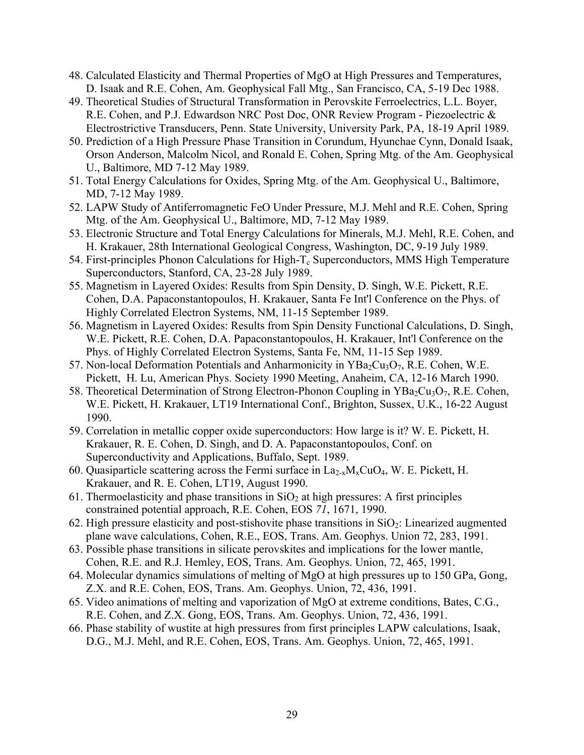48. Calculated Elasticity and Thermal Properties of MgO at High Pressures and Temperatures, D. Isaak and R.E. Cohen, Am. Geophysical Fall Mtg., San Francisco, CA, 5-19 Dec 1988.
49. Theoretical Studies of Structural Transformation in Perovskite Ferroelectrics, L.L. Boyer, R.E. Cohen, and P.J. Edwardson NRC Post Doc, ONR Review Program - Piezoelectric & Electrostrictive Transducers, Penn. State University, University Park, PA, 18-19 April 1989.
50. Prediction of a High Pressure Phase Transition in Corundum, Hyunchae Cynn, Donald Isaak, Orson Anderson, Malcolm Nicol, and Ronald E. Cohen, Spring Mtg. of the Am. Geophysical U., Baltimore, MD 7-12 May 1989.
51. Total Energy Calculations for Oxides, Spring Mtg. of the Am. Geophysical U., Baltimore, MD, 7-12 May 1989.
52. LAPW Study of Antiferromagnetic FeO Under Pressure, M.J. Mehl and R.E. Cohen, Spring Mtg. of the Am. Geophysical U., Baltimore, MD, 7-12 May 1989.
53. Electronic Structure and Total Energy Calculations for Minerals, M.J. Mehl, R.E. Cohen, and H. Krakauer, 28th International Geological Congress, Washington, DC, 9-19 July 1989.
54. First-principles Phonon Calculations for High-$T_c$ Superconductors, MMS High Temperature Superconductors, Stanford, CA, 23-28 July 1989.
55. Magnetism in Layered Oxides: Results from Spin Density, D. Singh, W.E. Pickett, R.E. Cohen, D.A. Papaconstantopoulos, H. Krakauer, Santa Fe Int'l Conference on the Phys. of Highly Correlated Electron Systems, NM, 11-15 September 1989.
56. Magnetism in Layered Oxides: Results from Spin Density Functional Calculations, D. Singh, W.E. Pickett, R.E. Cohen, D.A. Papaconstantopoulos, H. Krakauer, Int'l Conference on the Phys. of Highly Correlated Electron Systems, Santa Fe, NM, 11-15 Sep 1989.
57. Non-local Deformation Potentials and Anharmonicity in $YBa_2Cu_3O_7$, R.E. Cohen, W.E. Pickett, H. Lu, American Phys. Society 1990 Meeting, Anaheim, CA, 12-16 March 1990.
58. Theoretical Determination of Strong Electron-Phonon Coupling in $YBa_2Cu_3O_7$, R.E. Cohen, W.E. Pickett, H. Krakauer, LT19 International Conf., Brighton, Sussex, U.K., 16-22 August 1990.
59. Correlation in metallic copper oxide superconductors: How large is it? W. E. Pickett, H. Krakauer, R. E. Cohen, D. Singh, and D. A. Papaconstantopoulos, Conf. on Superconductivity and Applications, Buffalo, Sept. 1989.
60. Quasiparticle scattering across the Fermi surface in $La_{2-x}M_xCuO_4$, W. E. Pickett, H. Krakauer, and R. E. Cohen, LT19, August 1990.
61. Thermoelasticity and phase transitions in $SiO_2$ at high pressures: A first principles constrained potential approach, R.E. Cohen, EOS *71*, 1671, 1990.
62. High pressure elasticity and post-stishovite phase transitions in $SiO_2$: Linearized augmented plane wave calculations, Cohen, R.E., EOS, Trans. Am. Geophys. Union 72, 283, 1991.
63. Possible phase transitions in silicate perovskites and implications for the lower mantle, Cohen, R.E. and R.J. Hemley, EOS, Trans. Am. Geophys. Union, 72, 465, 1991.
64. Molecular dynamics simulations of melting of MgO at high pressures up to 150 GPa, Gong, Z.X. and R.E. Cohen, EOS, Trans. Am. Geophys. Union, 72, 436, 1991.
65. Video animations of melting and vaporization of MgO at extreme conditions, Bates, C.G., R.E. Cohen, and Z.X. Gong, EOS, Trans. Am. Geophys. Union, 72, 436, 1991.
66. Phase stability of wustite at high pressures from first principles LAPW calculations, Isaak, D.G., M.J. Mehl, and R.E. Cohen, EOS, Trans. Am. Geophys. Union, 72, 465, 1991.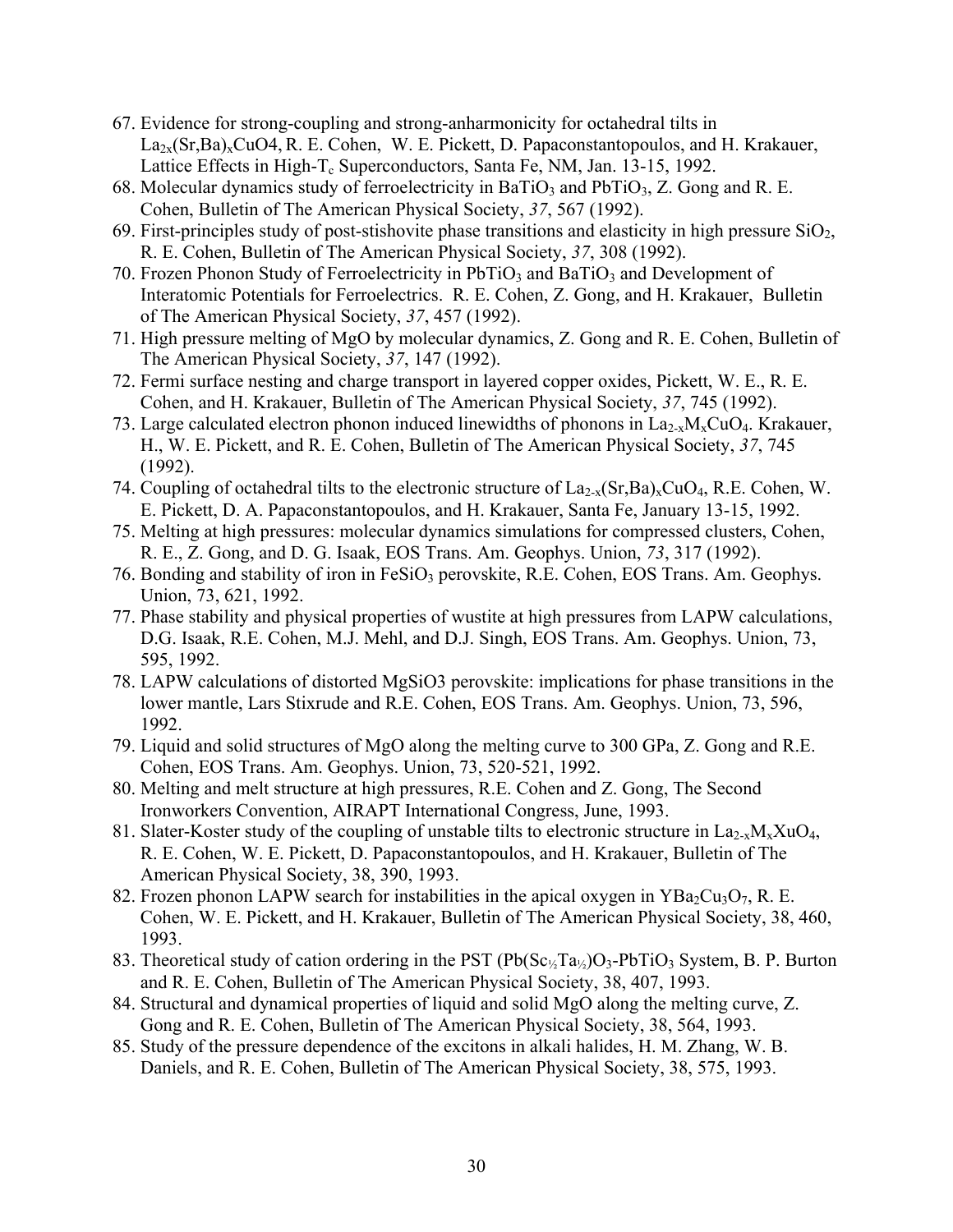67. Evidence for strong-coupling and strong-anharmonicity for octahedral tilts in $La_{2x}(Sr,Ba)_xCuO4$, R. E. Cohen, W. E. Pickett, D. Papaconstantopoulos, and H. Krakauer, Lattice Effects in High-$T_c$ Superconductors, Santa Fe, NM, Jan. 13-15, 1992.
68. Molecular dynamics study of ferroelectricity in $BaTiO_3$ and $PbTiO_3$, Z. Gong and R. E. Cohen, Bulletin of The American Physical Society, *37*, 567 (1992).
69. First-principles study of post-stishovite phase transitions and elasticity in high pressure $SiO_2$, R. E. Cohen, Bulletin of The American Physical Society, *37*, 308 (1992).
70. Frozen Phonon Study of Ferroelectricity in $PbTiO_3$ and $BaTiO_3$ and Development of Interatomic Potentials for Ferroelectrics. R. E. Cohen, Z. Gong, and H. Krakauer, Bulletin of The American Physical Society, *37*, 457 (1992).
71. High pressure melting of MgO by molecular dynamics, Z. Gong and R. E. Cohen, Bulletin of The American Physical Society, *37*, 147 (1992).
72. Fermi surface nesting and charge transport in layered copper oxides, Pickett, W. E., R. E. Cohen, and H. Krakauer, Bulletin of The American Physical Society, *37*, 745 (1992).
73. Large calculated electron phonon induced linewidths of phonons in $La_{2-x}M_xCuO_4$. Krakauer, H., W. E. Pickett, and R. E. Cohen, Bulletin of The American Physical Society, *37*, 745 (1992).
74. Coupling of octahedral tilts to the electronic structure of $La_{2-x}(Sr,Ba)_xCuO_4$, R.E. Cohen, W. E. Pickett, D. A. Papaconstantopoulos, and H. Krakauer, Santa Fe, January 13-15, 1992.
75. Melting at high pressures: molecular dynamics simulations for compressed clusters, Cohen, R. E., Z. Gong, and D. G. Isaak, EOS Trans. Am. Geophys. Union, *73*, 317 (1992).
76. Bonding and stability of iron in $FeSiO_3$ perovskite, R.E. Cohen, EOS Trans. Am. Geophys. Union, 73, 621, 1992.
77. Phase stability and physical properties of wustite at high pressures from LAPW calculations, D.G. Isaak, R.E. Cohen, M.J. Mehl, and D.J. Singh, EOS Trans. Am. Geophys. Union, 73, 595, 1992.
78. LAPW calculations of distorted MgSiO3 perovskite: implications for phase transitions in the lower mantle, Lars Stixrude and R.E. Cohen, EOS Trans. Am. Geophys. Union, 73, 596, 1992.
79. Liquid and solid structures of MgO along the melting curve to 300 GPa, Z. Gong and R.E. Cohen, EOS Trans. Am. Geophys. Union, 73, 520-521, 1992.
80. Melting and melt structure at high pressures, R.E. Cohen and Z. Gong, The Second Ironworkers Convention, AIRAPT International Congress, June, 1993.
81. Slater-Koster study of the coupling of unstable tilts to electronic structure in $La_{2-x}M_xXuO_4$, R. E. Cohen, W. E. Pickett, D. Papaconstantopoulos, and H. Krakauer, Bulletin of The American Physical Society, 38, 390, 1993.
82. Frozen phonon LAPW search for instabilities in the apical oxygen in $YBa_2Cu_3O_7$, R. E. Cohen, W. E. Pickett, and H. Krakauer, Bulletin of The American Physical Society, 38, 460, 1993.
83. Theoretical study of cation ordering in the PST $(Pb(Sc_{1/2}Ta_{1/2})O_3$-$PbTiO_3$ System, B. P. Burton and R. E. Cohen, Bulletin of The American Physical Society, 38, 407, 1993.
84. Structural and dynamical properties of liquid and solid MgO along the melting curve, Z. Gong and R. E. Cohen, Bulletin of The American Physical Society, 38, 564, 1993.
85. Study of the pressure dependence of the excitons in alkali halides, H. M. Zhang, W. B. Daniels, and R. E. Cohen, Bulletin of The American Physical Society, 38, 575, 1993.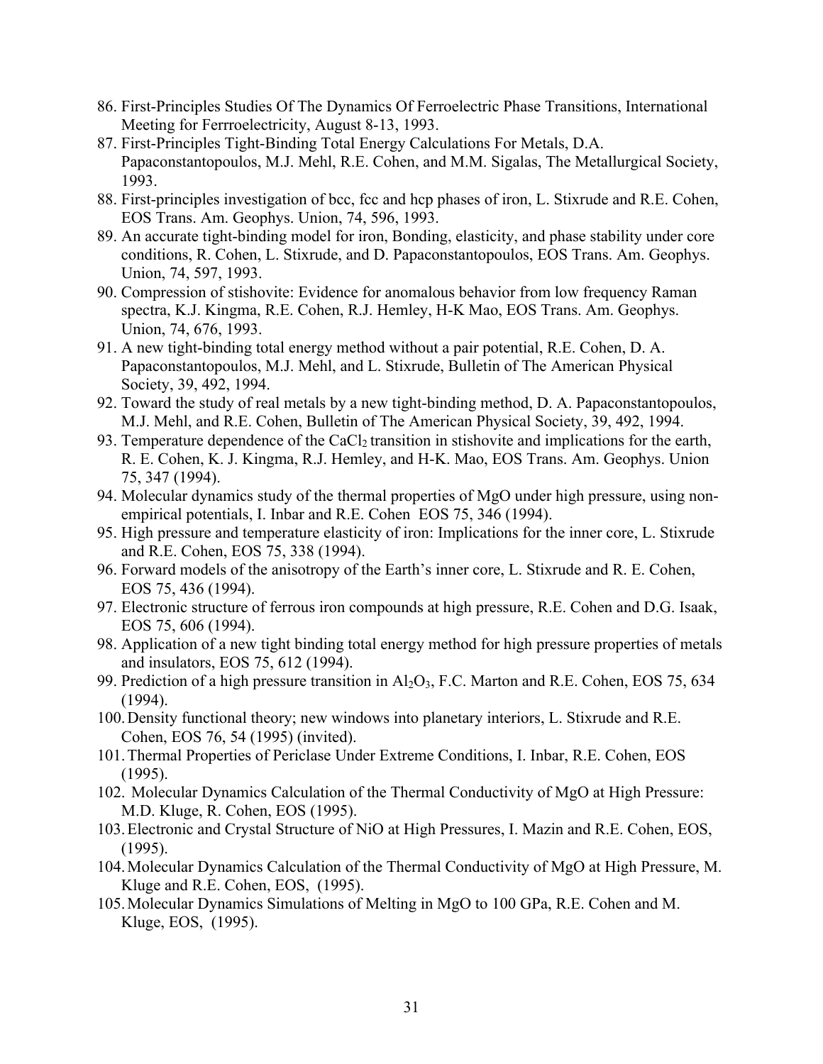86. First-Principles Studies Of The Dynamics Of Ferroelectric Phase Transitions, International Meeting for Ferrroelectricity, August 8-13, 1993.
87. First-Principles Tight-Binding Total Energy Calculations For Metals, D.A. Papaconstantopoulos, M.J. Mehl, R.E. Cohen, and M.M. Sigalas, The Metallurgical Society, 1993.
88. First-principles investigation of bcc, fcc and hcp phases of iron, L. Stixrude and R.E. Cohen, EOS Trans. Am. Geophys. Union, 74, 596, 1993.
89. An accurate tight-binding model for iron, Bonding, elasticity, and phase stability under core conditions, R. Cohen, L. Stixrude, and D. Papaconstantopoulos, EOS Trans. Am. Geophys. Union, 74, 597, 1993.
90. Compression of stishovite: Evidence for anomalous behavior from low frequency Raman spectra, K.J. Kingma, R.E. Cohen, R.J. Hemley, H-K Mao, EOS Trans. Am. Geophys. Union, 74, 676, 1993.
91. A new tight-binding total energy method without a pair potential, R.E. Cohen, D. A. Papaconstantopoulos, M.J. Mehl, and L. Stixrude, Bulletin of The American Physical Society, 39, 492, 1994.
92. Toward the study of real metals by a new tight-binding method, D. A. Papaconstantopoulos, M.J. Mehl, and R.E. Cohen, Bulletin of The American Physical Society, 39, 492, 1994.
93. Temperature dependence of the $CaCl_2$ transition in stishovite and implications for the earth, R. E. Cohen, K. J. Kingma, R.J. Hemley, and H-K. Mao, EOS Trans. Am. Geophys. Union 75, 347 (1994).
94. Molecular dynamics study of the thermal properties of MgO under high pressure, using non-empirical potentials, I. Inbar and R.E. Cohen EOS 75, 346 (1994).
95. High pressure and temperature elasticity of iron: Implications for the inner core, L. Stixrude and R.E. Cohen, EOS 75, 338 (1994).
96. Forward models of the anisotropy of the Earth's inner core, L. Stixrude and R. E. Cohen, EOS 75, 436 (1994).
97. Electronic structure of ferrous iron compounds at high pressure, R.E. Cohen and D.G. Isaak, EOS 75, 606 (1994).
98. Application of a new tight binding total energy method for high pressure properties of metals and insulators, EOS 75, 612 (1994).
99. Prediction of a high pressure transition in $Al_2O_3$, F.C. Marton and R.E. Cohen, EOS 75, 634 (1994).
100. Density functional theory; new windows into planetary interiors, L. Stixrude and R.E. Cohen, EOS 76, 54 (1995) (invited).
101. Thermal Properties of Periclase Under Extreme Conditions, I. Inbar, R.E. Cohen, EOS (1995).
102. Molecular Dynamics Calculation of the Thermal Conductivity of MgO at High Pressure: M.D. Kluge, R. Cohen, EOS (1995).
103. Electronic and Crystal Structure of NiO at High Pressures, I. Mazin and R.E. Cohen, EOS, (1995).
104. Molecular Dynamics Calculation of the Thermal Conductivity of MgO at High Pressure, M. Kluge and R.E. Cohen, EOS, (1995).
105. Molecular Dynamics Simulations of Melting in MgO to 100 GPa, R.E. Cohen and M. Kluge, EOS, (1995).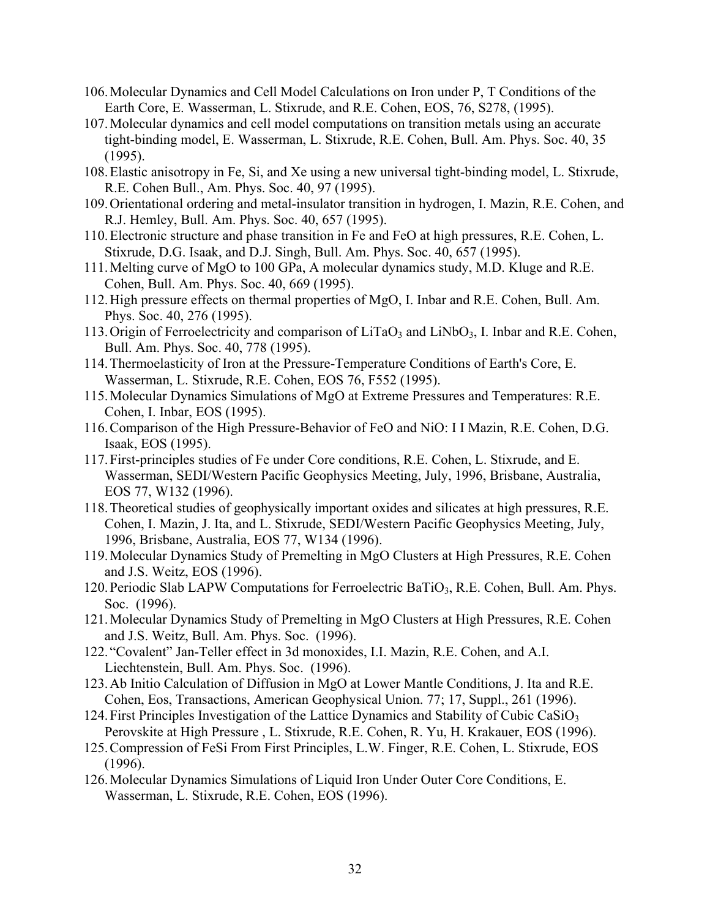106. Molecular Dynamics and Cell Model Calculations on Iron under P, T Conditions of the Earth Core, E. Wasserman, L. Stixrude, and R.E. Cohen, EOS, 76, S278, (1995).
107. Molecular dynamics and cell model computations on transition metals using an accurate tight-binding model, E. Wasserman, L. Stixrude, R.E. Cohen, Bull. Am. Phys. Soc. 40, 35 (1995).
108. Elastic anisotropy in Fe, Si, and Xe using a new universal tight-binding model, L. Stixrude, R.E. Cohen Bull., Am. Phys. Soc. 40, 97 (1995).
109. Orientational ordering and metal-insulator transition in hydrogen, I. Mazin, R.E. Cohen, and R.J. Hemley, Bull. Am. Phys. Soc. 40, 657 (1995).
110. Electronic structure and phase transition in Fe and FeO at high pressures, R.E. Cohen, L. Stixrude, D.G. Isaak, and D.J. Singh, Bull. Am. Phys. Soc. 40, 657 (1995).
111. Melting curve of MgO to 100 GPa, A molecular dynamics study, M.D. Kluge and R.E. Cohen, Bull. Am. Phys. Soc. 40, 669 (1995).
112. High pressure effects on thermal properties of MgO, I. Inbar and R.E. Cohen, Bull. Am. Phys. Soc. 40, 276 (1995).
113. Origin of Ferroelectricity and comparison of $LiTaO_3$ and $LiNbO_3$, I. Inbar and R.E. Cohen, Bull. Am. Phys. Soc. 40, 778 (1995).
114. Thermoelasticity of Iron at the Pressure-Temperature Conditions of Earth's Core, E. Wasserman, L. Stixrude, R.E. Cohen, EOS 76, F552 (1995).
115. Molecular Dynamics Simulations of MgO at Extreme Pressures and Temperatures: R.E. Cohen, I. Inbar, EOS (1995).
116. Comparison of the High Pressure-Behavior of FeO and NiO: I I Mazin, R.E. Cohen, D.G. Isaak, EOS (1995).
117. First-principles studies of Fe under Core conditions, R.E. Cohen, L. Stixrude, and E. Wasserman, SEDI/Western Pacific Geophysics Meeting, July, 1996, Brisbane, Australia, EOS 77, W132 (1996).
118. Theoretical studies of geophysically important oxides and silicates at high pressures, R.E. Cohen, I. Mazin, J. Ita, and L. Stixrude, SEDI/Western Pacific Geophysics Meeting, July, 1996, Brisbane, Australia, EOS 77, W134 (1996).
119. Molecular Dynamics Study of Premelting in MgO Clusters at High Pressures, R.E. Cohen and J.S. Weitz, EOS (1996).
120. Periodic Slab LAPW Computations for Ferroelectric $BaTiO_3$, R.E. Cohen, Bull. Am. Phys. Soc. (1996).
121. Molecular Dynamics Study of Premelting in MgO Clusters at High Pressures, R.E. Cohen and J.S. Weitz, Bull. Am. Phys. Soc. (1996).
122. "Covalent" Jan-Teller effect in 3d monoxides, I.I. Mazin, R.E. Cohen, and A.I. Liechtenstein, Bull. Am. Phys. Soc. (1996).
123. Ab Initio Calculation of Diffusion in MgO at Lower Mantle Conditions, J. Ita and R.E. Cohen, Eos, Transactions, American Geophysical Union. 77; 17, Suppl., 261 (1996).
124. First Principles Investigation of the Lattice Dynamics and Stability of Cubic $CaSiO_3$ Perovskite at High Pressure , L. Stixrude, R.E. Cohen, R. Yu, H. Krakauer, EOS (1996).
125. Compression of FeSi From First Principles, L.W. Finger, R.E. Cohen, L. Stixrude, EOS (1996).
126. Molecular Dynamics Simulations of Liquid Iron Under Outer Core Conditions, E. Wasserman, L. Stixrude, R.E. Cohen, EOS (1996).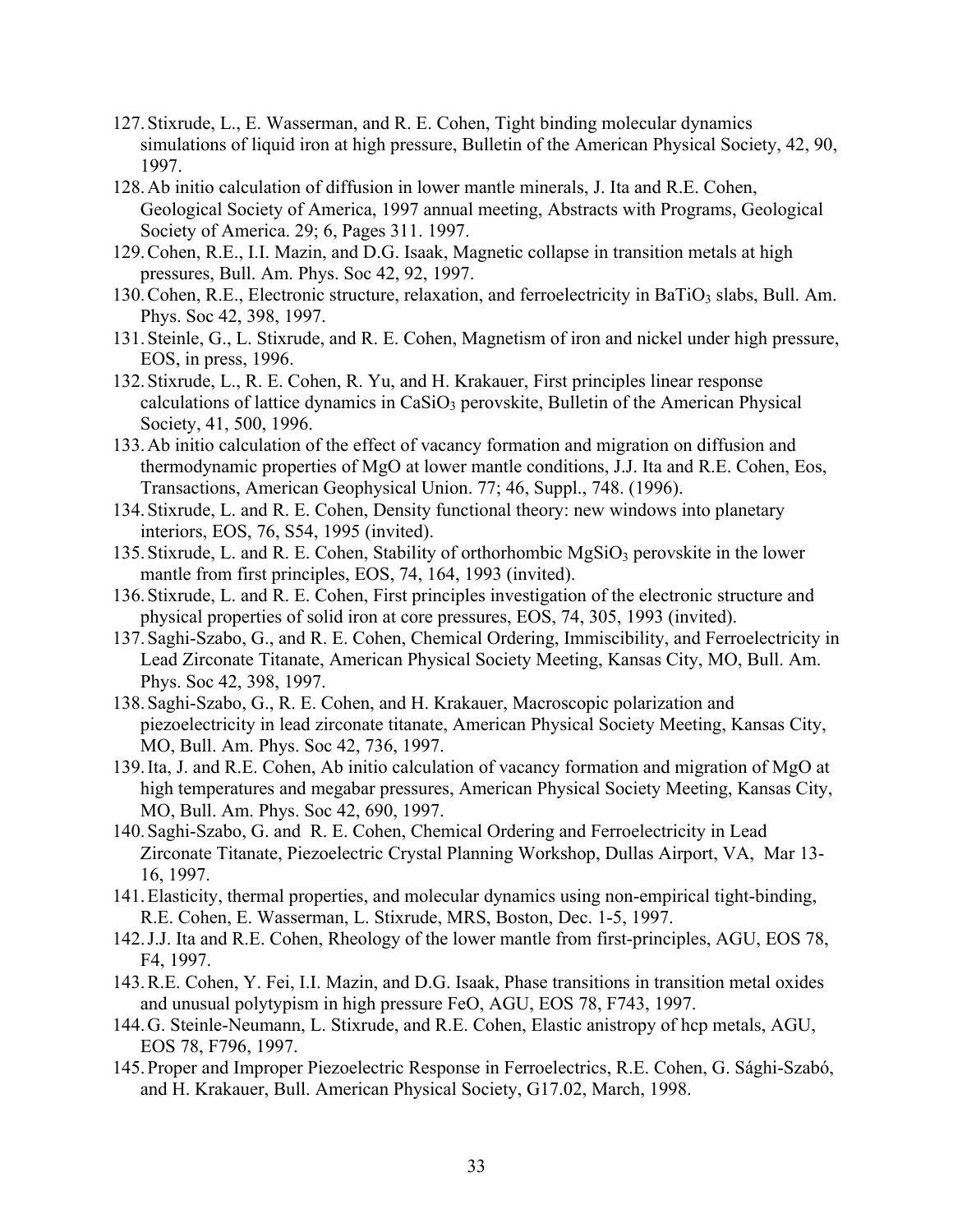127. Stixrude, L., E. Wasserman, and R. E. Cohen, Tight binding molecular dynamics simulations of liquid iron at high pressure, Bulletin of the American Physical Society, 42, 90, 1997.
128. Ab initio calculation of diffusion in lower mantle minerals, J. Ita and R.E. Cohen, Geological Society of America, 1997 annual meeting, Abstracts with Programs, Geological Society of America. 29; 6, Pages 311. 1997.
129. Cohen, R.E., I.I. Mazin, and D.G. Isaak, Magnetic collapse in transition metals at high pressures, Bull. Am. Phys. Soc 42, 92, 1997.
130. Cohen, R.E., Electronic structure, relaxation, and ferroelectricity in $BaTiO_3$ slabs, Bull. Am. Phys. Soc 42, 398, 1997.
131. Steinle, G., L. Stixrude, and R. E. Cohen, Magnetism of iron and nickel under high pressure, EOS, in press, 1996.
132. Stixrude, L., R. E. Cohen, R. Yu, and H. Krakauer, First principles linear response calculations of lattice dynamics in $CaSiO_3$ perovskite, Bulletin of the American Physical Society, 41, 500, 1996.
133. Ab initio calculation of the effect of vacancy formation and migration on diffusion and thermodynamic properties of MgO at lower mantle conditions, J.J. Ita and R.E. Cohen, Eos, Transactions, American Geophysical Union. 77; 46, Suppl., 748. (1996).
134. Stixrude, L. and R. E. Cohen, Density functional theory: new windows into planetary interiors, EOS, 76, S54, 1995 (invited).
135. Stixrude, L. and R. E. Cohen, Stability of orthorhombic $MgSiO_3$ perovskite in the lower mantle from first principles, EOS, 74, 164, 1993 (invited).
136. Stixrude, L. and R. E. Cohen, First principles investigation of the electronic structure and physical properties of solid iron at core pressures, EOS, 74, 305, 1993 (invited).
137. Saghi-Szabo, G., and R. E. Cohen, Chemical Ordering, Immiscibility, and Ferroelectricity in Lead Zirconate Titanate, American Physical Society Meeting, Kansas City, MO, Bull. Am. Phys. Soc 42, 398, 1997.
138. Saghi-Szabo, G., R. E. Cohen, and H. Krakauer, Macroscopic polarization and piezoelectricity in lead zirconate titanate, American Physical Society Meeting, Kansas City, MO, Bull. Am. Phys. Soc 42, 736, 1997.
139. Ita, J. and R.E. Cohen, Ab initio calculation of vacancy formation and migration of MgO at high temperatures and megabar pressures, American Physical Society Meeting, Kansas City, MO, Bull. Am. Phys. Soc 42, 690, 1997.
140. Saghi-Szabo, G. and R. E. Cohen, Chemical Ordering and Ferroelectricity in Lead Zirconate Titanate, Piezoelectric Crystal Planning Workshop, Dullas Airport, VA, Mar 13-16, 1997.
141. Elasticity, thermal properties, and molecular dynamics using non-empirical tight-binding, R.E. Cohen, E. Wasserman, L. Stixrude, MRS, Boston, Dec. 1-5, 1997.
142. J.J. Ita and R.E. Cohen, Rheology of the lower mantle from first-principles, AGU, EOS 78, F4, 1997.
143. R.E. Cohen, Y. Fei, I.I. Mazin, and D.G. Isaak, Phase transitions in transition metal oxides and unusual polytypism in high pressure FeO, AGU, EOS 78, F743, 1997.
144. G. Steinle-Neumann, L. Stixrude, and R.E. Cohen, Elastic anistropy of hcp metals, AGU, EOS 78, F796, 1997.
145. Proper and Improper Piezoelectric Response in Ferroelectrics, R.E. Cohen, G. Sághi-Szabó, and H. Krakauer, Bull. American Physical Society, G17.02, March, 1998.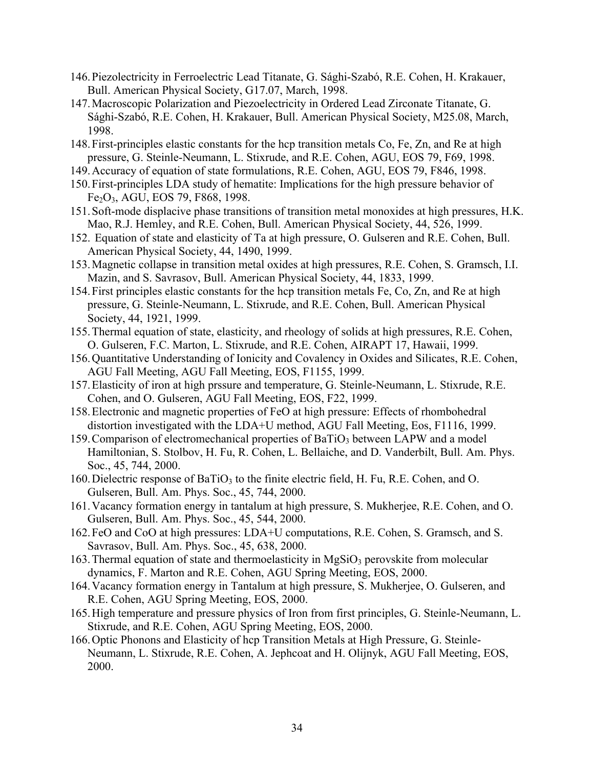146. Piezolectricity in Ferroelectric Lead Titanate, G. Sághi-Szabó, R.E. Cohen, H. Krakauer, Bull. American Physical Society, G17.07, March, 1998.
147. Macroscopic Polarization and Piezoelectricity in Ordered Lead Zirconate Titanate, G. Sághi-Szabó, R.E. Cohen, H. Krakauer, Bull. American Physical Society, M25.08, March, 1998.
148. First-principles elastic constants for the hcp transition metals Co, Fe, Zn, and Re at high pressure, G. Steinle-Neumann, L. Stixrude, and R.E. Cohen, AGU, EOS 79, F69, 1998.
149. Accuracy of equation of state formulations, R.E. Cohen, AGU, EOS 79, F846, 1998.
150. First-principles LDA study of hematite: Implications for the high pressure behavior of $Fe_2O_3$, AGU, EOS 79, F868, 1998.
151. Soft-mode displacive phase transitions of transition metal monoxides at high pressures, H.K. Mao, R.J. Hemley, and R.E. Cohen, Bull. American Physical Society, 44, 526, 1999.
152. Equation of state and elasticity of Ta at high pressure, O. Gulseren and R.E. Cohen, Bull. American Physical Society, 44, 1490, 1999.
153. Magnetic collapse in transition metal oxides at high pressures, R.E. Cohen, S. Gramsch, I.I. Mazin, and S. Savrasov, Bull. American Physical Society, 44, 1833, 1999.
154. First principles elastic constants for the hcp transition metals Fe, Co, Zn, and Re at high pressure, G. Steinle-Neumann, L. Stixrude, and R.E. Cohen, Bull. American Physical Society, 44, 1921, 1999.
155. Thermal equation of state, elasticity, and rheology of solids at high pressures, R.E. Cohen, O. Gulseren, F.C. Marton, L. Stixrude, and R.E. Cohen, AIRAPT 17, Hawaii, 1999.
156. Quantitative Understanding of Ionicity and Covalency in Oxides and Silicates, R.E. Cohen, AGU Fall Meeting, AGU Fall Meeting, EOS, F1155, 1999.
157. Elasticity of iron at high prssure and temperature, G. Steinle-Neumann, L. Stixrude, R.E. Cohen, and O. Gulseren, AGU Fall Meeting, EOS, F22, 1999.
158. Electronic and magnetic properties of FeO at high pressure: Effects of rhombohedral distortion investigated with the LDA+U method, AGU Fall Meeting, Eos, F1116, 1999.
159. Comparison of electromechanical properties of $BaTiO_3$ between LAPW and a model Hamiltonian, S. Stolbov, H. Fu, R. Cohen, L. Bellaiche, and D. Vanderbilt, Bull. Am. Phys. Soc., 45, 744, 2000.
160. Dielectric response of $BaTiO_3$ to the finite electric field, H. Fu, R.E. Cohen, and O. Gulseren, Bull. Am. Phys. Soc., 45, 744, 2000.
161. Vacancy formation energy in tantalum at high pressure, S. Mukherjee, R.E. Cohen, and O. Gulseren, Bull. Am. Phys. Soc., 45, 544, 2000.
162. FeO and CoO at high pressures: LDA+U computations, R.E. Cohen, S. Gramsch, and S. Savrasov, Bull. Am. Phys. Soc., 45, 638, 2000.
163. Thermal equation of state and thermoelasticity in $MgSiO_3$ perovskite from molecular dynamics, F. Marton and R.E. Cohen, AGU Spring Meeting, EOS, 2000.
164. Vacancy formation energy in Tantalum at high pressure, S. Mukherjee, O. Gulseren, and R.E. Cohen, AGU Spring Meeting, EOS, 2000.
165. High temperature and pressure physics of Iron from first principles, G. Steinle-Neumann, L. Stixrude, and R.E. Cohen, AGU Spring Meeting, EOS, 2000.
166. Optic Phonons and Elasticity of hcp Transition Metals at High Pressure, G. Steinle-Neumann, L. Stixrude, R.E. Cohen, A. Jephcoat and H. Olijnyk, AGU Fall Meeting, EOS, 2000.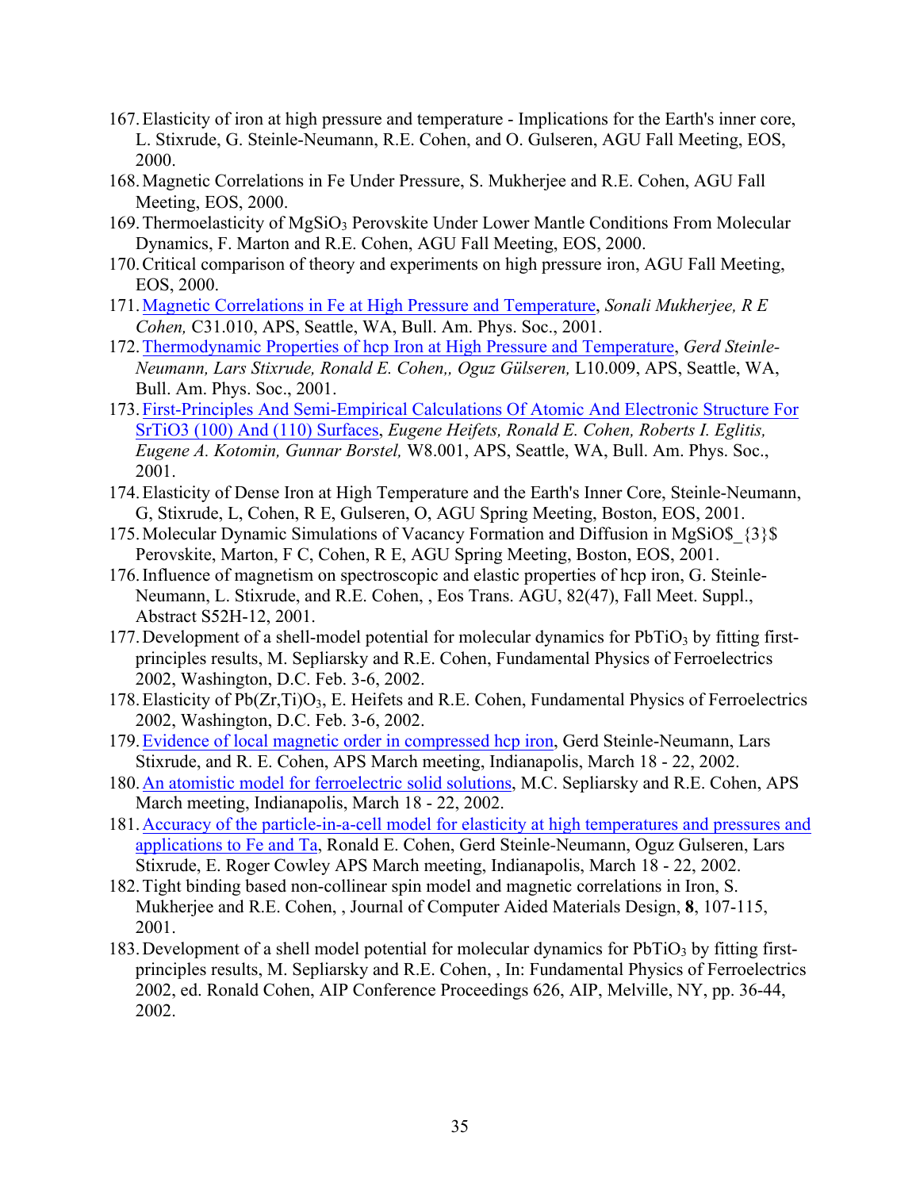167. Elasticity of iron at high pressure and temperature - Implications for the Earth's inner core, L. Stixrude, G. Steinle-Neumann, R.E. Cohen, and O. Gulseren, AGU Fall Meeting, EOS, 2000.
168. Magnetic Correlations in Fe Under Pressure, S. Mukherjee and R.E. Cohen, AGU Fall Meeting, EOS, 2000.
169. Thermoelasticity of $MgSiO_3$ Perovskite Under Lower Mantle Conditions From Molecular Dynamics, F. Marton and R.E. Cohen, AGU Fall Meeting, EOS, 2000.
170. Critical comparison of theory and experiments on high pressure iron, AGU Fall Meeting, EOS, 2000.
171. Magnetic Correlations in Fe at High Pressure and Temperature, *Sonali Mukherjee, R E Cohen,* C31.010, APS, Seattle, WA, Bull. Am. Phys. Soc., 2001.
172. Thermodynamic Properties of hcp Iron at High Pressure and Temperature, *Gerd Steinle-Neumann, Lars Stixrude, Ronald E. Cohen,, Oguz Gülseren,* L10.009, APS, Seattle, WA, Bull. Am. Phys. Soc., 2001.
173. First-Principles And Semi-Empirical Calculations Of Atomic And Electronic Structure For SrTiO3 (100) And (110) Surfaces, *Eugene Heifets, Ronald E. Cohen, Roberts I. Eglitis, Eugene A. Kotomin, Gunnar Borstel,* W8.001, APS, Seattle, WA, Bull. Am. Phys. Soc., 2001.
174. Elasticity of Dense Iron at High Temperature and the Earth's Inner Core, Steinle-Neumann, G, Stixrude, L, Cohen, R E, Gulseren, O, AGU Spring Meeting, Boston, EOS, 2001.
175. Molecular Dynamic Simulations of Vacancy Formation and Diffusion in MgSiO$_{3}$ Perovskite, Marton, F C, Cohen, R E, AGU Spring Meeting, Boston, EOS, 2001.
176. Influence of magnetism on spectroscopic and elastic properties of hcp iron, G. Steinle-Neumann, L. Stixrude, and R.E. Cohen, , Eos Trans. AGU, 82(47), Fall Meet. Suppl., Abstract S52H-12, 2001.
177. Development of a shell-model potential for molecular dynamics for $PbTiO_3$ by fitting first-principles results, M. Sepliarsky and R.E. Cohen, Fundamental Physics of Ferroelectrics 2002, Washington, D.C. Feb. 3-6, 2002.
178. Elasticity of $Pb(Zr,Ti)O_3$, E. Heifets and R.E. Cohen, Fundamental Physics of Ferroelectrics 2002, Washington, D.C. Feb. 3-6, 2002.
179. Evidence of local magnetic order in compressed hcp iron, Gerd Steinle-Neumann, Lars Stixrude, and R. E. Cohen, APS March meeting, Indianapolis, March 18 - 22, 2002.
180. An atomistic model for ferroelectric solid solutions, M.C. Sepliarsky and R.E. Cohen, APS March meeting, Indianapolis, March 18 - 22, 2002.
181. Accuracy of the particle-in-a-cell model for elasticity at high temperatures and pressures and applications to Fe and Ta, Ronald E. Cohen, Gerd Steinle-Neumann, Oguz Gulseren, Lars Stixrude, E. Roger Cowley APS March meeting, Indianapolis, March 18 - 22, 2002.
182. Tight binding based non-collinear spin model and magnetic correlations in Iron, S. Mukherjee and R.E. Cohen, , Journal of Computer Aided Materials Design, **8**, 107-115, 2001.
183. Development of a shell model potential for molecular dynamics for $PbTiO_3$ by fitting first-principles results, M. Sepliarsky and R.E. Cohen, , In: Fundamental Physics of Ferroelectrics 2002, ed. Ronald Cohen, AIP Conference Proceedings 626, AIP, Melville, NY, pp. 36-44, 2002.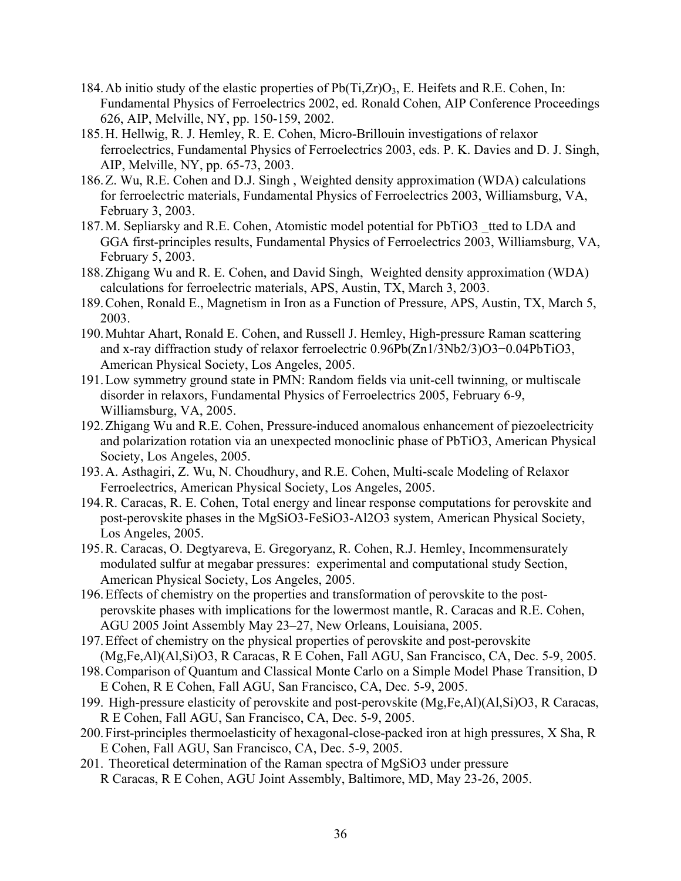184. Ab initio study of the elastic properties of $Pb(Ti,Zr)O_3$, E. Heifets and R.E. Cohen, In: Fundamental Physics of Ferroelectrics 2002, ed. Ronald Cohen, AIP Conference Proceedings 626, AIP, Melville, NY, pp. 150-159, 2002.
185. H. Hellwig, R. J. Hemley, R. E. Cohen, Micro-Brillouin investigations of relaxor ferroelectrics, Fundamental Physics of Ferroelectrics 2003, eds. P. K. Davies and D. J. Singh, AIP, Melville, NY, pp. 65-73, 2003.
186. Z. Wu, R.E. Cohen and D.J. Singh , Weighted density approximation (WDA) calculations for ferroelectric materials, Fundamental Physics of Ferroelectrics 2003, Williamsburg, VA, February 3, 2003.
187. M. Sepliarsky and R.E. Cohen, Atomistic model potential for PbTiO3 _tted to LDA and GGA first-principles results, Fundamental Physics of Ferroelectrics 2003, Williamsburg, VA, February 5, 2003.
188. Zhigang Wu and R. E. Cohen, and David Singh, Weighted density approximation (WDA) calculations for ferroelectric materials, APS, Austin, TX, March 3, 2003.
189. Cohen, Ronald E., Magnetism in Iron as a Function of Pressure, APS, Austin, TX, March 5, 2003.
190. Muhtar Ahart, Ronald E. Cohen, and Russell J. Hemley, High-pressure Raman scattering and x-ray diffraction study of relaxor ferroelectric 0.96Pb(Zn1/3Nb2/3)O3−0.04PbTiO3, American Physical Society, Los Angeles, 2005.
191. Low symmetry ground state in PMN: Random fields via unit-cell twinning, or multiscale disorder in relaxors, Fundamental Physics of Ferroelectrics 2005, February 6-9, Williamsburg, VA, 2005.
192. Zhigang Wu and R.E. Cohen, Pressure-induced anomalous enhancement of piezoelectricity and polarization rotation via an unexpected monoclinic phase of PbTiO3, American Physical Society, Los Angeles, 2005.
193. A. Asthagiri, Z. Wu, N. Choudhury, and R.E. Cohen, Multi-scale Modeling of Relaxor Ferroelectrics, American Physical Society, Los Angeles, 2005.
194. R. Caracas, R. E. Cohen, Total energy and linear response computations for perovskite and post-perovskite phases in the MgSiO3-FeSiO3-Al2O3 system, American Physical Society, Los Angeles, 2005.
195. R. Caracas, O. Degtyareva, E. Gregoryanz, R. Cohen, R.J. Hemley, Incommensurately modulated sulfur at megabar pressures: experimental and computational study Section, American Physical Society, Los Angeles, 2005.
196. Effects of chemistry on the properties and transformation of perovskite to the post-perovskite phases with implications for the lowermost mantle, R. Caracas and R.E. Cohen, AGU 2005 Joint Assembly May 23–27, New Orleans, Louisiana, 2005.
197. Effect of chemistry on the physical properties of perovskite and post-perovskite (Mg,Fe,Al)(Al,Si)O3, R Caracas, R E Cohen, Fall AGU, San Francisco, CA, Dec. 5-9, 2005.
198. Comparison of Quantum and Classical Monte Carlo on a Simple Model Phase Transition, D E Cohen, R E Cohen, Fall AGU, San Francisco, CA, Dec. 5-9, 2005.
199. High-pressure elasticity of perovskite and post-perovskite (Mg,Fe,Al)(Al,Si)O3, R Caracas, R E Cohen, Fall AGU, San Francisco, CA, Dec. 5-9, 2005.
200. First-principles thermoelasticity of hexagonal-close-packed iron at high pressures, X Sha, R E Cohen, Fall AGU, San Francisco, CA, Dec. 5-9, 2005.
201. Theoretical determination of the Raman spectra of MgSiO3 under pressure R Caracas, R E Cohen, AGU Joint Assembly, Baltimore, MD, May 23-26, 2005.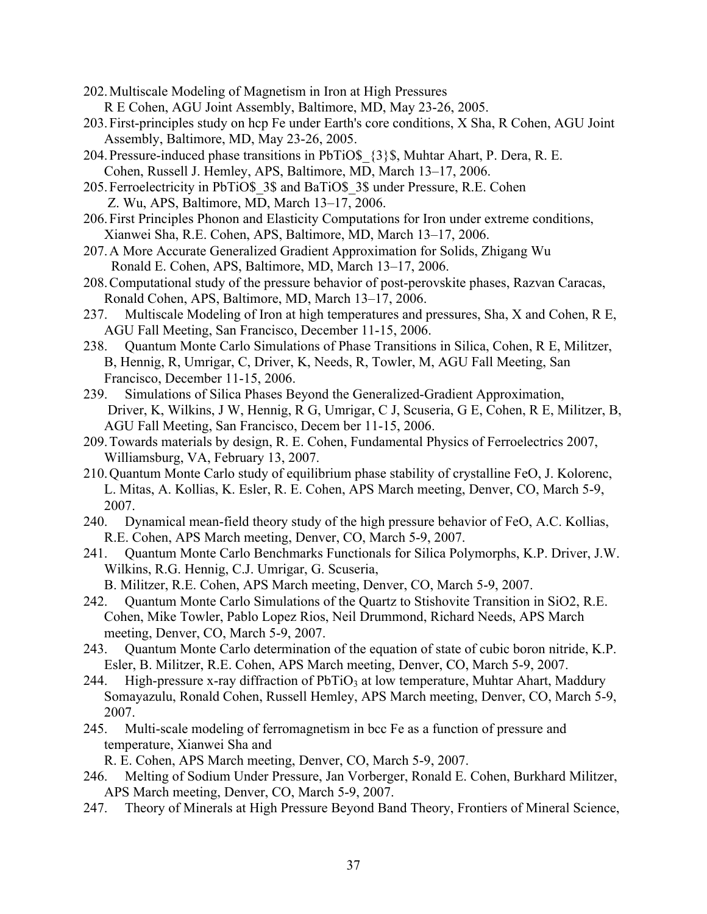202. Multiscale Modeling of Magnetism in Iron at High Pressures
R E Cohen, AGU Joint Assembly, Baltimore, MD, May 23-26, 2005.

203. First-principles study on hcp Fe under Earth's core conditions, X Sha, R Cohen, AGU Joint Assembly, Baltimore, MD, May 23-26, 2005.

204. Pressure-induced phase transitions in $PbTiO_3$, Muhtar Ahart, P. Dera, R. E. Cohen, Russell J. Hemley, APS, Baltimore, MD, March 13–17, 2006.

205. Ferroelectricity in $PbTiO_3$ and $BaTiO_3$ under Pressure, R.E. Cohen Z. Wu, APS, Baltimore, MD, March 13–17, 2006.

206. First Principles Phonon and Elasticity Computations for Iron under extreme conditions, Xianwei Sha, R.E. Cohen, APS, Baltimore, MD, March 13–17, 2006.

207. A More Accurate Generalized Gradient Approximation for Solids, Zhigang Wu Ronald E. Cohen, APS, Baltimore, MD, March 13–17, 2006.

208. Computational study of the pressure behavior of post-perovskite phases, Razvan Caracas, Ronald Cohen, APS, Baltimore, MD, March 13–17, 2006.

237. Multiscale Modeling of Iron at high temperatures and pressures, Sha, X and Cohen, R E, AGU Fall Meeting, San Francisco, December 11-15, 2006.

238. Quantum Monte Carlo Simulations of Phase Transitions in Silica, Cohen, R E, Militzer, B, Hennig, R, Umrigar, C, Driver, K, Needs, R, Towler, M, AGU Fall Meeting, San Francisco, December 11-15, 2006.

239. Simulations of Silica Phases Beyond the Generalized-Gradient Approximation, Driver, K, Wilkins, J W, Hennig, R G, Umrigar, C J, Scuseria, G E, Cohen, R E, Militzer, B, AGU Fall Meeting, San Francisco, Decem ber 11-15, 2006.

209. Towards materials by design, R. E. Cohen, Fundamental Physics of Ferroelectrics 2007, Williamsburg, VA, February 13, 2007.

210. Quantum Monte Carlo study of equilibrium phase stability of crystalline FeO, J. Kolorenc, L. Mitas, A. Kollias, K. Esler, R. E. Cohen, APS March meeting, Denver, CO, March 5-9, 2007.

240. Dynamical mean-field theory study of the high pressure behavior of FeO, A.C. Kollias, R.E. Cohen, APS March meeting, Denver, CO, March 5-9, 2007.

241. Quantum Monte Carlo Benchmarks Functionals for Silica Polymorphs, K.P. Driver, J.W. Wilkins, R.G. Hennig, C.J. Umrigar, G. Scuseria,
B. Militzer, R.E. Cohen, APS March meeting, Denver, CO, March 5-9, 2007.

242. Quantum Monte Carlo Simulations of the Quartz to Stishovite Transition in SiO2, R.E. Cohen, Mike Towler, Pablo Lopez Rios, Neil Drummond, Richard Needs, APS March meeting, Denver, CO, March 5-9, 2007.

243. Quantum Monte Carlo determination of the equation of state of cubic boron nitride, K.P. Esler, B. Militzer, R.E. Cohen, APS March meeting, Denver, CO, March 5-9, 2007.

244. High-pressure x-ray diffraction of $PbTiO_3$ at low temperature, Muhtar Ahart, Maddury Somayazulu, Ronald Cohen, Russell Hemley, APS March meeting, Denver, CO, March 5-9, 2007.

245. Multi-scale modeling of ferromagnetism in bcc Fe as a function of pressure and temperature, Xianwei Sha and
R. E. Cohen, APS March meeting, Denver, CO, March 5-9, 2007.

246. Melting of Sodium Under Pressure, Jan Vorberger, Ronald E. Cohen, Burkhard Militzer, APS March meeting, Denver, CO, March 5-9, 2007.

247. Theory of Minerals at High Pressure Beyond Band Theory, Frontiers of Mineral Science,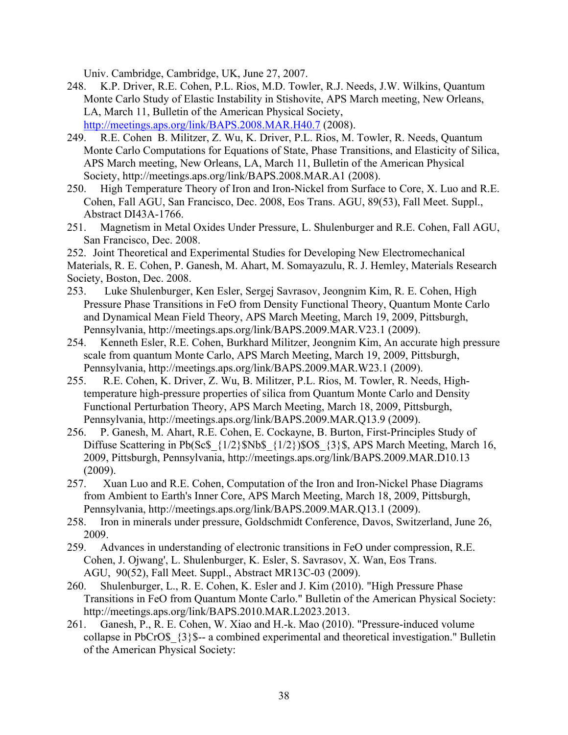Univ. Cambridge, Cambridge, UK, June 27, 2007.

248. K.P. Driver, R.E. Cohen, P.L. Rios, M.D. Towler, R.J. Needs, J.W. Wilkins, Quantum Monte Carlo Study of Elastic Instability in Stishovite, APS March meeting, New Orleans, LA, March 11, Bulletin of the American Physical Society, http://meetings.aps.org/link/BAPS.2008.MAR.H40.7 (2008).

249. R.E. Cohen B. Militzer, Z. Wu, K. Driver, P.L. Rios, M. Towler, R. Needs, Quantum Monte Carlo Computations for Equations of State, Phase Transitions, and Elasticity of Silica, APS March meeting, New Orleans, LA, March 11, Bulletin of the American Physical Society, http://meetings.aps.org/link/BAPS.2008.MAR.A1 (2008).

250. High Temperature Theory of Iron and Iron-Nickel from Surface to Core, X. Luo and R.E. Cohen, Fall AGU, San Francisco, Dec. 2008, Eos Trans. AGU, 89(53), Fall Meet. Suppl., Abstract DI43A-1766.

251. Magnetism in Metal Oxides Under Pressure, L. Shulenburger and R.E. Cohen, Fall AGU, San Francisco, Dec. 2008.

252. Joint Theoretical and Experimental Studies for Developing New Electromechanical Materials, R. E. Cohen, P. Ganesh, M. Ahart, M. Somayazulu, R. J. Hemley, Materials Research Society, Boston, Dec. 2008.

253. Luke Shulenburger, Ken Esler, Sergej Savrasov, Jeongnim Kim, R. E. Cohen, High Pressure Phase Transitions in FeO from Density Functional Theory, Quantum Monte Carlo and Dynamical Mean Field Theory, APS March Meeting, March 19, 2009, Pittsburgh, Pennsylvania, http://meetings.aps.org/link/BAPS.2009.MAR.V23.1 (2009).

254. Kenneth Esler, R.E. Cohen, Burkhard Militzer, Jeongnim Kim, An accurate high pressure scale from quantum Monte Carlo, APS March Meeting, March 19, 2009, Pittsburgh, Pennsylvania, http://meetings.aps.org/link/BAPS.2009.MAR.W23.1 (2009).

255. R.E. Cohen, K. Driver, Z. Wu, B. Militzer, P.L. Rios, M. Towler, R. Needs, High-temperature high-pressure properties of silica from Quantum Monte Carlo and Density Functional Perturbation Theory, APS March Meeting, March 18, 2009, Pittsburgh, Pennsylvania, http://meetings.aps.org/link/BAPS.2009.MAR.Q13.9 (2009).

256. P. Ganesh, M. Ahart, R.E. Cohen, E. Cockayne, B. Burton, First-Principles Study of Diffuse Scattering in Pb(Sc$_{1/2}$Nb$_{1/2}$)O$_{3}$, APS March Meeting, March 16, 2009, Pittsburgh, Pennsylvania, http://meetings.aps.org/link/BAPS.2009.MAR.D10.13 (2009).

257. Xuan Luo and R.E. Cohen, Computation of the Iron and Iron-Nickel Phase Diagrams from Ambient to Earth's Inner Core, APS March Meeting, March 18, 2009, Pittsburgh, Pennsylvania, http://meetings.aps.org/link/BAPS.2009.MAR.Q13.1 (2009).

258. Iron in minerals under pressure, Goldschmidt Conference, Davos, Switzerland, June 26, 2009.

259. Advances in understanding of electronic transitions in FeO under compression, R.E. Cohen, J. Ojwang', L. Shulenburger, K. Esler, S. Savrasov, X. Wan, Eos Trans. AGU, 90(52), Fall Meet. Suppl., Abstract MR13C-03 (2009).

260. Shulenburger, L., R. E. Cohen, K. Esler and J. Kim (2010). "High Pressure Phase Transitions in FeO from Quantum Monte Carlo." Bulletin of the American Physical Society: http://meetings.aps.org/link/BAPS.2010.MAR.L2023.2013.

261. Ganesh, P., R. E. Cohen, W. Xiao and H.-k. Mao (2010). "Pressure-induced volume collapse in PbCrO$_{3}$-- a combined experimental and theoretical investigation." Bulletin of the American Physical Society: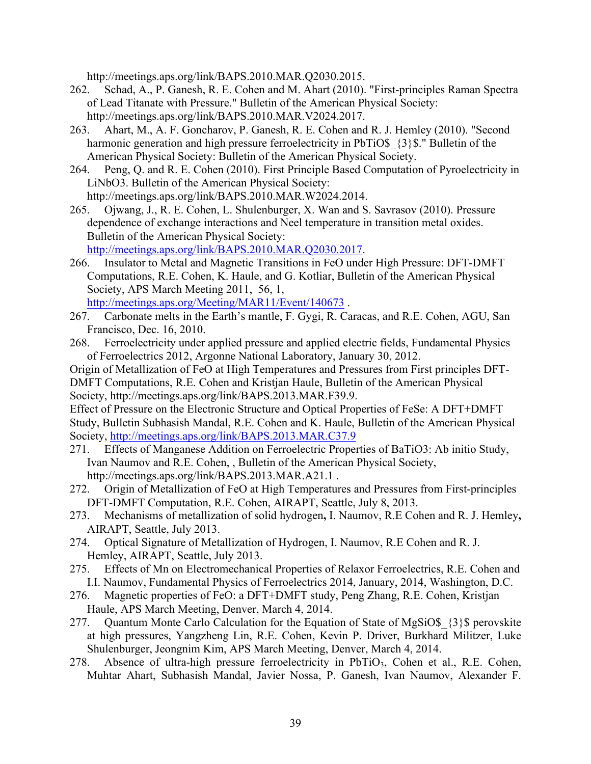http://meetings.aps.org/link/BAPS.2010.MAR.Q2030.2015.

262. Schad, A., P. Ganesh, R. E. Cohen and M. Ahart (2010). "First-principles Raman Spectra of Lead Titanate with Pressure." Bulletin of the American Physical Society: http://meetings.aps.org/link/BAPS.2010.MAR.V2024.2017.
263. Ahart, M., A. F. Goncharov, P. Ganesh, R. E. Cohen and R. J. Hemley (2010). "Second harmonic generation and high pressure ferroelectricity in PbTiO$_{3}$." Bulletin of the American Physical Society: Bulletin of the American Physical Society.
264. Peng, Q. and R. E. Cohen (2010). First Principle Based Computation of Pyroelectricity in LiNbO3. Bulletin of the American Physical Society: http://meetings.aps.org/link/BAPS.2010.MAR.W2024.2014.
265. Ojwang, J., R. E. Cohen, L. Shulenburger, X. Wan and S. Savrasov (2010). Pressure dependence of exchange interactions and Neel temperature in transition metal oxides. Bulletin of the American Physical Society: http://meetings.aps.org/link/BAPS.2010.MAR.Q2030.2017.
266. Insulator to Metal and Magnetic Transitions in FeO under High Pressure: DFT-DMFT Computations, R.E. Cohen, K. Haule, and G. Kotliar, Bulletin of the American Physical Society, APS March Meeting 2011, 56, 1, http://meetings.aps.org/Meeting/MAR11/Event/140673 .
267. Carbonate melts in the Earth's mantle, F. Gygi, R. Caracas, and R.E. Cohen, AGU, San Francisco, Dec. 16, 2010.
268. Ferroelectricity under applied pressure and applied electric fields, Fundamental Physics of Ferroelectrics 2012, Argonne National Laboratory, January 30, 2012.

Origin of Metallization of FeO at High Temperatures and Pressures from First principles DFT-DMFT Computations, R.E. Cohen and Kristjan Haule, Bulletin of the American Physical Society, http://meetings.aps.org/link/BAPS.2013.MAR.F39.9.

Effect of Pressure on the Electronic Structure and Optical Properties of FeSe: A DFT+DMFT Study, Bulletin Subhasish Mandal, R.E. Cohen and K. Haule, Bulletin of the American Physical Society, http://meetings.aps.org/link/BAPS.2013.MAR.C37.9

271. Effects of Manganese Addition on Ferroelectric Properties of BaTiO3: Ab initio Study, Ivan Naumov and R.E. Cohen, , Bulletin of the American Physical Society, http://meetings.aps.org/link/BAPS.2013.MAR.A21.1 .
272. Origin of Metallization of FeO at High Temperatures and Pressures from First-principles DFT-DMFT Computation, R.E. Cohen, AIRAPT, Seattle, July 8, 2013.
273. Mechanisms of metallization of solid hydrogen**,** I. Naumov, R.E Cohen and R. J. Hemley**,** AIRAPT, Seattle, July 2013.
274. Optical Signature of Metallization of Hydrogen, I. Naumov, R.E Cohen and R. J. Hemley, AIRAPT, Seattle, July 2013.
275. Effects of Mn on Electromechanical Properties of Relaxor Ferroelectrics, R.E. Cohen and I.I. Naumov, Fundamental Physics of Ferroelectrics 2014, January, 2014, Washington, D.C.
276. Magnetic properties of FeO: a DFT+DMFT study, Peng Zhang, R.E. Cohen, Kristjan Haule, APS March Meeting, Denver, March 4, 2014.
277. Quantum Monte Carlo Calculation for the Equation of State of MgSiO$_{3}$ perovskite at high pressures, Yangzheng Lin, R.E. Cohen, Kevin P. Driver, Burkhard Militzer, Luke Shulenburger, Jeongnim Kim, APS March Meeting, Denver, March 4, 2014.
278. Absence of ultra-high pressure ferroelectricity in $PbTiO_3$, Cohen et al., R.E. Cohen, Muhtar Ahart, Subhasish Mandal, Javier Nossa, P. Ganesh, Ivan Naumov, Alexander F.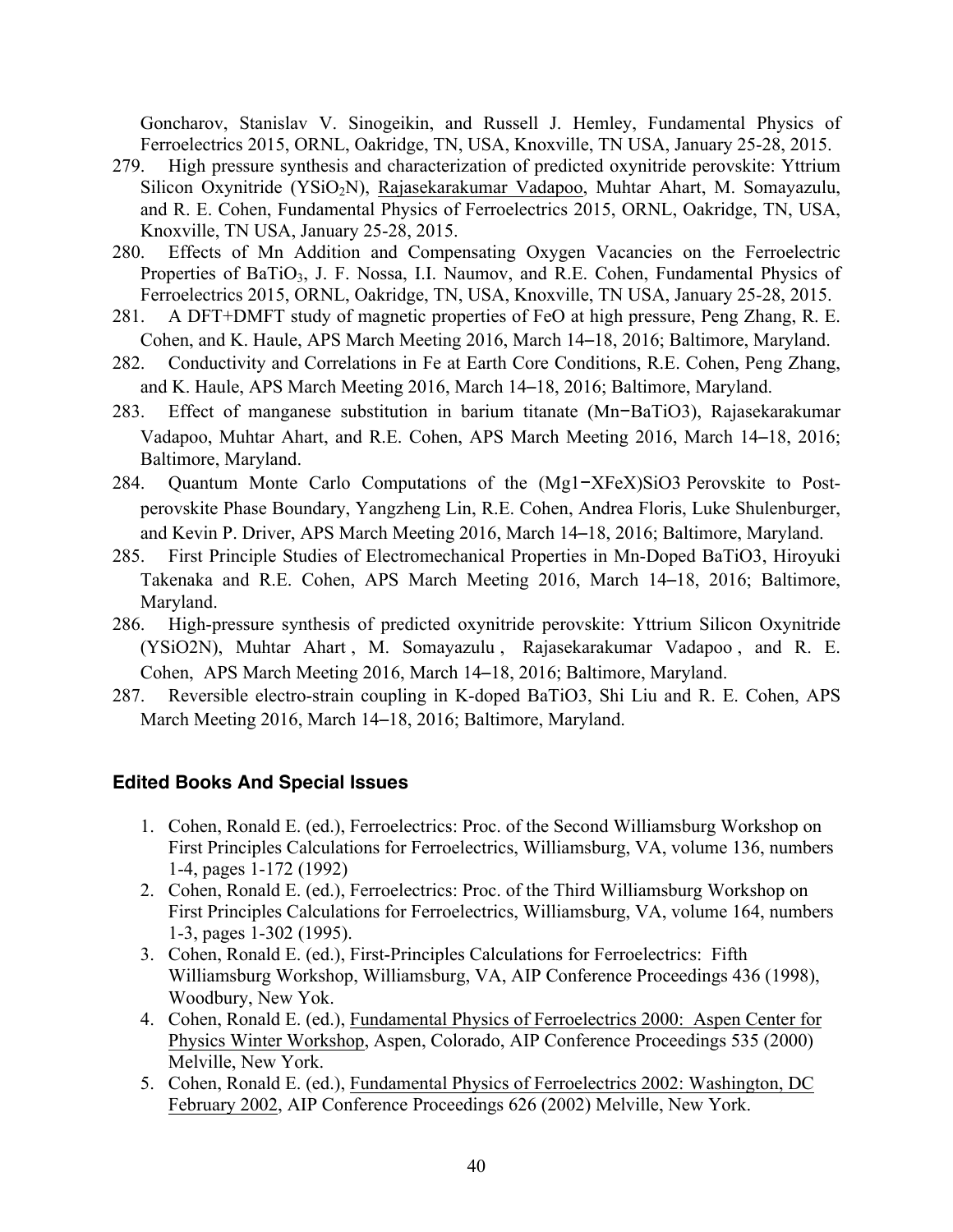Goncharov, Stanislav V. Sinogeikin, and Russell J. Hemley, Fundamental Physics of Ferroelectrics 2015, ORNL, Oakridge, TN, USA, Knoxville, TN USA, January 25-28, 2015.

279. High pressure synthesis and characterization of predicted oxynitride perovskite: Yttrium Silicon Oxynitride ($YSiO_2N$), Rajasekarakumar Vadapoo, Muhtar Ahart, M. Somayazulu, and R. E. Cohen, Fundamental Physics of Ferroelectrics 2015, ORNL, Oakridge, TN, USA, Knoxville, TN USA, January 25-28, 2015.
280. Effects of Mn Addition and Compensating Oxygen Vacancies on the Ferroelectric Properties of $BaTiO_3$, J. F. Nossa, I.I. Naumov, and R.E. Cohen, Fundamental Physics of Ferroelectrics 2015, ORNL, Oakridge, TN, USA, Knoxville, TN USA, January 25-28, 2015.
281. A DFT+DMFT study of magnetic properties of FeO at high pressure, Peng Zhang, R. E. Cohen, and K. Haule, APS March Meeting 2016, March 14–18, 2016; Baltimore, Maryland.
282. Conductivity and Correlations in Fe at Earth Core Conditions, R.E. Cohen, Peng Zhang, and K. Haule, APS March Meeting 2016, March 14–18, 2016; Baltimore, Maryland.
283. Effect of manganese substitution in barium titanate (Mn−BaTiO3), Rajasekarakumar Vadapoo, Muhtar Ahart, and R.E. Cohen, APS March Meeting 2016, March 14–18, 2016; Baltimore, Maryland.
284. Quantum Monte Carlo Computations of the (Mg1−XFeX)SiO3 Perovskite to Post-perovskite Phase Boundary, Yangzheng Lin, R.E. Cohen, Andrea Floris, Luke Shulenburger, and Kevin P. Driver, APS March Meeting 2016, March 14–18, 2016; Baltimore, Maryland.
285. First Principle Studies of Electromechanical Properties in Mn-Doped BaTiO3, Hiroyuki Takenaka and R.E. Cohen, APS March Meeting 2016, March 14–18, 2016; Baltimore, Maryland.
286. High-pressure synthesis of predicted oxynitride perovskite: Yttrium Silicon Oxynitride (YSiO2N), Muhtar Ahart , M. Somayazulu , Rajasekarakumar Vadapoo , and R. E. Cohen, APS March Meeting 2016, March 14–18, 2016; Baltimore, Maryland.
287. Reversible electro-strain coupling in K-doped BaTiO3, Shi Liu and R. E. Cohen, APS March Meeting 2016, March 14–18, 2016; Baltimore, Maryland.

## Edited Books And Special Issues

1. Cohen, Ronald E. (ed.), Ferroelectrics: Proc. of the Second Williamsburg Workshop on First Principles Calculations for Ferroelectrics, Williamsburg, VA, volume 136, numbers 1-4, pages 1-172 (1992)
2. Cohen, Ronald E. (ed.), Ferroelectrics: Proc. of the Third Williamsburg Workshop on First Principles Calculations for Ferroelectrics, Williamsburg, VA, volume 164, numbers 1-3, pages 1-302 (1995).
3. Cohen, Ronald E. (ed.), First-Principles Calculations for Ferroelectrics: Fifth Williamsburg Workshop, Williamsburg, VA, AIP Conference Proceedings 436 (1998), Woodbury, New Yok.
4. Cohen, Ronald E. (ed.), Fundamental Physics of Ferroelectrics 2000: Aspen Center for Physics Winter Workshop, Aspen, Colorado, AIP Conference Proceedings 535 (2000) Melville, New York.
5. Cohen, Ronald E. (ed.), Fundamental Physics of Ferroelectrics 2002: Washington, DC February 2002, AIP Conference Proceedings 626 (2002) Melville, New York.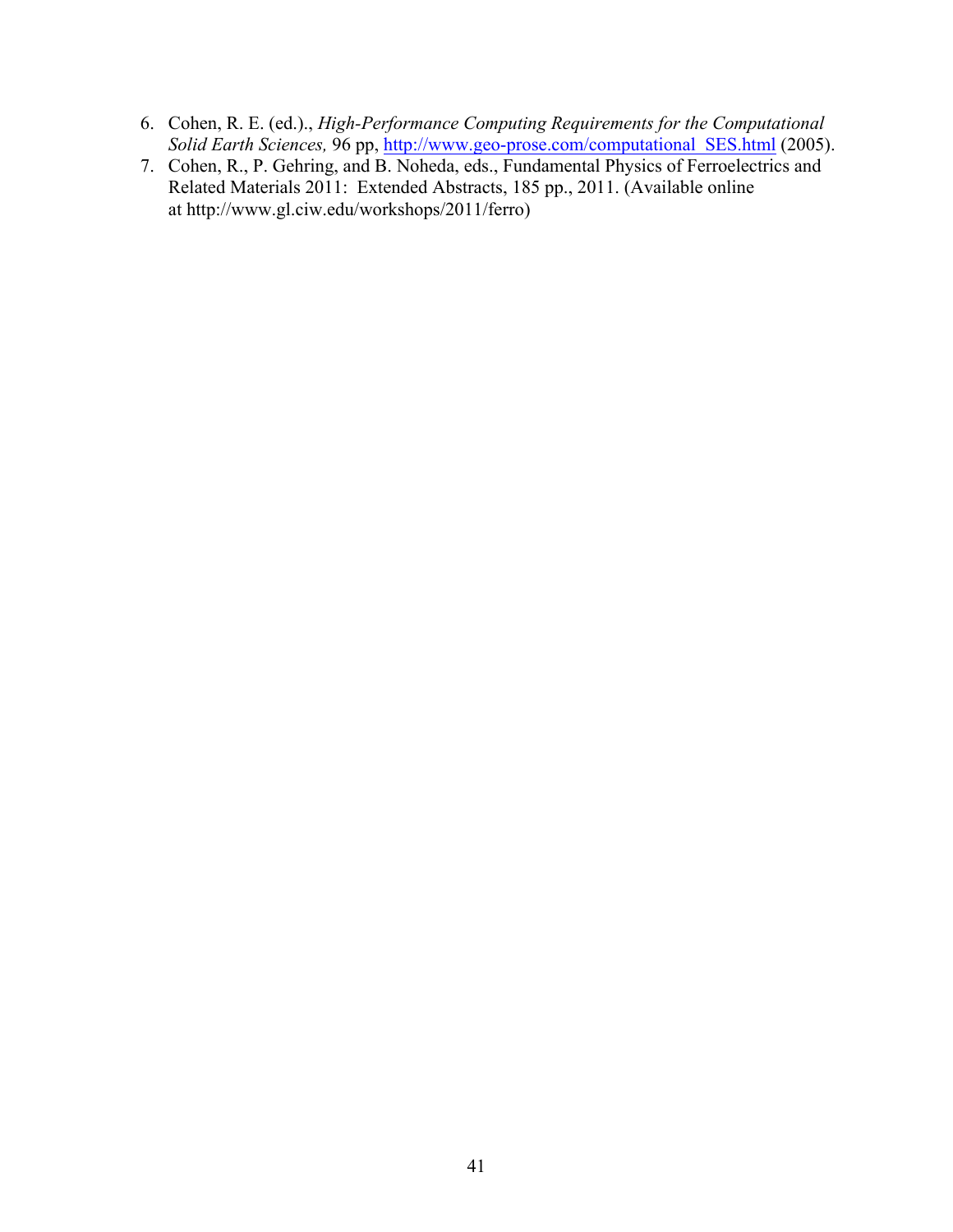6. Cohen, R. E. (ed.)., *High-Performance Computing Requirements for the Computational Solid Earth Sciences,* 96 pp, http://www.geo-prose.com/computational_SES.html (2005).
7. Cohen, R., P. Gehring, and B. Noheda, eds., Fundamental Physics of Ferroelectrics and Related Materials 2011: Extended Abstracts, 185 pp., 2011. (Available online at http://www.gl.ciw.edu/workshops/2011/ferro)